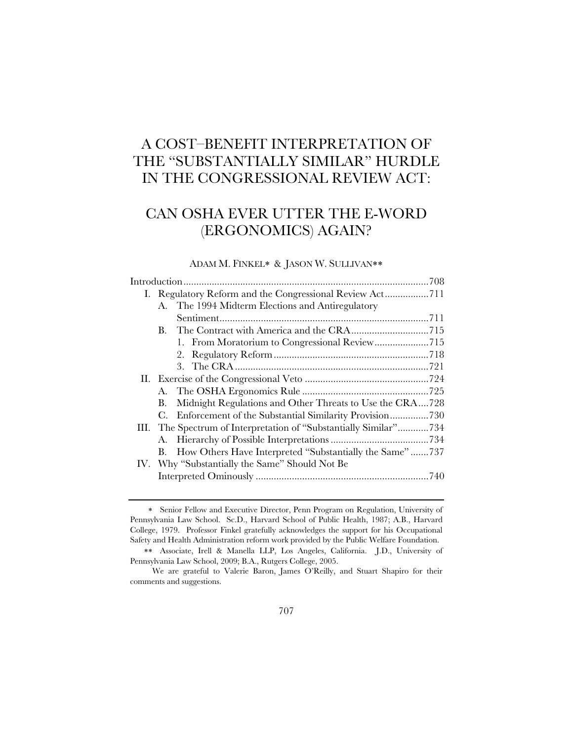# A COST–BENEFIT INTERPRETATION OF THE "SUBSTANTIALLY SIMILAR" HURDLE IN THE CONGRESSIONAL REVIEW ACT:

# CAN OSHA EVER UTTER THE E-WORD (ERGONOMICS) AGAIN?

ADAM M. FINKEL* & JASON W. SULLIVAN**

Introduction ....................................................................................708

I. Regulatory Reform and the Congressional Review Act .................711
   - A. The 1994 Midterm Elections and Antiregulatory Sentiment ................................................................................711
   - B. The Contract with America and the CRA .............................715
      1. From Moratorium to Congressional Review .....................715
      2. Regulatory Reform ...........................................................718
      3. The CRA ..........................................................................721

II. Exercise of the Congressional Veto ...............................................724
   - A. The OSHA Ergonomics Rule ................................................725
   - B. Midnight Regulations and Other Threats to Use the CRA....728
   - C. Enforcement of the Substantial Similarity Provision...............730

III. The Spectrum of Interpretation of "Substantially Similar"............734
   - A. Hierarchy of Possible Interpretations .....................................734
   - B. How Others Have Interpreted "Substantially the Same" .......737

IV. Why "Substantially the Same" Should Not Be Interpreted Ominously ..................................................................740

---

\* Senior Fellow and Executive Director, Penn Program on Regulation, University of Pennsylvania Law School. Sc.D., Harvard School of Public Health, 1987; A.B., Harvard College, 1979. Professor Finkel gratefully acknowledges the support for his Occupational Safety and Health Administration reform work provided by the Public Welfare Foundation.

\** Associate, Irell & Manella LLP, Los Angeles, California. J.D., University of Pennsylvania Law School, 2009; B.A., Rutgers College, 2005.

We are grateful to Valerie Baron, James O'Reilly, and Stuart Shapiro for their comments and suggestions.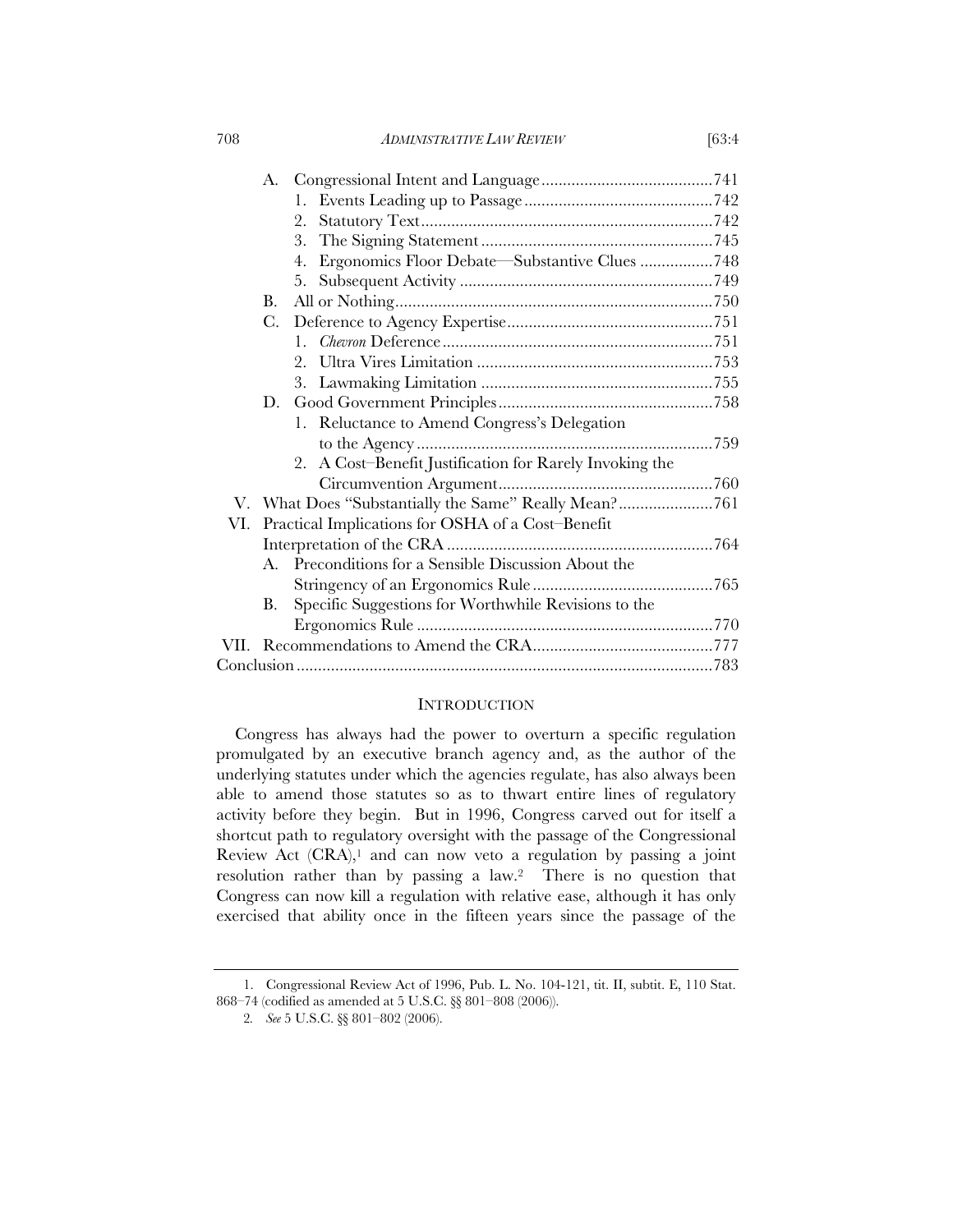- A. Congressional Intent and Language ........................................ 741
  - 1. Events Leading up to Passage ............................................ 742
  - 2. Statutory Text .................................................................... 742
  - 3. The Signing Statement ...................................................... 745
  - 4. Ergonomics Floor Debate—Substantive Clues ................. 748
  - 5. Subsequent Activity ........................................................... 749
- B. All or Nothing .......................................................................... 750
- C. Deference to Agency Expertise ................................................ 751
  - 1. *Chevron* Deference ............................................................... 751
  - 2. Ultra Vires Limitation ....................................................... 753
  - 3. Lawmaking Limitation ...................................................... 755
- D. Good Government Principles .................................................. 758
  - 1. Reluctance to Amend Congress's Delegation to the Agency ..................................................................... 759
  - 2. A Cost–Benefit Justification for Rarely Invoking the Circumvention Argument .................................................. 760

V. What Does "Substantially the Same" Really Mean? ...................... 761

VI. Practical Implications for OSHA of a Cost–Benefit Interpretation of the CRA ............................................................. 764
- A. Preconditions for a Sensible Discussion About the Stringency of an Ergonomics Rule .......................................... 765
- B. Specific Suggestions for Worthwhile Revisions to the Ergonomics Rule ..................................................................... 770

VII. Recommendations to Amend the CRA .......................................... 777

Conclusion ................................................................................................ 783

## INTRODUCTION

Congress has always had the power to overturn a specific regulation promulgated by an executive branch agency and, as the author of the underlying statutes under which the agencies regulate, has also always been able to amend those statutes so as to thwart entire lines of regulatory activity before they begin. But in 1996, Congress carved out for itself a shortcut path to regulatory oversight with the passage of the Congressional Review Act (CRA),[1] and can now veto a regulation by passing a joint resolution rather than by passing a law.[2] There is no question that Congress can now kill a regulation with relative ease, although it has only exercised that ability once in the fifteen years since the passage of the

---

1. Congressional Review Act of 1996, Pub. L. No. 104-121, tit. II, subtit. E, 110 Stat. 868–74 (codified as amended at 5 U.S.C. §§ 801–808 (2006)).

2. *See* 5 U.S.C. §§ 801–802 (2006).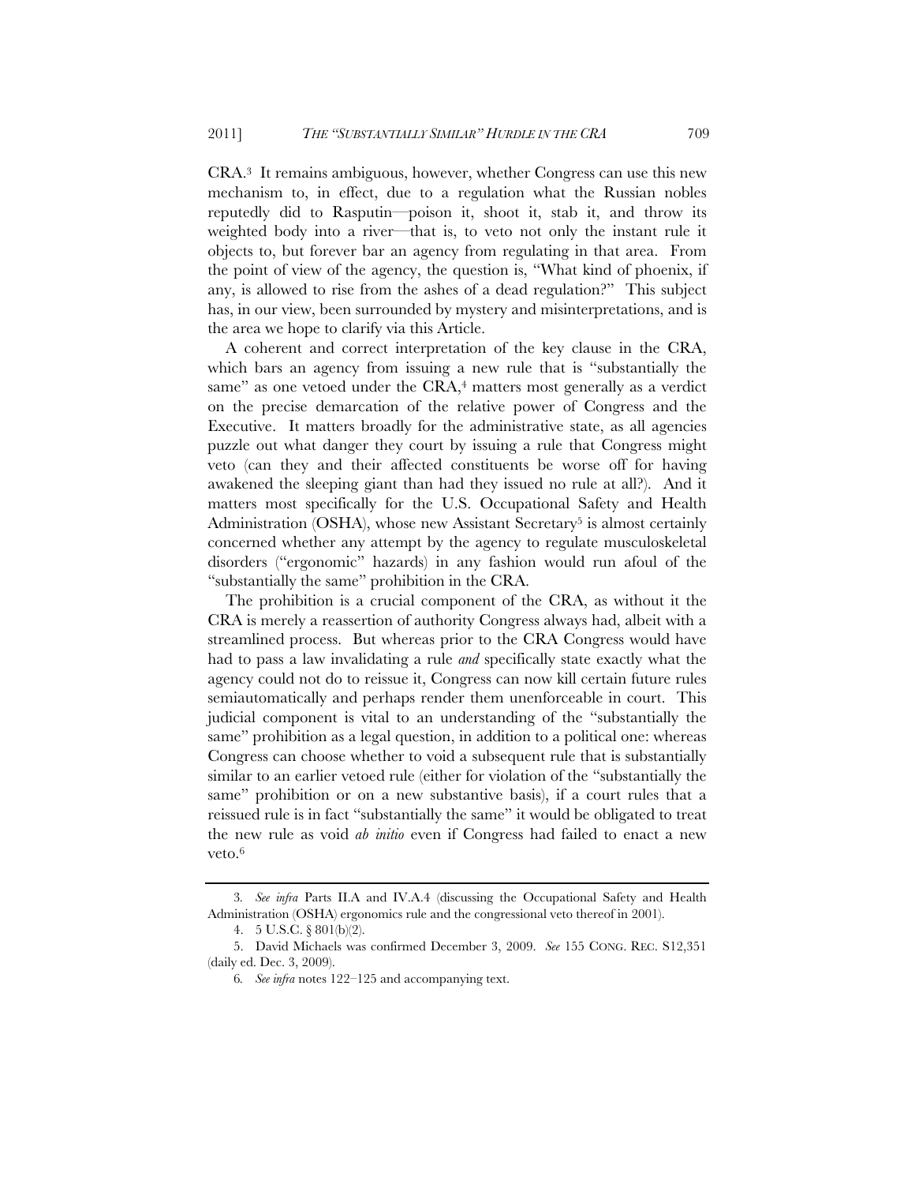CRA.[3] It remains ambiguous, however, whether Congress can use this new mechanism to, in effect, due to a regulation what the Russian nobles reputedly did to Rasputin—poison it, shoot it, stab it, and throw its weighted body into a river—that is, to veto not only the instant rule it objects to, but forever bar an agency from regulating in that area. From the point of view of the agency, the question is, "What kind of phoenix, if any, is allowed to rise from the ashes of a dead regulation?" This subject has, in our view, been surrounded by mystery and misinterpretations, and is the area we hope to clarify via this Article.

A coherent and correct interpretation of the key clause in the CRA, which bars an agency from issuing a new rule that is "substantially the same" as one vetoed under the CRA,[4] matters most generally as a verdict on the precise demarcation of the relative power of Congress and the Executive. It matters broadly for the administrative state, as all agencies puzzle out what danger they court by issuing a rule that Congress might veto (can they and their affected constituents be worse off for having awakened the sleeping giant than had they issued no rule at all?). And it matters most specifically for the U.S. Occupational Safety and Health Administration (OSHA), whose new Assistant Secretary[5] is almost certainly concerned whether any attempt by the agency to regulate musculoskeletal disorders ("ergonomic" hazards) in any fashion would run afoul of the "substantially the same" prohibition in the CRA.

The prohibition is a crucial component of the CRA, as without it the CRA is merely a reassertion of authority Congress always had, albeit with a streamlined process. But whereas prior to the CRA Congress would have had to pass a law invalidating a rule *and* specifically state exactly what the agency could not do to reissue it, Congress can now kill certain future rules semiautomatically and perhaps render them unenforceable in court. This judicial component is vital to an understanding of the "substantially the same" prohibition as a legal question, in addition to a political one: whereas Congress can choose whether to void a subsequent rule that is substantially similar to an earlier vetoed rule (either for violation of the "substantially the same" prohibition or on a new substantive basis), if a court rules that a reissued rule is in fact "substantially the same" it would be obligated to treat the new rule as void *ab initio* even if Congress had failed to enact a new veto.[6]

---

3. *See infra* Parts II.A and IV.A.4 (discussing the Occupational Safety and Health Administration (OSHA) ergonomics rule and the congressional veto thereof in 2001).

4. 5 U.S.C. § 801(b)(2).

5. David Michaels was confirmed December 3, 2009. *See* 155 CONG. REC. S12,351 (daily ed. Dec. 3, 2009).

6. *See infra* notes 122–125 and accompanying text.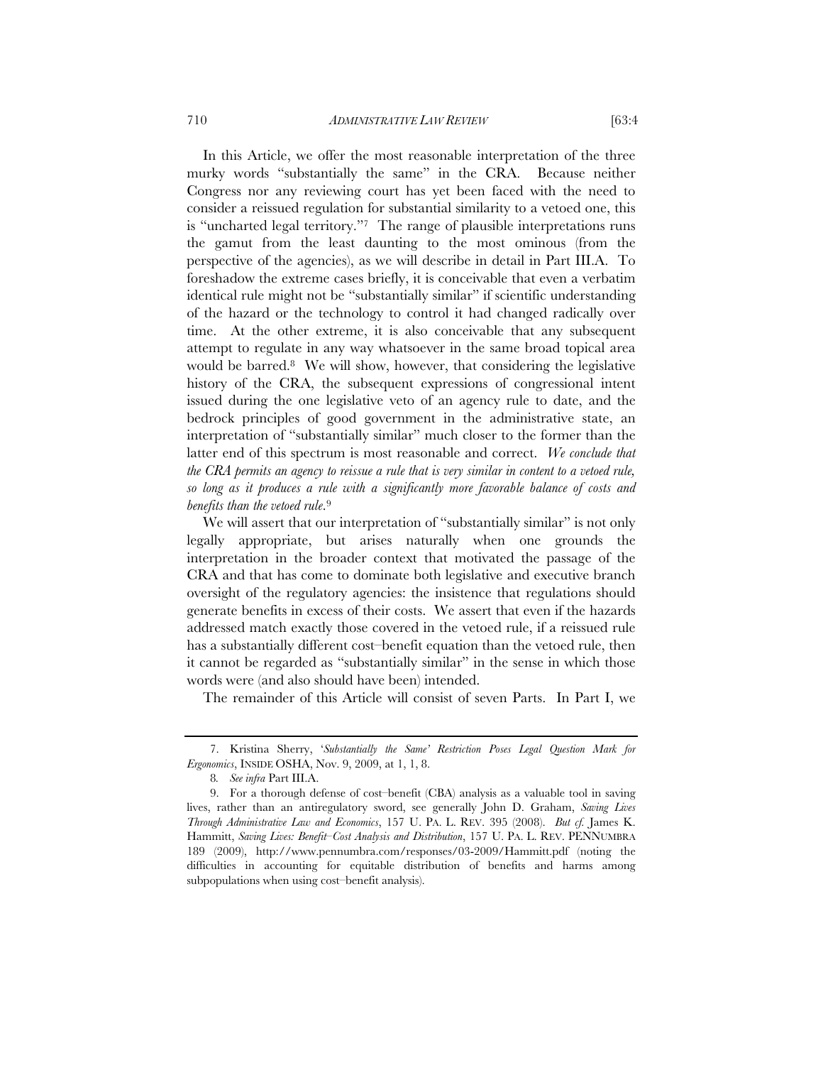In this Article, we offer the most reasonable interpretation of the three murky words "substantially the same" in the CRA. Because neither Congress nor any reviewing court has yet been faced with the need to consider a reissued regulation for substantial similarity to a vetoed one, this is "uncharted legal territory."[7] The range of plausible interpretations runs the gamut from the least daunting to the most ominous (from the perspective of the agencies), as we will describe in detail in Part III.A. To foreshadow the extreme cases briefly, it is conceivable that even a verbatim identical rule might not be "substantially similar" if scientific understanding of the hazard or the technology to control it had changed radically over time. At the other extreme, it is also conceivable that any subsequent attempt to regulate in any way whatsoever in the same broad topical area would be barred.[8] We will show, however, that considering the legislative history of the CRA, the subsequent expressions of congressional intent issued during the one legislative veto of an agency rule to date, and the bedrock principles of good government in the administrative state, an interpretation of "substantially similar" much closer to the former than the latter end of this spectrum is most reasonable and correct. *We conclude that the CRA permits an agency to reissue a rule that is very similar in content to a vetoed rule, so long as it produces a rule with a significantly more favorable balance of costs and benefits than the vetoed rule*.[9]

We will assert that our interpretation of "substantially similar" is not only legally appropriate, but arises naturally when one grounds the interpretation in the broader context that motivated the passage of the CRA and that has come to dominate both legislative and executive branch oversight of the regulatory agencies: the insistence that regulations should generate benefits in excess of their costs. We assert that even if the hazards addressed match exactly those covered in the vetoed rule, if a reissued rule has a substantially different cost–benefit equation than the vetoed rule, then it cannot be regarded as "substantially similar" in the sense in which those words were (and also should have been) intended.

The remainder of this Article will consist of seven Parts. In Part I, we

---

7. Kristina Sherry, '*Substantially the Same' Restriction Poses Legal Question Mark for Ergonomics*, INSIDE OSHA, Nov. 9, 2009, at 1, 1, 8.

8. *See infra* Part III.A.

9. For a thorough defense of cost–benefit (CBA) analysis as a valuable tool in saving lives, rather than an antiregulatory sword, see generally John D. Graham, *Saving Lives Through Administrative Law and Economics*, 157 U. PA. L. REV. 395 (2008). *But cf.* James K. Hammitt, *Saving Lives: Benefit–Cost Analysis and Distribution*, 157 U. PA. L. REV. PENNUMBRA 189 (2009), http://www.pennumbra.com/responses/03-2009/Hammitt.pdf (noting the difficulties in accounting for equitable distribution of benefits and harms among subpopulations when using cost–benefit analysis).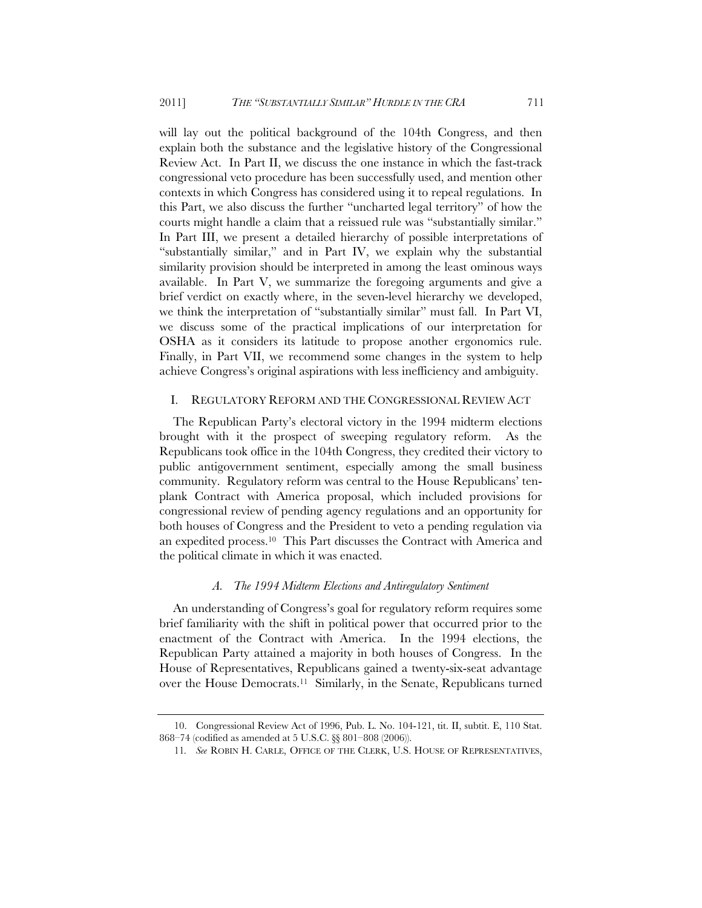will lay out the political background of the 104th Congress, and then explain both the substance and the legislative history of the Congressional Review Act. In Part II, we discuss the one instance in which the fast-track congressional veto procedure has been successfully used, and mention other contexts in which Congress has considered using it to repeal regulations. In this Part, we also discuss the further "uncharted legal territory" of how the courts might handle a claim that a reissued rule was "substantially similar." In Part III, we present a detailed hierarchy of possible interpretations of "substantially similar," and in Part IV, we explain why the substantial similarity provision should be interpreted in among the least ominous ways available. In Part V, we summarize the foregoing arguments and give a brief verdict on exactly where, in the seven-level hierarchy we developed, we think the interpretation of "substantially similar" must fall. In Part VI, we discuss some of the practical implications of our interpretation for OSHA as it considers its latitude to propose another ergonomics rule. Finally, in Part VII, we recommend some changes in the system to help achieve Congress's original aspirations with less inefficiency and ambiguity.

## I. REGULATORY REFORM AND THE CONGRESSIONAL REVIEW ACT

The Republican Party's electoral victory in the 1994 midterm elections brought with it the prospect of sweeping regulatory reform. As the Republicans took office in the 104th Congress, they credited their victory to public antigovernment sentiment, especially among the small business community. Regulatory reform was central to the House Republicans' ten-plank Contract with America proposal, which included provisions for congressional review of pending agency regulations and an opportunity for both houses of Congress and the President to veto a pending regulation via an expedited process.[10] This Part discusses the Contract with America and the political climate in which it was enacted.

### *A. The 1994 Midterm Elections and Antiregulatory Sentiment*

An understanding of Congress's goal for regulatory reform requires some brief familiarity with the shift in political power that occurred prior to the enactment of the Contract with America. In the 1994 elections, the Republican Party attained a majority in both houses of Congress. In the House of Representatives, Republicans gained a twenty-six-seat advantage over the House Democrats.[11] Similarly, in the Senate, Republicans turned

---

10. Congressional Review Act of 1996, Pub. L. No. 104-121, tit. II, subtit. E, 110 Stat. 868–74 (codified as amended at 5 U.S.C. §§ 801–808 (2006)).

11. *See* ROBIN H. CARLE, OFFICE OF THE CLERK, U.S. HOUSE OF REPRESENTATIVES,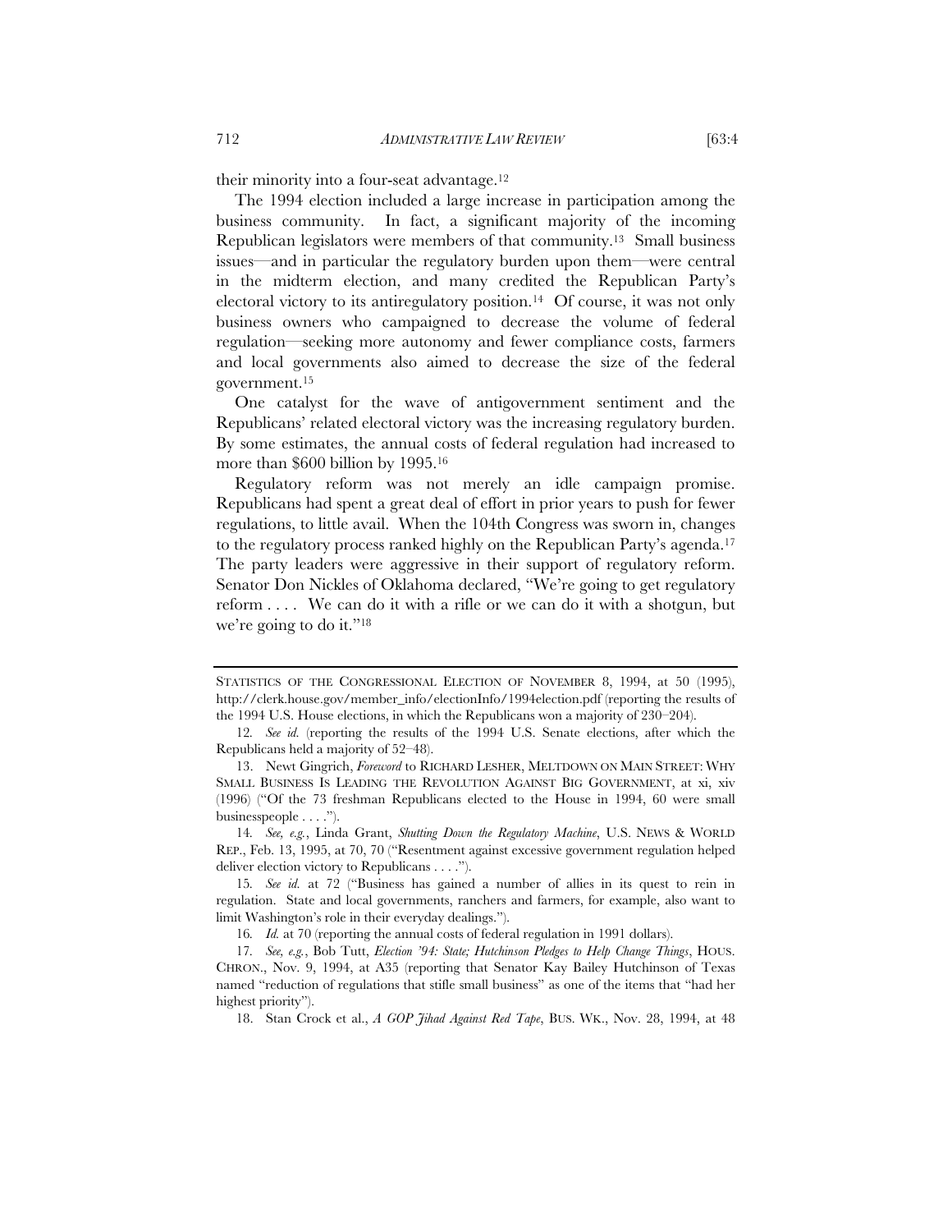their minority into a four-seat advantage.[12]

The 1994 election included a large increase in participation among the business community. In fact, a significant majority of the incoming Republican legislators were members of that community.[13] Small business issues—and in particular the regulatory burden upon them—were central in the midterm election, and many credited the Republican Party's electoral victory to its antiregulatory position.[14] Of course, it was not only business owners who campaigned to decrease the volume of federal regulation—seeking more autonomy and fewer compliance costs, farmers and local governments also aimed to decrease the size of the federal government.[15]

One catalyst for the wave of antigovernment sentiment and the Republicans' related electoral victory was the increasing regulatory burden. By some estimates, the annual costs of federal regulation had increased to more than $600 billion by 1995.[16]

Regulatory reform was not merely an idle campaign promise. Republicans had spent a great deal of effort in prior years to push for fewer regulations, to little avail. When the 104th Congress was sworn in, changes to the regulatory process ranked highly on the Republican Party's agenda.[17] The party leaders were aggressive in their support of regulatory reform. Senator Don Nickles of Oklahoma declared, "We're going to get regulatory reform . . . . We can do it with a rifle or we can do it with a shotgun, but we're going to do it."[18]

---

STATISTICS OF THE CONGRESSIONAL ELECTION OF NOVEMBER 8, 1994, at 50 (1995), http://clerk.house.gov/member_info/electionInfo/1994election.pdf (reporting the results of the 1994 U.S. House elections, in which the Republicans won a majority of 230–204).

12. *See id.* (reporting the results of the 1994 U.S. Senate elections, after which the Republicans held a majority of 52–48).

13. Newt Gingrich, *Foreword* to RICHARD LESHER, MELTDOWN ON MAIN STREET: WHY SMALL BUSINESS IS LEADING THE REVOLUTION AGAINST BIG GOVERNMENT, at xi, xiv (1996) ("Of the 73 freshman Republicans elected to the House in 1994, 60 were small businesspeople . . . .").

14. *See, e.g.*, Linda Grant, *Shutting Down the Regulatory Machine*, U.S. NEWS & WORLD REP., Feb. 13, 1995, at 70, 70 ("Resentment against excessive government regulation helped deliver election victory to Republicans . . . .").

15. *See id.* at 72 ("Business has gained a number of allies in its quest to rein in regulation. State and local governments, ranchers and farmers, for example, also want to limit Washington's role in their everyday dealings.").

16. *Id.* at 70 (reporting the annual costs of federal regulation in 1991 dollars).

17. *See, e.g.*, Bob Tutt, *Election '94: State; Hutchinson Pledges to Help Change Things*, HOUS. CHRON., Nov. 9, 1994, at A35 (reporting that Senator Kay Bailey Hutchinson of Texas named "reduction of regulations that stifle small business" as one of the items that "had her highest priority").

18. Stan Crock et al., *A GOP Jihad Against Red Tape*, BUS. WK., Nov. 28, 1994, at 48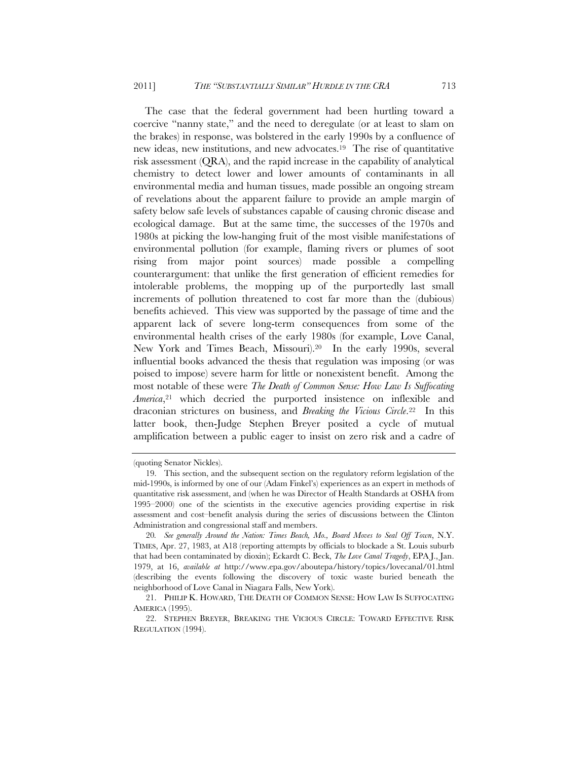The case that the federal government had been hurtling toward a coercive "nanny state," and the need to deregulate (or at least to slam on the brakes) in response, was bolstered in the early 1990s by a confluence of new ideas, new institutions, and new advocates.[19] The rise of quantitative risk assessment (QRA), and the rapid increase in the capability of analytical chemistry to detect lower and lower amounts of contaminants in all environmental media and human tissues, made possible an ongoing stream of revelations about the apparent failure to provide an ample margin of safety below safe levels of substances capable of causing chronic disease and ecological damage. But at the same time, the successes of the 1970s and 1980s at picking the low-hanging fruit of the most visible manifestations of environmental pollution (for example, flaming rivers or plumes of soot rising from major point sources) made possible a compelling counterargument: that unlike the first generation of efficient remedies for intolerable problems, the mopping up of the purportedly last small increments of pollution threatened to cost far more than the (dubious) benefits achieved. This view was supported by the passage of time and the apparent lack of severe long-term consequences from some of the environmental health crises of the early 1980s (for example, Love Canal, New York and Times Beach, Missouri).[20] In the early 1990s, several influential books advanced the thesis that regulation was imposing (or was poised to impose) severe harm for little or nonexistent benefit. Among the most notable of these were *The Death of Common Sense: How Law Is Suffocating America*,[21] which decried the purported insistence on inflexible and draconian strictures on business, and *Breaking the Vicious Circle*.[22] In this latter book, then-Judge Stephen Breyer posited a cycle of mutual amplification between a public eager to insist on zero risk and a cadre of

---

(quoting Senator Nickles).

19. This section, and the subsequent section on the regulatory reform legislation of the mid-1990s, is informed by one of our (Adam Finkel's) experiences as an expert in methods of quantitative risk assessment, and (when he was Director of Health Standards at OSHA from 1995–2000) one of the scientists in the executive agencies providing expertise in risk assessment and cost–benefit analysis during the series of discussions between the Clinton Administration and congressional staff and members.

20. *See generally Around the Nation: Times Beach, Mo., Board Moves to Seal Off Town*, N.Y. TIMES, Apr. 27, 1983, at A18 (reporting attempts by officials to blockade a St. Louis suburb that had been contaminated by dioxin); Eckardt C. Beck, *The Love Canal Tragedy*, EPA J., Jan. 1979, at 16, *available at* http://www.epa.gov/aboutepa/history/topics/lovecanal/01.html (describing the events following the discovery of toxic waste buried beneath the neighborhood of Love Canal in Niagara Falls, New York).

21. PHILIP K. HOWARD, THE DEATH OF COMMON SENSE: HOW LAW IS SUFFOCATING AMERICA (1995).

22. STEPHEN BREYER, BREAKING THE VICIOUS CIRCLE: TOWARD EFFECTIVE RISK REGULATION (1994).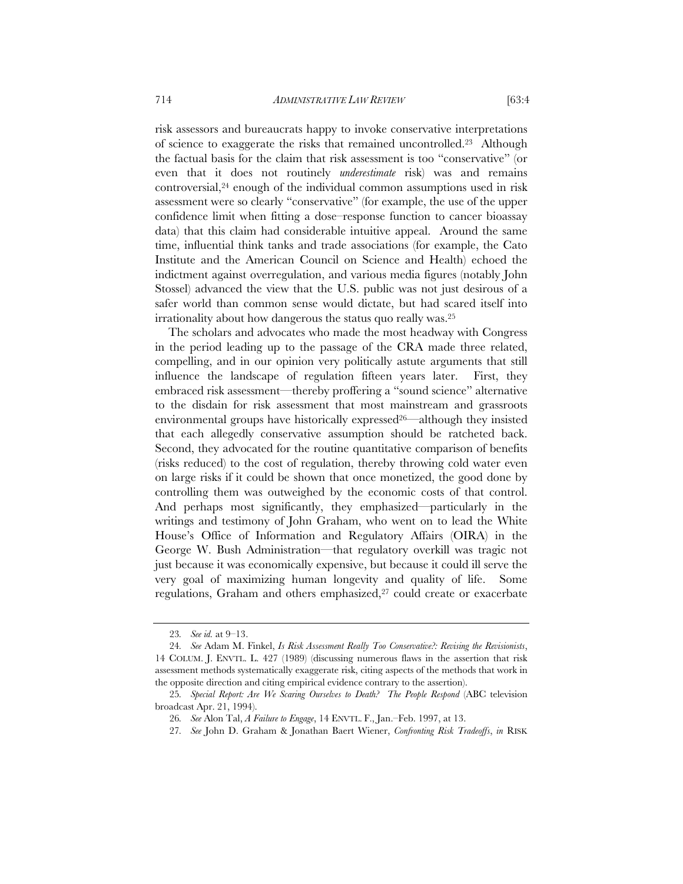risk assessors and bureaucrats happy to invoke conservative interpretations of science to exaggerate the risks that remained uncontrolled.[23] Although the factual basis for the claim that risk assessment is too "conservative" (or even that it does not routinely *underestimate* risk) was and remains controversial,[24] enough of the individual common assumptions used in risk assessment were so clearly "conservative" (for example, the use of the upper confidence limit when fitting a dose–response function to cancer bioassay data) that this claim had considerable intuitive appeal. Around the same time, influential think tanks and trade associations (for example, the Cato Institute and the American Council on Science and Health) echoed the indictment against overregulation, and various media figures (notably John Stossel) advanced the view that the U.S. public was not just desirous of a safer world than common sense would dictate, but had scared itself into irrationality about how dangerous the status quo really was.[25]

The scholars and advocates who made the most headway with Congress in the period leading up to the passage of the CRA made three related, compelling, and in our opinion very politically astute arguments that still influence the landscape of regulation fifteen years later. First, they embraced risk assessment—thereby proffering a "sound science" alternative to the disdain for risk assessment that most mainstream and grassroots environmental groups have historically expressed[26]—although they insisted that each allegedly conservative assumption should be ratcheted back. Second, they advocated for the routine quantitative comparison of benefits (risks reduced) to the cost of regulation, thereby throwing cold water even on large risks if it could be shown that once monetized, the good done by controlling them was outweighed by the economic costs of that control. And perhaps most significantly, they emphasized—particularly in the writings and testimony of John Graham, who went on to lead the White House's Office of Information and Regulatory Affairs (OIRA) in the George W. Bush Administration—that regulatory overkill was tragic not just because it was economically expensive, but because it could ill serve the very goal of maximizing human longevity and quality of life. Some regulations, Graham and others emphasized,[27] could create or exacerbate

---

23. *See id.* at 9–13.

24. *See* Adam M. Finkel, *Is Risk Assessment Really Too Conservative?: Revising the Revisionists*, 14 COLUM. J. ENVTL. L. 427 (1989) (discussing numerous flaws in the assertion that risk assessment methods systematically exaggerate risk, citing aspects of the methods that work in the opposite direction and citing empirical evidence contrary to the assertion).

25. *Special Report: Are We Scaring Ourselves to Death? The People Respond* (ABC television broadcast Apr. 21, 1994).

26. *See* Alon Tal, *A Failure to Engage*, 14 ENVTL. F., Jan.–Feb. 1997, at 13.

27. *See* John D. Graham & Jonathan Baert Wiener, *Confronting Risk Tradeoffs*, *in* RISK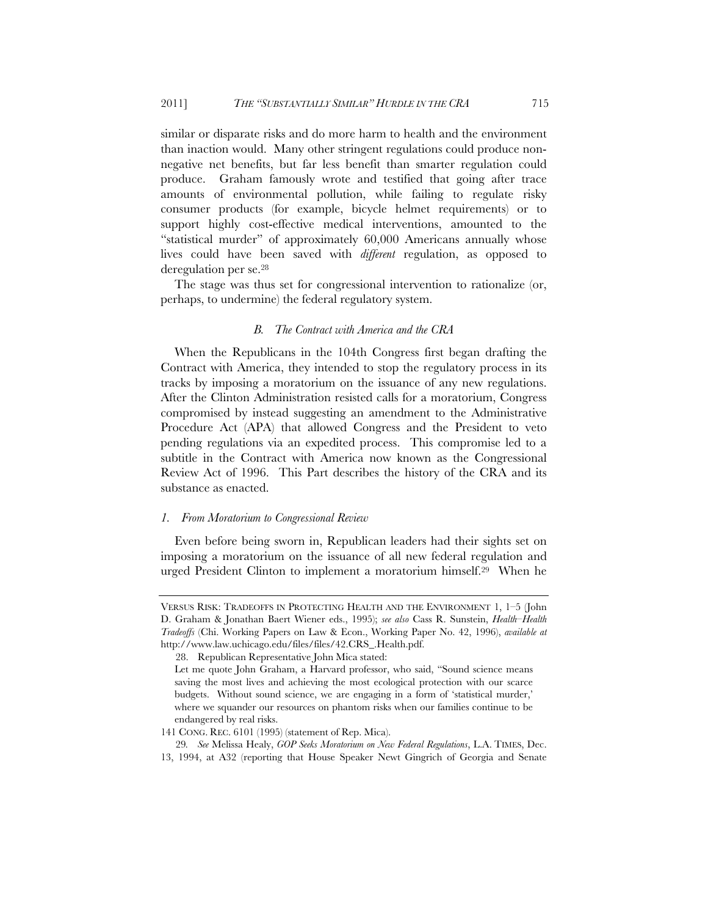similar or disparate risks and do more harm to health and the environment than inaction would. Many other stringent regulations could produce non-negative net benefits, but far less benefit than smarter regulation could produce. Graham famously wrote and testified that going after trace amounts of environmental pollution, while failing to regulate risky consumer products (for example, bicycle helmet requirements) or to support highly cost-effective medical interventions, amounted to the "statistical murder" of approximately 60,000 Americans annually whose lives could have been saved with *different* regulation, as opposed to deregulation per se.[28]

The stage was thus set for congressional intervention to rationalize (or, perhaps, to undermine) the federal regulatory system.

### *B. The Contract with America and the CRA*

When the Republicans in the 104th Congress first began drafting the Contract with America, they intended to stop the regulatory process in its tracks by imposing a moratorium on the issuance of any new regulations. After the Clinton Administration resisted calls for a moratorium, Congress compromised by instead suggesting an amendment to the Administrative Procedure Act (APA) that allowed Congress and the President to veto pending regulations via an expedited process. This compromise led to a subtitle in the Contract with America now known as the Congressional Review Act of 1996. This Part describes the history of the CRA and its substance as enacted.

#### *1. From Moratorium to Congressional Review*

Even before being sworn in, Republican leaders had their sights set on imposing a moratorium on the issuance of all new federal regulation and urged President Clinton to implement a moratorium himself.[29] When he

---

VERSUS RISK: TRADEOFFS IN PROTECTING HEALTH AND THE ENVIRONMENT 1, 1–5 (John D. Graham & Jonathan Baert Wiener eds., 1995); *see also* Cass R. Sunstein, *Health–Health Tradeoffs* (Chi. Working Papers on Law & Econ., Working Paper No. 42, 1996), *available at* http://www.law.uchicago.edu/files/files/42.CRS_.Health.pdf.

28. Republican Representative John Mica stated:

> Let me quote John Graham, a Harvard professor, who said, "Sound science means saving the most lives and achieving the most ecological protection with our scarce budgets. Without sound science, we are engaging in a form of 'statistical murder,' where we squander our resources on phantom risks when our families continue to be endangered by real risks.

141 CONG. REC. 6101 (1995) (statement of Rep. Mica).

29. *See* Melissa Healy, *GOP Seeks Moratorium on New Federal Regulations*, L.A. TIMES, Dec. 13, 1994, at A32 (reporting that House Speaker Newt Gingrich of Georgia and Senate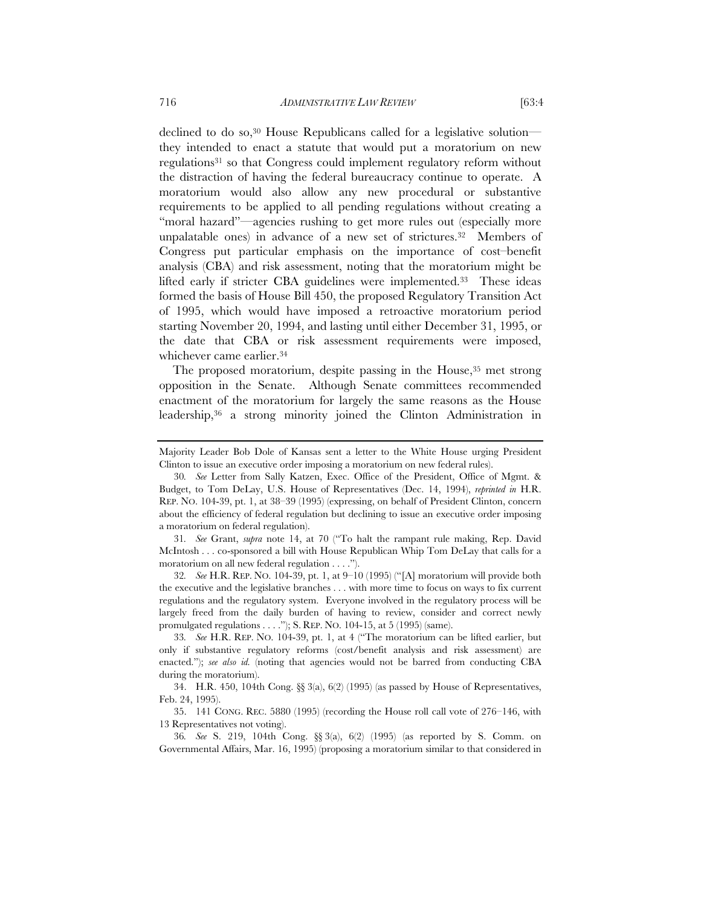declined to do so,[30] House Republicans called for a legislative solution—they intended to enact a statute that would put a moratorium on new regulations[31] so that Congress could implement regulatory reform without the distraction of having the federal bureaucracy continue to operate. A moratorium would also allow any new procedural or substantive requirements to be applied to all pending regulations without creating a "moral hazard"—agencies rushing to get more rules out (especially more unpalatable ones) in advance of a new set of strictures.[32] Members of Congress put particular emphasis on the importance of cost–benefit analysis (CBA) and risk assessment, noting that the moratorium might be lifted early if stricter CBA guidelines were implemented.[33] These ideas formed the basis of House Bill 450, the proposed Regulatory Transition Act of 1995, which would have imposed a retroactive moratorium period starting November 20, 1994, and lasting until either December 31, 1995, or the date that CBA or risk assessment requirements were imposed, whichever came earlier.[34]

The proposed moratorium, despite passing in the House,[35] met strong opposition in the Senate. Although Senate committees recommended enactment of the moratorium for largely the same reasons as the House leadership,[36] a strong minority joined the Clinton Administration in

---

Majority Leader Bob Dole of Kansas sent a letter to the White House urging President Clinton to issue an executive order imposing a moratorium on new federal rules).

30. *See* Letter from Sally Katzen, Exec. Office of the President, Office of Mgmt. & Budget, to Tom DeLay, U.S. House of Representatives (Dec. 14, 1994), *reprinted in* H.R. REP. NO. 104-39, pt. 1, at 38–39 (1995) (expressing, on behalf of President Clinton, concern about the efficiency of federal regulation but declining to issue an executive order imposing a moratorium on federal regulation).

31. *See* Grant, *supra* note 14, at 70 ("To halt the rampant rule making, Rep. David McIntosh . . . co-sponsored a bill with House Republican Whip Tom DeLay that calls for a moratorium on all new federal regulation . . . .").

32. *See* H.R. REP. NO. 104-39, pt. 1, at 9–10 (1995) ("[A] moratorium will provide both the executive and the legislative branches . . . with more time to focus on ways to fix current regulations and the regulatory system. Everyone involved in the regulatory process will be largely freed from the daily burden of having to review, consider and correct newly promulgated regulations . . . ."); S. REP. NO. 104-15, at 5 (1995) (same).

33. *See* H.R. REP. NO. 104-39, pt. 1, at 4 ("The moratorium can be lifted earlier, but only if substantive regulatory reforms (cost/benefit analysis and risk assessment) are enacted."); *see also id.* (noting that agencies would not be barred from conducting CBA during the moratorium).

34. H.R. 450, 104th Cong. §§ 3(a), 6(2) (1995) (as passed by House of Representatives, Feb. 24, 1995).

35. 141 CONG. REC. 5880 (1995) (recording the House roll call vote of 276–146, with 13 Representatives not voting).

36. *See* S. 219, 104th Cong. §§ 3(a), 6(2) (1995) (as reported by S. Comm. on Governmental Affairs, Mar. 16, 1995) (proposing a moratorium similar to that considered in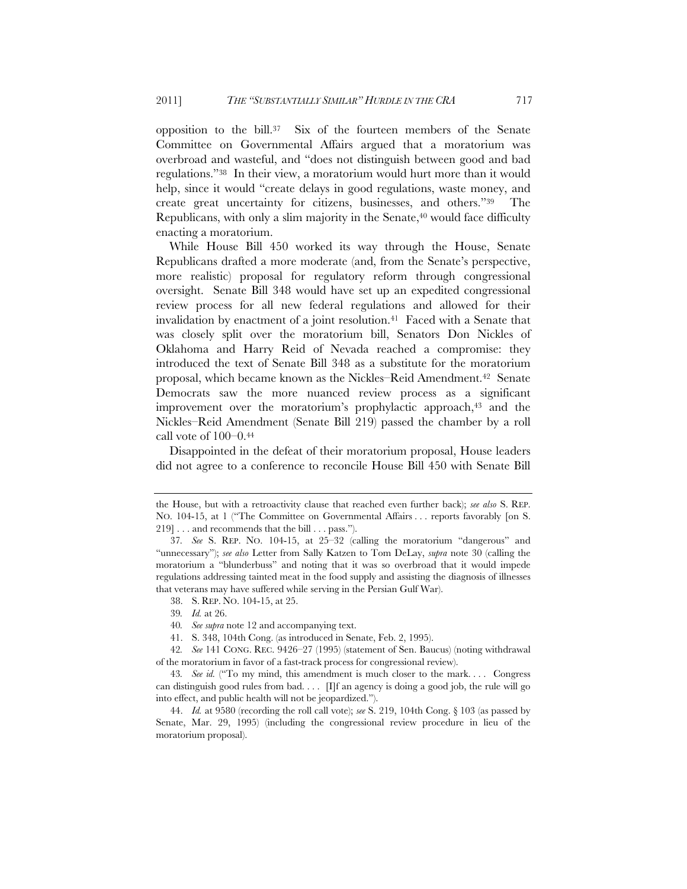opposition to the bill.[37] Six of the fourteen members of the Senate Committee on Governmental Affairs argued that a moratorium was overbroad and wasteful, and "does not distinguish between good and bad regulations."[38] In their view, a moratorium would hurt more than it would help, since it would "create delays in good regulations, waste money, and create great uncertainty for citizens, businesses, and others."[39] The Republicans, with only a slim majority in the Senate,[40] would face difficulty enacting a moratorium.

While House Bill 450 worked its way through the House, Senate Republicans drafted a more moderate (and, from the Senate's perspective, more realistic) proposal for regulatory reform through congressional oversight. Senate Bill 348 would have set up an expedited congressional review process for all new federal regulations and allowed for their invalidation by enactment of a joint resolution.[41] Faced with a Senate that was closely split over the moratorium bill, Senators Don Nickles of Oklahoma and Harry Reid of Nevada reached a compromise: they introduced the text of Senate Bill 348 as a substitute for the moratorium proposal, which became known as the Nickles–Reid Amendment.[42] Senate Democrats saw the more nuanced review process as a significant improvement over the moratorium's prophylactic approach,[43] and the Nickles–Reid Amendment (Senate Bill 219) passed the chamber by a roll call vote of 100–0.[44]

Disappointed in the defeat of their moratorium proposal, House leaders did not agree to a conference to reconcile House Bill 450 with Senate Bill

---

the House, but with a retroactivity clause that reached even further back); *see also* S. REP. NO. 104-15, at 1 ("The Committee on Governmental Affairs . . . reports favorably [on S. 219] . . . and recommends that the bill . . . pass.").

37. *See* S. REP. NO. 104-15, at 25–32 (calling the moratorium "dangerous" and "unnecessary"); *see also* Letter from Sally Katzen to Tom DeLay, *supra* note 30 (calling the moratorium a "blunderbuss" and noting that it was so overbroad that it would impede regulations addressing tainted meat in the food supply and assisting the diagnosis of illnesses that veterans may have suffered while serving in the Persian Gulf War).

38. S. REP. NO. 104-15, at 25.

39. *Id.* at 26.

40. *See supra* note 12 and accompanying text.

41. S. 348, 104th Cong. (as introduced in Senate, Feb. 2, 1995).

42. *See* 141 CONG. REC. 9426–27 (1995) (statement of Sen. Baucus) (noting withdrawal of the moratorium in favor of a fast-track process for congressional review).

43. *See id.* ("To my mind, this amendment is much closer to the mark. . . . Congress can distinguish good rules from bad. . . . [I]f an agency is doing a good job, the rule will go into effect, and public health will not be jeopardized.").

44. *Id.* at 9580 (recording the roll call vote); *see* S. 219, 104th Cong. § 103 (as passed by Senate, Mar. 29, 1995) (including the congressional review procedure in lieu of the moratorium proposal).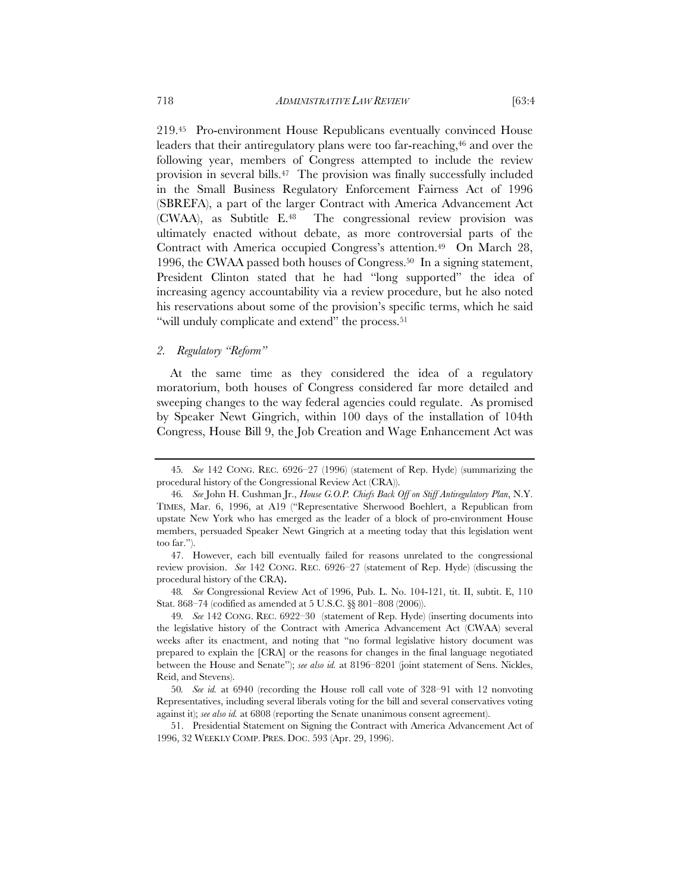219.[45] Pro-environment House Republicans eventually convinced House leaders that their antiregulatory plans were too far-reaching,[46] and over the following year, members of Congress attempted to include the review provision in several bills.[47] The provision was finally successfully included in the Small Business Regulatory Enforcement Fairness Act of 1996 (SBREFA), a part of the larger Contract with America Advancement Act (CWAA), as Subtitle E.[48] The congressional review provision was ultimately enacted without debate, as more controversial parts of the Contract with America occupied Congress's attention.[49] On March 28, 1996, the CWAA passed both houses of Congress.[50] In a signing statement, President Clinton stated that he had "long supported" the idea of increasing agency accountability via a review procedure, but he also noted his reservations about some of the provision's specific terms, which he said "will unduly complicate and extend" the process.[51]

### *2. Regulatory "Reform"*

At the same time as they considered the idea of a regulatory moratorium, both houses of Congress considered far more detailed and sweeping changes to the way federal agencies could regulate. As promised by Speaker Newt Gingrich, within 100 days of the installation of 104th Congress, House Bill 9, the Job Creation and Wage Enhancement Act was

---

45. *See* 142 CONG. REC. 6926–27 (1996) (statement of Rep. Hyde) (summarizing the procedural history of the Congressional Review Act (CRA)).

46. *See* John H. Cushman Jr., *House G.O.P. Chiefs Back Off on Stiff Antiregulatory Plan*, N.Y. TIMES, Mar. 6, 1996, at A19 ("Representative Sherwood Boehlert, a Republican from upstate New York who has emerged as the leader of a block of pro-environment House members, persuaded Speaker Newt Gingrich at a meeting today that this legislation went too far.").

47. However, each bill eventually failed for reasons unrelated to the congressional review provision. *See* 142 CONG. REC. 6926–27 (statement of Rep. Hyde) (discussing the procedural history of the CRA).

48. *See* Congressional Review Act of 1996, Pub. L. No. 104-121, tit. II, subtit. E, 110 Stat. 868–74 (codified as amended at 5 U.S.C. §§ 801–808 (2006)).

49. *See* 142 CONG. REC. 6922–30 (statement of Rep. Hyde) (inserting documents into the legislative history of the Contract with America Advancement Act (CWAA) several weeks after its enactment, and noting that "no formal legislative history document was prepared to explain the [CRA] or the reasons for changes in the final language negotiated between the House and Senate"); *see also id.* at 8196–8201 (joint statement of Sens. Nickles, Reid, and Stevens).

50. *See id.* at 6940 (recording the House roll call vote of 328–91 with 12 nonvoting Representatives, including several liberals voting for the bill and several conservatives voting against it); *see also id.* at 6808 (reporting the Senate unanimous consent agreement).

51. Presidential Statement on Signing the Contract with America Advancement Act of 1996, 32 WEEKLY COMP. PRES. DOC. 593 (Apr. 29, 1996).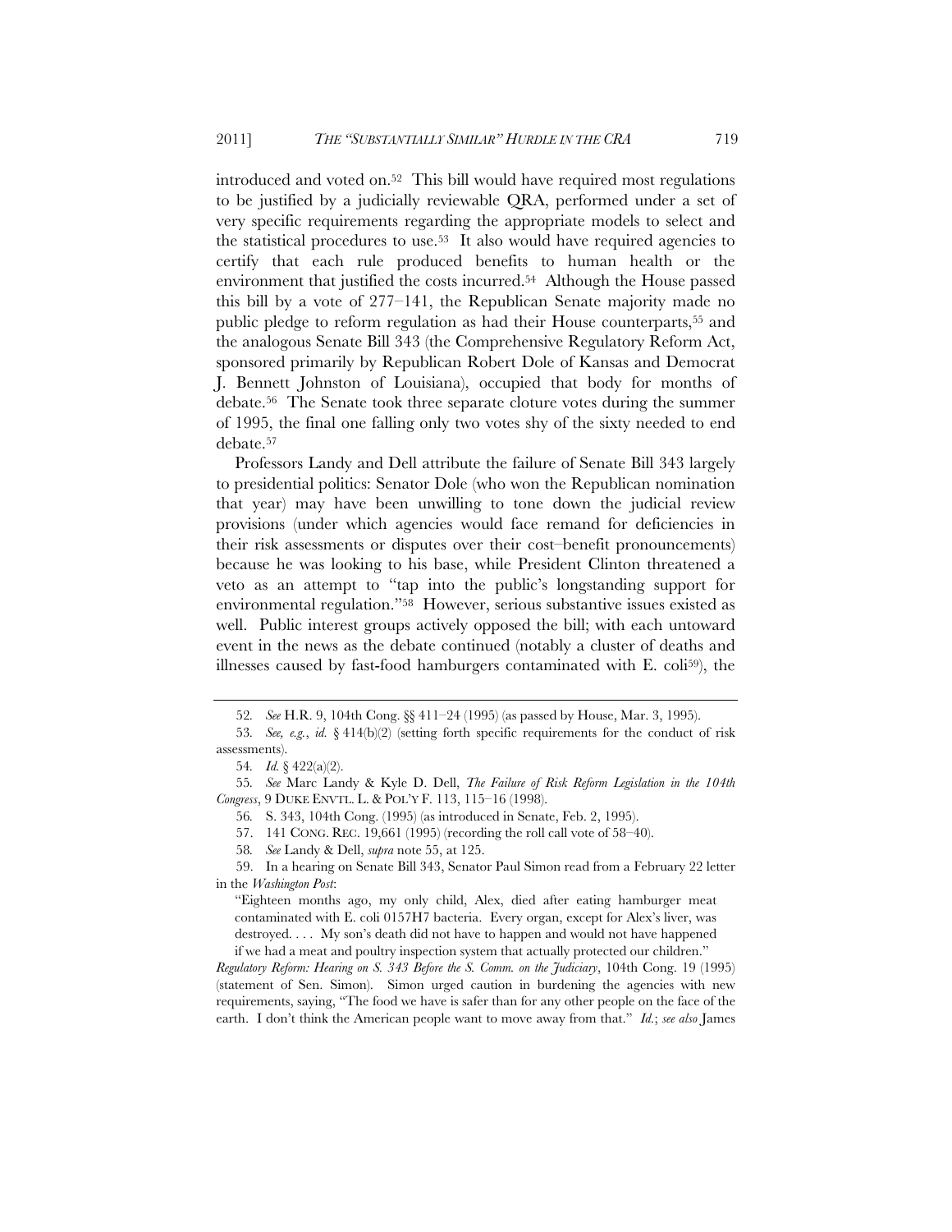introduced and voted on.[52] This bill would have required most regulations to be justified by a judicially reviewable QRA, performed under a set of very specific requirements regarding the appropriate models to select and the statistical procedures to use.[53] It also would have required agencies to certify that each rule produced benefits to human health or the environment that justified the costs incurred.[54] Although the House passed this bill by a vote of 277–141, the Republican Senate majority made no public pledge to reform regulation as had their House counterparts,[55] and the analogous Senate Bill 343 (the Comprehensive Regulatory Reform Act, sponsored primarily by Republican Robert Dole of Kansas and Democrat J. Bennett Johnston of Louisiana), occupied that body for months of debate.[56] The Senate took three separate cloture votes during the summer of 1995, the final one falling only two votes shy of the sixty needed to end debate.[57]

Professors Landy and Dell attribute the failure of Senate Bill 343 largely to presidential politics: Senator Dole (who won the Republican nomination that year) may have been unwilling to tone down the judicial review provisions (under which agencies would face remand for deficiencies in their risk assessments or disputes over their cost–benefit pronouncements) because he was looking to his base, while President Clinton threatened a veto as an attempt to "tap into the public's longstanding support for environmental regulation."[58] However, serious substantive issues existed as well. Public interest groups actively opposed the bill; with each untoward event in the news as the debate continued (notably a cluster of deaths and illnesses caused by fast-food hamburgers contaminated with E. coli[59]), the

---

52. *See* H.R. 9, 104th Cong. §§ 411–24 (1995) (as passed by House, Mar. 3, 1995).

53. *See, e.g.*, *id.* § 414(b)(2) (setting forth specific requirements for the conduct of risk assessments).

54. *Id.* § 422(a)(2).

55. *See* Marc Landy & Kyle D. Dell, *The Failure of Risk Reform Legislation in the 104th Congress*, 9 DUKE ENVTL. L. & POL'Y F. 113, 115–16 (1998).

56. S. 343, 104th Cong. (1995) (as introduced in Senate, Feb. 2, 1995).

57. 141 CONG. REC. 19,661 (1995) (recording the roll call vote of 58–40).

58. *See* Landy & Dell, *supra* note 55, at 125.

59. In a hearing on Senate Bill 343, Senator Paul Simon read from a February 22 letter in the *Washington Post*:

> "Eighteen months ago, my only child, Alex, died after eating hamburger meat contaminated with E. coli 0157H7 bacteria. Every organ, except for Alex's liver, was destroyed. . . . My son's death did not have to happen and would not have happened if we had a meat and poultry inspection system that actually protected our children."

*Regulatory Reform: Hearing on S. 343 Before the S. Comm. on the Judiciary*, 104th Cong. 19 (1995) (statement of Sen. Simon). Simon urged caution in burdening the agencies with new requirements, saying, "The food we have is safer than for any other people on the face of the earth. I don't think the American people want to move away from that." *Id.*; *see also* James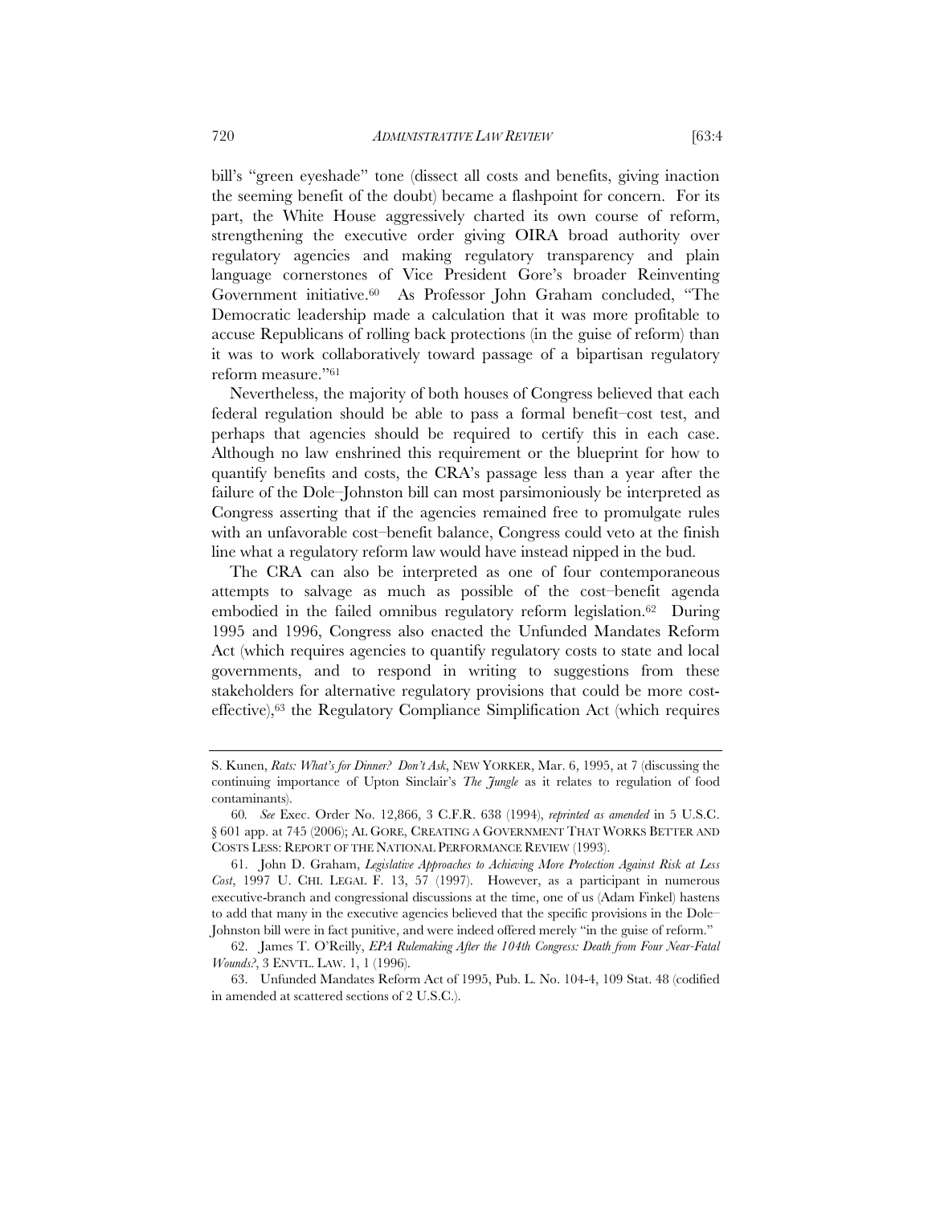bill's "green eyeshade" tone (dissect all costs and benefits, giving inaction the seeming benefit of the doubt) became a flashpoint for concern. For its part, the White House aggressively charted its own course of reform, strengthening the executive order giving OIRA broad authority over regulatory agencies and making regulatory transparency and plain language cornerstones of Vice President Gore's broader Reinventing Government initiative.[60] As Professor John Graham concluded, "The Democratic leadership made a calculation that it was more profitable to accuse Republicans of rolling back protections (in the guise of reform) than it was to work collaboratively toward passage of a bipartisan regulatory reform measure."[61]

Nevertheless, the majority of both houses of Congress believed that each federal regulation should be able to pass a formal benefit–cost test, and perhaps that agencies should be required to certify this in each case. Although no law enshrined this requirement or the blueprint for how to quantify benefits and costs, the CRA's passage less than a year after the failure of the Dole–Johnston bill can most parsimoniously be interpreted as Congress asserting that if the agencies remained free to promulgate rules with an unfavorable cost–benefit balance, Congress could veto at the finish line what a regulatory reform law would have instead nipped in the bud.

The CRA can also be interpreted as one of four contemporaneous attempts to salvage as much as possible of the cost–benefit agenda embodied in the failed omnibus regulatory reform legislation.[62] During 1995 and 1996, Congress also enacted the Unfunded Mandates Reform Act (which requires agencies to quantify regulatory costs to state and local governments, and to respond in writing to suggestions from these stakeholders for alternative regulatory provisions that could be more cost-effective),[63] the Regulatory Compliance Simplification Act (which requires

---

S. Kunen, *Rats: What's for Dinner? Don't Ask*, NEW YORKER, Mar. 6, 1995, at 7 (discussing the continuing importance of Upton Sinclair's *The Jungle* as it relates to regulation of food contaminants).

60. *See* Exec. Order No. 12,866, 3 C.F.R. 638 (1994), *reprinted as amended* in 5 U.S.C. § 601 app. at 745 (2006); AL GORE, CREATING A GOVERNMENT THAT WORKS BETTER AND COSTS LESS: REPORT OF THE NATIONAL PERFORMANCE REVIEW (1993).

61. John D. Graham, *Legislative Approaches to Achieving More Protection Against Risk at Less Cost*, 1997 U. CHI. LEGAL F. 13, 57 (1997). However, as a participant in numerous executive-branch and congressional discussions at the time, one of us (Adam Finkel) hastens to add that many in the executive agencies believed that the specific provisions in the Dole–Johnston bill were in fact punitive, and were indeed offered merely "in the guise of reform."

62. James T. O'Reilly, *EPA Rulemaking After the 104th Congress: Death from Four Near-Fatal Wounds?*, 3 ENVTL. LAW. 1, 1 (1996).

63. Unfunded Mandates Reform Act of 1995, Pub. L. No. 104-4, 109 Stat. 48 (codified in amended at scattered sections of 2 U.S.C.).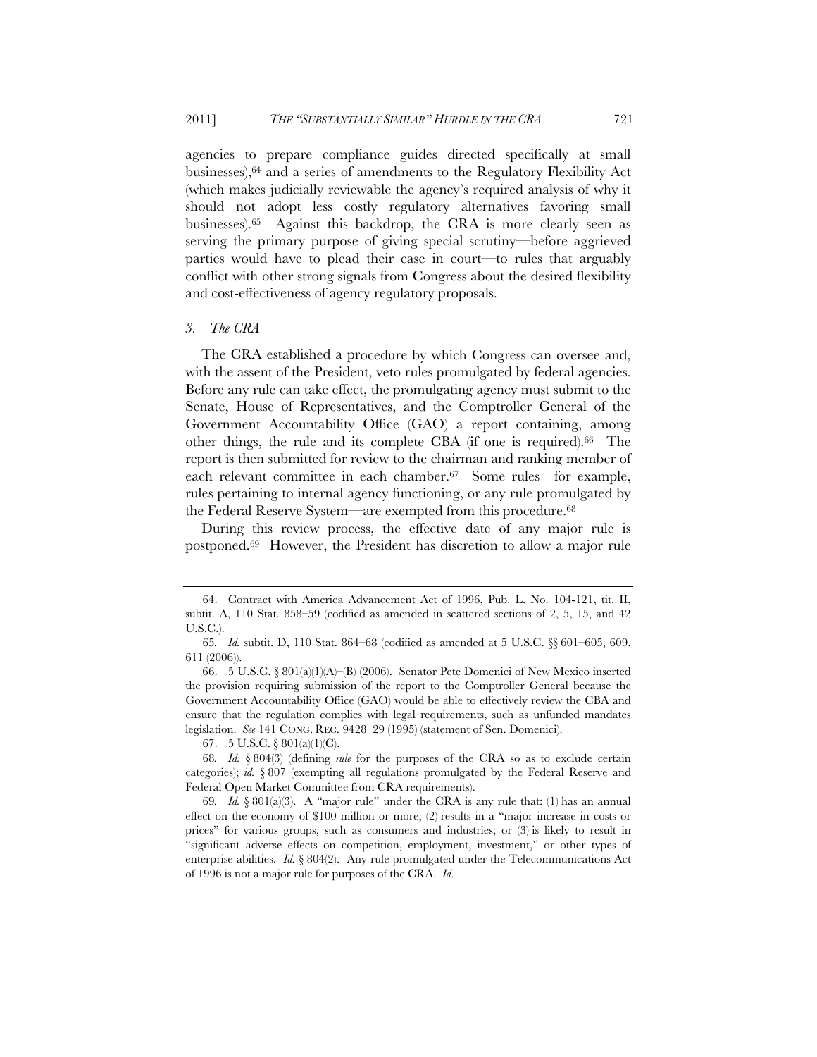agencies to prepare compliance guides directed specifically at small businesses),[64] and a series of amendments to the Regulatory Flexibility Act (which makes judicially reviewable the agency's required analysis of why it should not adopt less costly regulatory alternatives favoring small businesses).[65] Against this backdrop, the CRA is more clearly seen as serving the primary purpose of giving special scrutiny—before aggrieved parties would have to plead their case in court—to rules that arguably conflict with other strong signals from Congress about the desired flexibility and cost-effectiveness of agency regulatory proposals.

### *3. The CRA*

The CRA established a procedure by which Congress can oversee and, with the assent of the President, veto rules promulgated by federal agencies. Before any rule can take effect, the promulgating agency must submit to the Senate, House of Representatives, and the Comptroller General of the Government Accountability Office (GAO) a report containing, among other things, the rule and its complete CBA (if one is required).[66] The report is then submitted for review to the chairman and ranking member of each relevant committee in each chamber.[67] Some rules—for example, rules pertaining to internal agency functioning, or any rule promulgated by the Federal Reserve System—are exempted from this procedure.[68]

During this review process, the effective date of any major rule is postponed.[69] However, the President has discretion to allow a major rule

---

64. Contract with America Advancement Act of 1996, Pub. L. No. 104-121, tit. II, subtit. A, 110 Stat. 858–59 (codified as amended in scattered sections of 2, 5, 15, and 42 U.S.C.).

65. *Id.* subtit. D, 110 Stat. 864–68 (codified as amended at 5 U.S.C. §§ 601–605, 609, 611 (2006)).

66. 5 U.S.C. § 801(a)(1)(A)–(B) (2006). Senator Pete Domenici of New Mexico inserted the provision requiring submission of the report to the Comptroller General because the Government Accountability Office (GAO) would be able to effectively review the CBA and ensure that the regulation complies with legal requirements, such as unfunded mandates legislation. *See* 141 CONG. REC. 9428–29 (1995) (statement of Sen. Domenici).

67. 5 U.S.C. § 801(a)(1)(C).

68. *Id.* § 804(3) (defining *rule* for the purposes of the CRA so as to exclude certain categories); *id.* § 807 (exempting all regulations promulgated by the Federal Reserve and Federal Open Market Committee from CRA requirements).

69. *Id.* § 801(a)(3). A "major rule" under the CRA is any rule that: (1) has an annual effect on the economy of $100 million or more; (2) results in a "major increase in costs or prices" for various groups, such as consumers and industries; or (3) is likely to result in "significant adverse effects on competition, employment, investment," or other types of enterprise abilities. *Id.* § 804(2). Any rule promulgated under the Telecommunications Act of 1996 is not a major rule for purposes of the CRA. *Id.*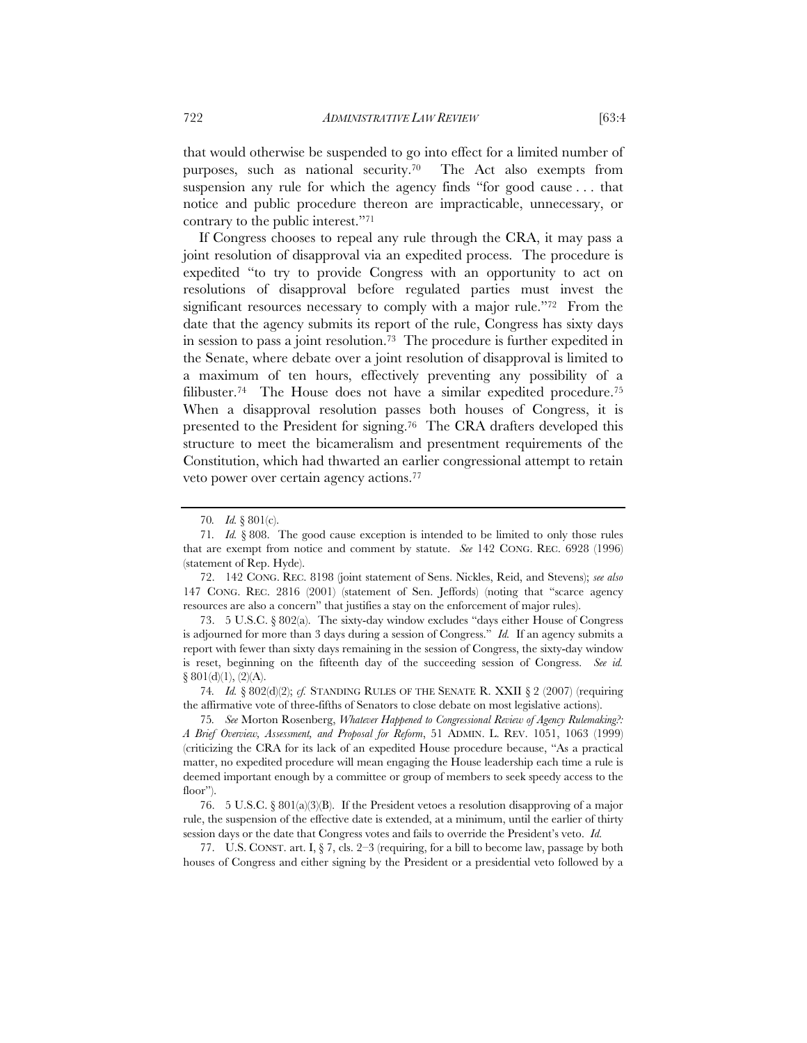that would otherwise be suspended to go into effect for a limited number of purposes, such as national security.[70] The Act also exempts from suspension any rule for which the agency finds "for good cause . . . that notice and public procedure thereon are impracticable, unnecessary, or contrary to the public interest."[71]

If Congress chooses to repeal any rule through the CRA, it may pass a joint resolution of disapproval via an expedited process. The procedure is expedited "to try to provide Congress with an opportunity to act on resolutions of disapproval before regulated parties must invest the significant resources necessary to comply with a major rule."[72] From the date that the agency submits its report of the rule, Congress has sixty days in session to pass a joint resolution.[73] The procedure is further expedited in the Senate, where debate over a joint resolution of disapproval is limited to a maximum of ten hours, effectively preventing any possibility of a filibuster.[74] The House does not have a similar expedited procedure.[75] When a disapproval resolution passes both houses of Congress, it is presented to the President for signing.[76] The CRA drafters developed this structure to meet the bicameralism and presentment requirements of the Constitution, which had thwarted an earlier congressional attempt to retain veto power over certain agency actions.[77]

---

70. *Id.* § 801(c).

71. *Id.* § 808. The good cause exception is intended to be limited to only those rules that are exempt from notice and comment by statute. *See* 142 CONG. REC. 6928 (1996) (statement of Rep. Hyde).

72. 142 CONG. REC. 8198 (joint statement of Sens. Nickles, Reid, and Stevens); *see also* 147 CONG. REC. 2816 (2001) (statement of Sen. Jeffords) (noting that "scarce agency resources are also a concern" that justifies a stay on the enforcement of major rules).

73. 5 U.S.C. § 802(a). The sixty-day window excludes "days either House of Congress is adjourned for more than 3 days during a session of Congress." *Id.* If an agency submits a report with fewer than sixty days remaining in the session of Congress, the sixty-day window is reset, beginning on the fifteenth day of the succeeding session of Congress. *See id.* § 801(d)(1), (2)(A).

74. *Id.* § 802(d)(2); *cf.* STANDING RULES OF THE SENATE R. XXII § 2 (2007) (requiring the affirmative vote of three-fifths of Senators to close debate on most legislative actions).

75. *See* Morton Rosenberg, *Whatever Happened to Congressional Review of Agency Rulemaking?: A Brief Overview, Assessment, and Proposal for Reform*, 51 ADMIN. L. REV. 1051, 1063 (1999) (criticizing the CRA for its lack of an expedited House procedure because, "As a practical matter, no expedited procedure will mean engaging the House leadership each time a rule is deemed important enough by a committee or group of members to seek speedy access to the floor").

76. 5 U.S.C. § 801(a)(3)(B). If the President vetoes a resolution disapproving of a major rule, the suspension of the effective date is extended, at a minimum, until the earlier of thirty session days or the date that Congress votes and fails to override the President's veto. *Id.*

77. U.S. CONST. art. I, § 7, cls. 2–3 (requiring, for a bill to become law, passage by both houses of Congress and either signing by the President or a presidential veto followed by a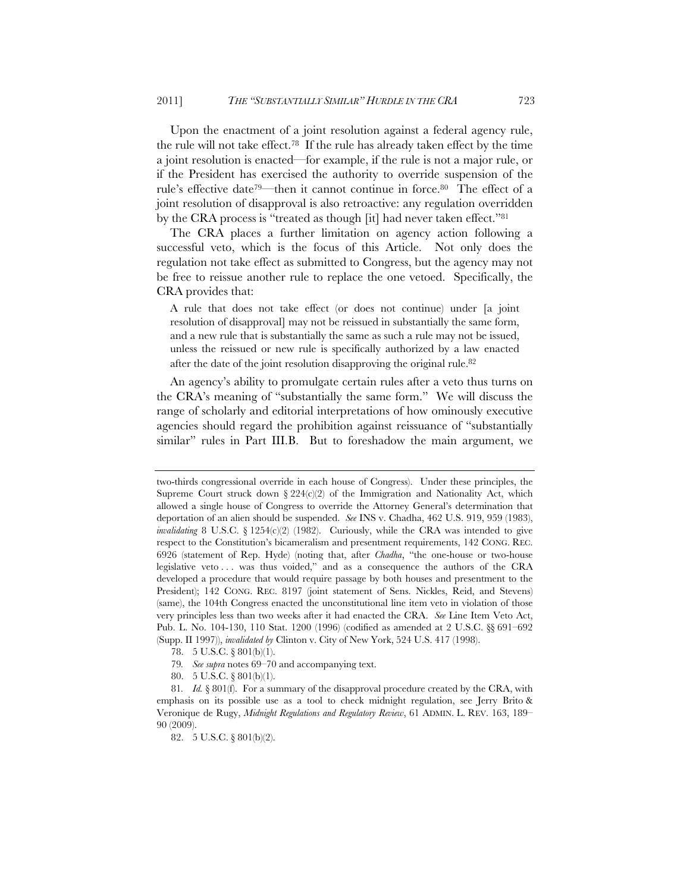Upon the enactment of a joint resolution against a federal agency rule, the rule will not take effect.[78] If the rule has already taken effect by the time a joint resolution is enacted—for example, if the rule is not a major rule, or if the President has exercised the authority to override suspension of the rule's effective date[79]—then it cannot continue in force.[80] The effect of a joint resolution of disapproval is also retroactive: any regulation overridden by the CRA process is "treated as though [it] had never taken effect."[81]

The CRA places a further limitation on agency action following a successful veto, which is the focus of this Article. Not only does the regulation not take effect as submitted to Congress, but the agency may not be free to reissue another rule to replace the one vetoed. Specifically, the CRA provides that:

> A rule that does not take effect (or does not continue) under [a joint resolution of disapproval] may not be reissued in substantially the same form, and a new rule that is substantially the same as such a rule may not be issued, unless the reissued or new rule is specifically authorized by a law enacted after the date of the joint resolution disapproving the original rule.[82]

An agency's ability to promulgate certain rules after a veto thus turns on the CRA's meaning of "substantially the same form." We will discuss the range of scholarly and editorial interpretations of how ominously executive agencies should regard the prohibition against reissuance of "substantially similar" rules in Part III.B. But to foreshadow the main argument, we

---

two-thirds congressional override in each house of Congress). Under these principles, the Supreme Court struck down § 224(c)(2) of the Immigration and Nationality Act, which allowed a single house of Congress to override the Attorney General's determination that deportation of an alien should be suspended. *See* INS v. Chadha, 462 U.S. 919, 959 (1983), *invalidating* 8 U.S.C. § 1254(c)(2) (1982). Curiously, while the CRA was intended to give respect to the Constitution's bicameralism and presentment requirements, 142 CONG. REC. 6926 (statement of Rep. Hyde) (noting that, after *Chadha*, "the one-house or two-house legislative veto . . . was thus voided," and as a consequence the authors of the CRA developed a procedure that would require passage by both houses and presentment to the President); 142 CONG. REC. 8197 (joint statement of Sens. Nickles, Reid, and Stevens) (same), the 104th Congress enacted the unconstitutional line item veto in violation of those very principles less than two weeks after it had enacted the CRA. *See* Line Item Veto Act, Pub. L. No. 104-130, 110 Stat. 1200 (1996) (codified as amended at 2 U.S.C. §§ 691–692 (Supp. II 1997)), *invalidated by* Clinton v. City of New York, 524 U.S. 417 (1998).

78. 5 U.S.C. § 801(b)(1).

79. *See supra* notes 69–70 and accompanying text.

80. 5 U.S.C. § 801(b)(1).

81. *Id.* § 801(f). For a summary of the disapproval procedure created by the CRA, with emphasis on its possible use as a tool to check midnight regulation, see Jerry Brito & Veronique de Rugy, *Midnight Regulations and Regulatory Review*, 61 ADMIN. L. REV. 163, 189–90 (2009).

82. 5 U.S.C. § 801(b)(2).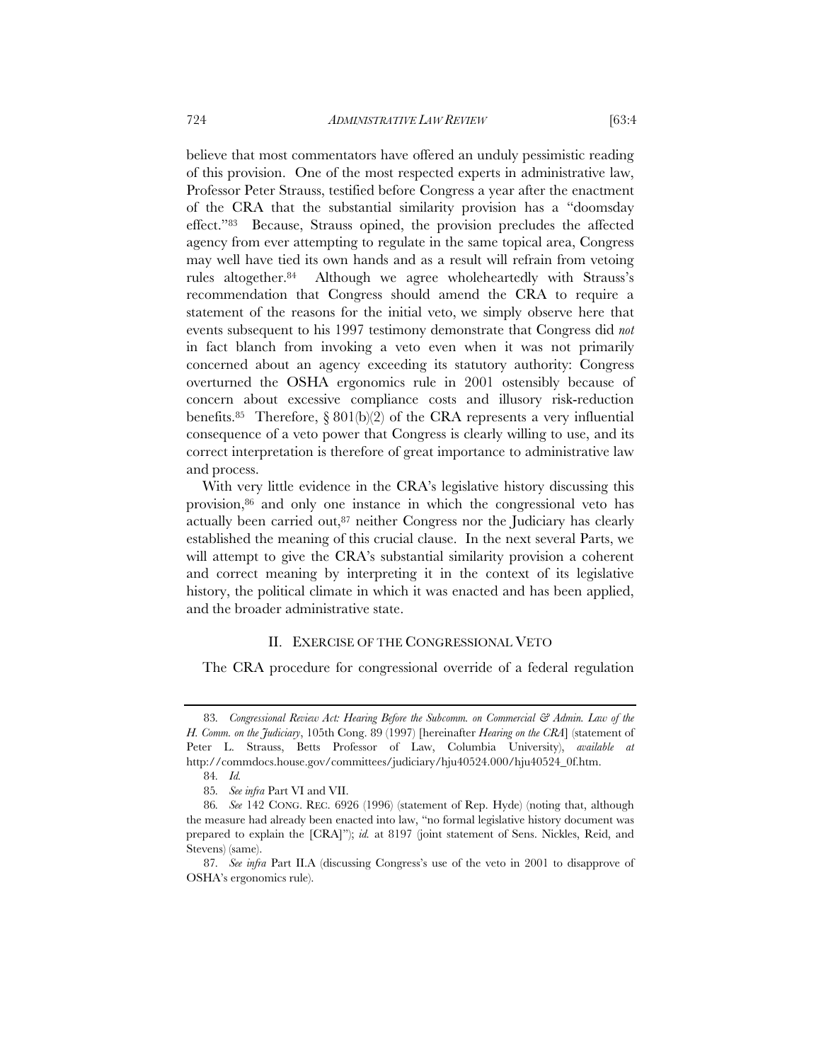believe that most commentators have offered an unduly pessimistic reading of this provision. One of the most respected experts in administrative law, Professor Peter Strauss, testified before Congress a year after the enactment of the CRA that the substantial similarity provision has a "doomsday effect."[83] Because, Strauss opined, the provision precludes the affected agency from ever attempting to regulate in the same topical area, Congress may well have tied its own hands and as a result will refrain from vetoing rules altogether.[84] Although we agree wholeheartedly with Strauss's recommendation that Congress should amend the CRA to require a statement of the reasons for the initial veto, we simply observe here that events subsequent to his 1997 testimony demonstrate that Congress did *not* in fact blanch from invoking a veto even when it was not primarily concerned about an agency exceeding its statutory authority: Congress overturned the OSHA ergonomics rule in 2001 ostensibly because of concern about excessive compliance costs and illusory risk-reduction benefits.[85] Therefore, § 801(b)(2) of the CRA represents a very influential consequence of a veto power that Congress is clearly willing to use, and its correct interpretation is therefore of great importance to administrative law and process.

With very little evidence in the CRA's legislative history discussing this provision,[86] and only one instance in which the congressional veto has actually been carried out,[87] neither Congress nor the Judiciary has clearly established the meaning of this crucial clause. In the next several Parts, we will attempt to give the CRA's substantial similarity provision a coherent and correct meaning by interpreting it in the context of its legislative history, the political climate in which it was enacted and has been applied, and the broader administrative state.

## II. EXERCISE OF THE CONGRESSIONAL VETO

The CRA procedure for congressional override of a federal regulation

---

83. *Congressional Review Act: Hearing Before the Subcomm. on Commercial & Admin. Law of the H. Comm. on the Judiciary*, 105th Cong. 89 (1997) [hereinafter *Hearing on the CRA*] (statement of Peter L. Strauss, Betts Professor of Law, Columbia University), *available at* http://commdocs.house.gov/committees/judiciary/hju40524.000/hju40524_0f.htm.

84. *Id.*

85. *See infra* Part VI and VII.

86. *See* 142 CONG. REC. 6926 (1996) (statement of Rep. Hyde) (noting that, although the measure had already been enacted into law, "no formal legislative history document was prepared to explain the [CRA]"); *id.* at 8197 (joint statement of Sens. Nickles, Reid, and Stevens) (same).

87. *See infra* Part II.A (discussing Congress's use of the veto in 2001 to disapprove of OSHA's ergonomics rule).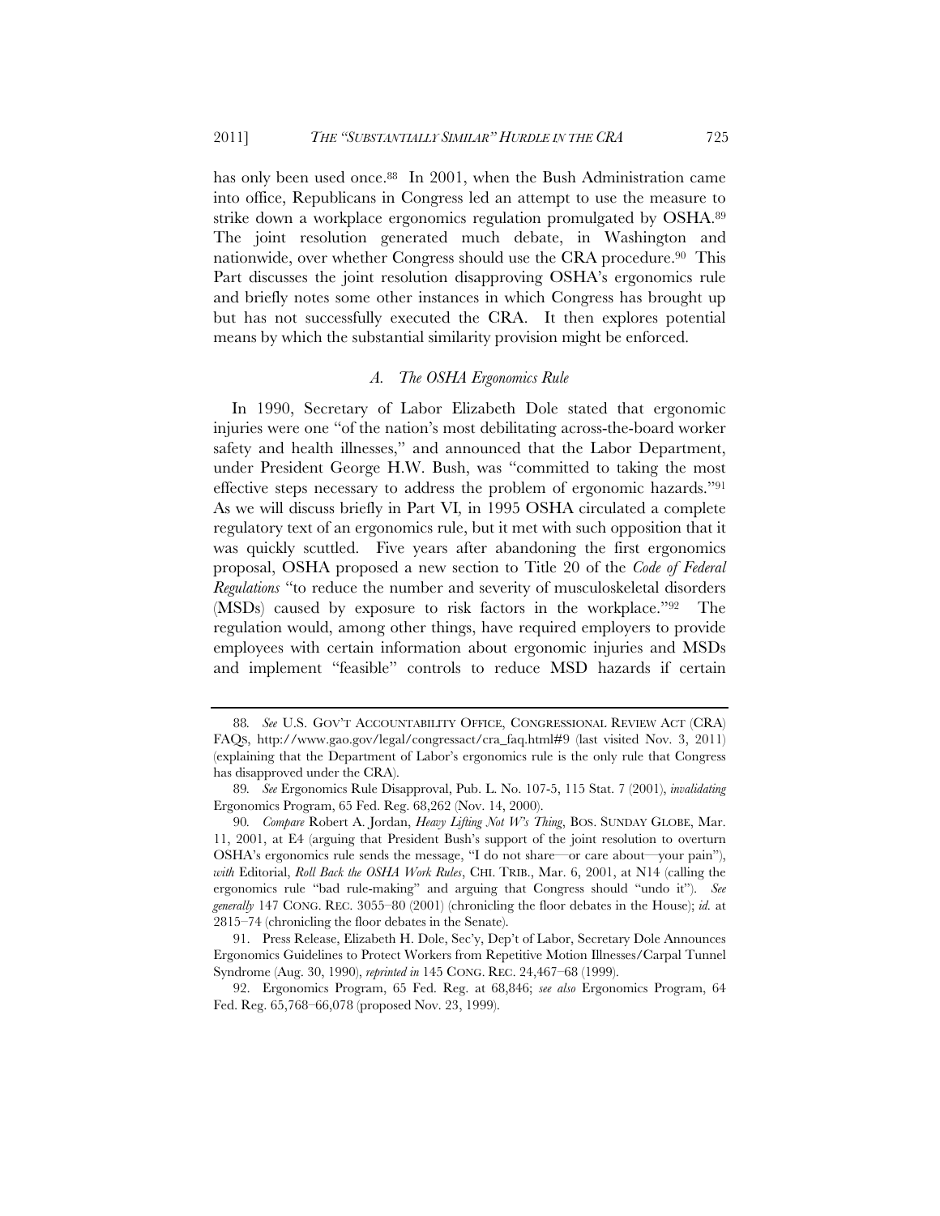has only been used once.[88] In 2001, when the Bush Administration came into office, Republicans in Congress led an attempt to use the measure to strike down a workplace ergonomics regulation promulgated by OSHA.[89] The joint resolution generated much debate, in Washington and nationwide, over whether Congress should use the CRA procedure.[90] This Part discusses the joint resolution disapproving OSHA's ergonomics rule and briefly notes some other instances in which Congress has brought up but has not successfully executed the CRA. It then explores potential means by which the substantial similarity provision might be enforced.

### *A. The OSHA Ergonomics Rule*

In 1990, Secretary of Labor Elizabeth Dole stated that ergonomic injuries were one "of the nation's most debilitating across-the-board worker safety and health illnesses," and announced that the Labor Department, under President George H.W. Bush, was "committed to taking the most effective steps necessary to address the problem of ergonomic hazards."[91] As we will discuss briefly in Part VI, in 1995 OSHA circulated a complete regulatory text of an ergonomics rule, but it met with such opposition that it was quickly scuttled. Five years after abandoning the first ergonomics proposal, OSHA proposed a new section to Title 20 of the *Code of Federal Regulations* "to reduce the number and severity of musculoskeletal disorders (MSDs) caused by exposure to risk factors in the workplace."[92] The regulation would, among other things, have required employers to provide employees with certain information about ergonomic injuries and MSDs and implement "feasible" controls to reduce MSD hazards if certain

---

88. *See* U.S. GOV'T ACCOUNTABILITY OFFICE, CONGRESSIONAL REVIEW ACT (CRA) FAQS, http://www.gao.gov/legal/congressact/cra_faq.html#9 (last visited Nov. 3, 2011) (explaining that the Department of Labor's ergonomics rule is the only rule that Congress has disapproved under the CRA).

89. *See* Ergonomics Rule Disapproval, Pub. L. No. 107-5, 115 Stat. 7 (2001), *invalidating* Ergonomics Program, 65 Fed. Reg. 68,262 (Nov. 14, 2000).

90. *Compare* Robert A. Jordan, *Heavy Lifting Not W's Thing*, BOS. SUNDAY GLOBE, Mar. 11, 2001, at E4 (arguing that President Bush's support of the joint resolution to overturn OSHA's ergonomics rule sends the message, "I do not share—or care about—your pain"), *with* Editorial, *Roll Back the OSHA Work Rules*, CHI. TRIB., Mar. 6, 2001, at N14 (calling the ergonomics rule "bad rule-making" and arguing that Congress should "undo it"). *See generally* 147 CONG. REC. 3055–80 (2001) (chronicling the floor debates in the House); *id.* at 2815–74 (chronicling the floor debates in the Senate).

91. Press Release, Elizabeth H. Dole, Sec'y, Dep't of Labor, Secretary Dole Announces Ergonomics Guidelines to Protect Workers from Repetitive Motion Illnesses/Carpal Tunnel Syndrome (Aug. 30, 1990), *reprinted in* 145 CONG. REC. 24,467–68 (1999).

92. Ergonomics Program, 65 Fed. Reg. at 68,846; *see also* Ergonomics Program, 64 Fed. Reg. 65,768–66,078 (proposed Nov. 23, 1999).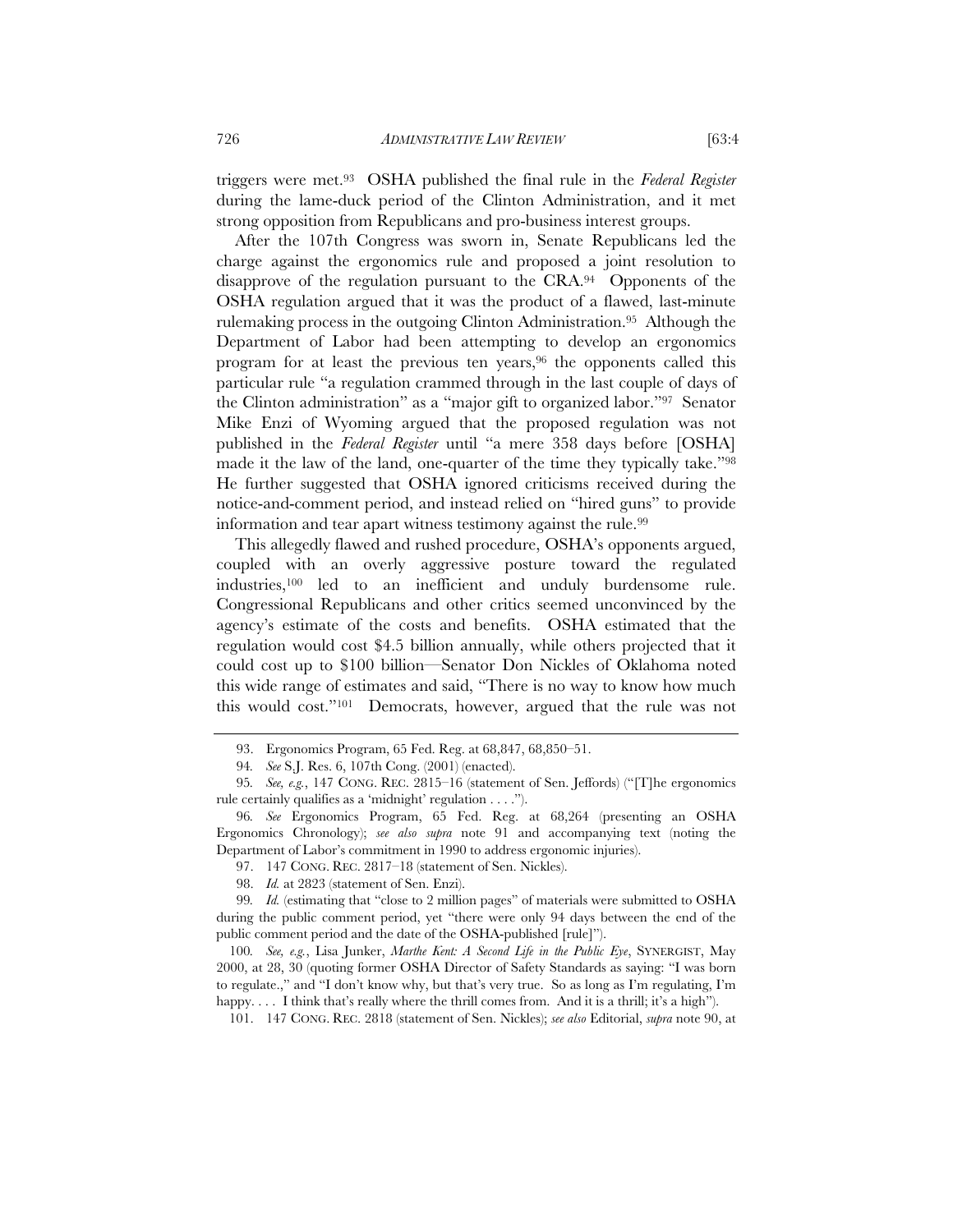triggers were met.[93] OSHA published the final rule in the *Federal Register* during the lame-duck period of the Clinton Administration, and it met strong opposition from Republicans and pro-business interest groups.

After the 107th Congress was sworn in, Senate Republicans led the charge against the ergonomics rule and proposed a joint resolution to disapprove of the regulation pursuant to the CRA.[94] Opponents of the OSHA regulation argued that it was the product of a flawed, last-minute rulemaking process in the outgoing Clinton Administration.[95] Although the Department of Labor had been attempting to develop an ergonomics program for at least the previous ten years,[96] the opponents called this particular rule "a regulation crammed through in the last couple of days of the Clinton administration" as a "major gift to organized labor."[97] Senator Mike Enzi of Wyoming argued that the proposed regulation was not published in the *Federal Register* until "a mere 358 days before [OSHA] made it the law of the land, one-quarter of the time they typically take."[98] He further suggested that OSHA ignored criticisms received during the notice-and-comment period, and instead relied on "hired guns" to provide information and tear apart witness testimony against the rule.[99]

This allegedly flawed and rushed procedure, OSHA's opponents argued, coupled with an overly aggressive posture toward the regulated industries,[100] led to an inefficient and unduly burdensome rule. Congressional Republicans and other critics seemed unconvinced by the agency's estimate of the costs and benefits. OSHA estimated that the regulation would cost \$4.5 billion annually, while others projected that it could cost up to \$100 billion—Senator Don Nickles of Oklahoma noted this wide range of estimates and said, "There is no way to know how much this would cost."[101] Democrats, however, argued that the rule was not

---

93. Ergonomics Program, 65 Fed. Reg. at 68,847, 68,850–51.

94. *See* S.J. Res. 6, 107th Cong. (2001) (enacted).

95. *See, e.g.*, 147 CONG. REC. 2815–16 (statement of Sen. Jeffords) ("[T]he ergonomics rule certainly qualifies as a 'midnight' regulation . . . .").

96. *See* Ergonomics Program, 65 Fed. Reg. at 68,264 (presenting an OSHA Ergonomics Chronology); *see also supra* note 91 and accompanying text (noting the Department of Labor's commitment in 1990 to address ergonomic injuries).

97. 147 CONG. REC. 2817–18 (statement of Sen. Nickles).

98. *Id.* at 2823 (statement of Sen. Enzi).

99. *Id.* (estimating that "close to 2 million pages" of materials were submitted to OSHA during the public comment period, yet "there were only 94 days between the end of the public comment period and the date of the OSHA-published [rule]").

100. *See, e.g.*, Lisa Junker, *Marthe Kent: A Second Life in the Public Eye*, SYNERGIST, May 2000, at 28, 30 (quoting former OSHA Director of Safety Standards as saying: "I was born to regulate.," and "I don't know why, but that's very true. So as long as I'm regulating, I'm happy. . . . I think that's really where the thrill comes from. And it is a thrill; it's a high").

101. 147 CONG. REC. 2818 (statement of Sen. Nickles); *see also* Editorial, *supra* note 90, at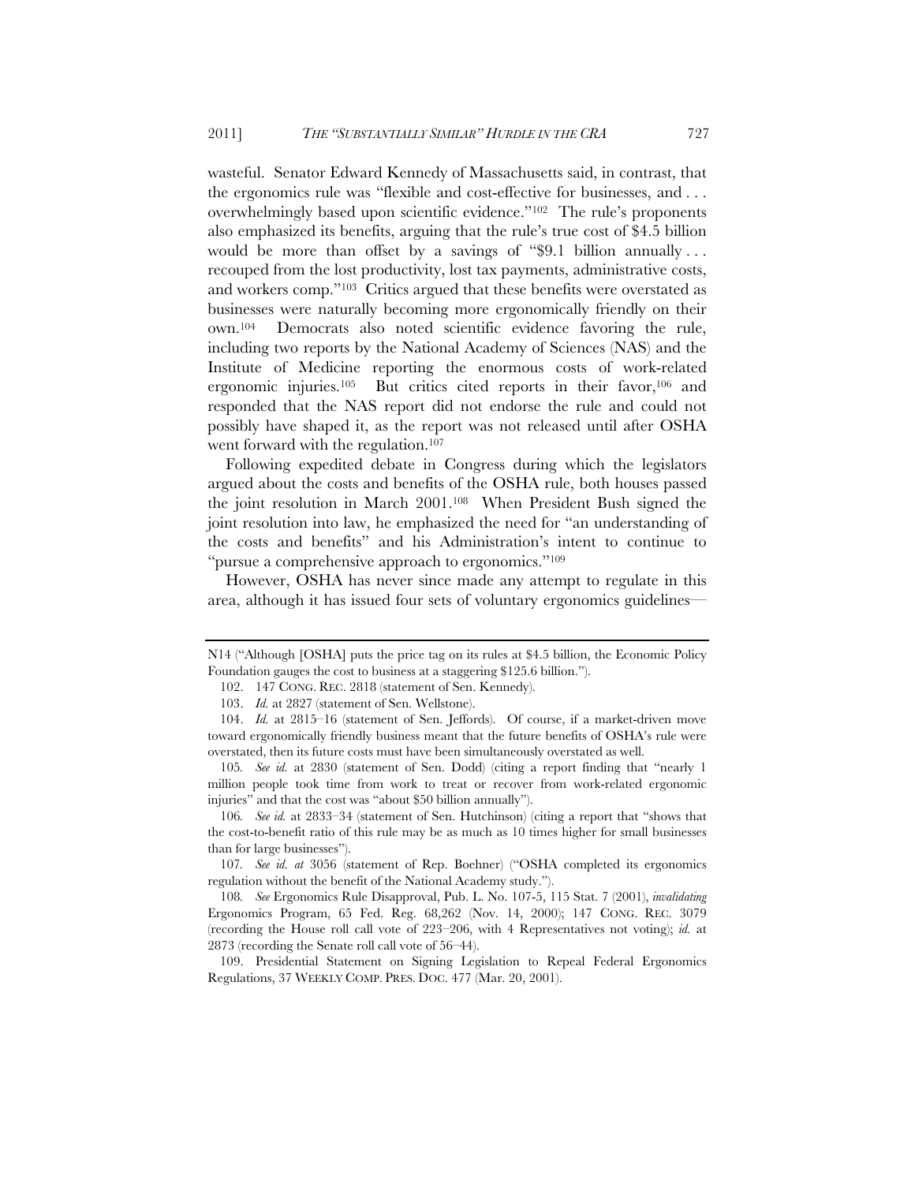wasteful. Senator Edward Kennedy of Massachusetts said, in contrast, that the ergonomics rule was "flexible and cost-effective for businesses, and . . . overwhelmingly based upon scientific evidence."[102] The rule's proponents also emphasized its benefits, arguing that the rule's true cost of $4.5 billion would be more than offset by a savings of "$9.1 billion annually . . . recouped from the lost productivity, lost tax payments, administrative costs, and workers comp."[103] Critics argued that these benefits were overstated as businesses were naturally becoming more ergonomically friendly on their own.[104] Democrats also noted scientific evidence favoring the rule, including two reports by the National Academy of Sciences (NAS) and the Institute of Medicine reporting the enormous costs of work-related ergonomic injuries.[105] But critics cited reports in their favor,[106] and responded that the NAS report did not endorse the rule and could not possibly have shaped it, as the report was not released until after OSHA went forward with the regulation.[107]

Following expedited debate in Congress during which the legislators argued about the costs and benefits of the OSHA rule, both houses passed the joint resolution in March 2001.[108] When President Bush signed the joint resolution into law, he emphasized the need for "an understanding of the costs and benefits" and his Administration's intent to continue to "pursue a comprehensive approach to ergonomics."[109]

However, OSHA has never since made any attempt to regulate in this area, although it has issued four sets of voluntary ergonomics guidelines—

---

N14 ("Although [OSHA] puts the price tag on its rules at $4.5 billion, the Economic Policy Foundation gauges the cost to business at a staggering $125.6 billion.").

102. 147 CONG. REC. 2818 (statement of Sen. Kennedy).

103. *Id.* at 2827 (statement of Sen. Wellstone).

104. *Id.* at 2815–16 (statement of Sen. Jeffords). Of course, if a market-driven move toward ergonomically friendly business meant that the future benefits of OSHA's rule were overstated, then its future costs must have been simultaneously overstated as well.

105. *See id.* at 2830 (statement of Sen. Dodd) (citing a report finding that "nearly 1 million people took time from work to treat or recover from work-related ergonomic injuries" and that the cost was "about $50 billion annually").

106. *See id.* at 2833–34 (statement of Sen. Hutchinson) (citing a report that "shows that the cost-to-benefit ratio of this rule may be as much as 10 times higher for small businesses than for large businesses").

107. *See id. at* 3056 (statement of Rep. Boehner) ("OSHA completed its ergonomics regulation without the benefit of the National Academy study.").

108. *See* Ergonomics Rule Disapproval, Pub. L. No. 107-5, 115 Stat. 7 (2001), *invalidating* Ergonomics Program, 65 Fed. Reg. 68,262 (Nov. 14, 2000); 147 CONG. REC. 3079 (recording the House roll call vote of 223–206, with 4 Representatives not voting); *id.* at 2873 (recording the Senate roll call vote of 56–44).

109. Presidential Statement on Signing Legislation to Repeal Federal Ergonomics Regulations, 37 WEEKLY COMP. PRES. DOC. 477 (Mar. 20, 2001).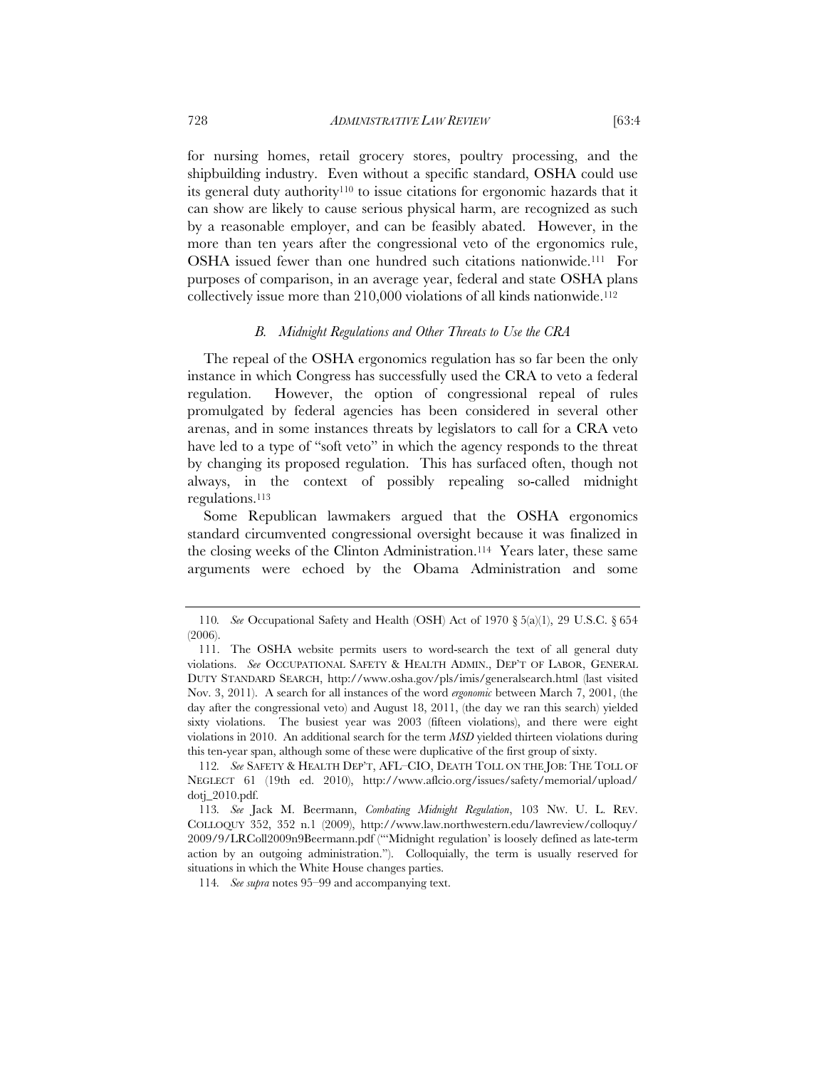for nursing homes, retail grocery stores, poultry processing, and the shipbuilding industry. Even without a specific standard, OSHA could use its general duty authority[110] to issue citations for ergonomic hazards that it can show are likely to cause serious physical harm, are recognized as such by a reasonable employer, and can be feasibly abated. However, in the more than ten years after the congressional veto of the ergonomics rule, OSHA issued fewer than one hundred such citations nationwide.[111] For purposes of comparison, in an average year, federal and state OSHA plans collectively issue more than 210,000 violations of all kinds nationwide.[112]

### *B. Midnight Regulations and Other Threats to Use the CRA*

The repeal of the OSHA ergonomics regulation has so far been the only instance in which Congress has successfully used the CRA to veto a federal regulation. However, the option of congressional repeal of rules promulgated by federal agencies has been considered in several other arenas, and in some instances threats by legislators to call for a CRA veto have led to a type of "soft veto" in which the agency responds to the threat by changing its proposed regulation. This has surfaced often, though not always, in the context of possibly repealing so-called midnight regulations.[113]

Some Republican lawmakers argued that the OSHA ergonomics standard circumvented congressional oversight because it was finalized in the closing weeks of the Clinton Administration.[114] Years later, these same arguments were echoed by the Obama Administration and some

---

110. *See* Occupational Safety and Health (OSH) Act of 1970 § 5(a)(1), 29 U.S.C. § 654 (2006).

111. The OSHA website permits users to word-search the text of all general duty violations. *See* OCCUPATIONAL SAFETY & HEALTH ADMIN., DEP'T OF LABOR, GENERAL DUTY STANDARD SEARCH, http://www.osha.gov/pls/imis/generalsearch.html (last visited Nov. 3, 2011). A search for all instances of the word *ergonomic* between March 7, 2001, (the day after the congressional veto) and August 18, 2011, (the day we ran this search) yielded sixty violations. The busiest year was 2003 (fifteen violations), and there were eight violations in 2010. An additional search for the term *MSD* yielded thirteen violations during this ten-year span, although some of these were duplicative of the first group of sixty.

112. *See* SAFETY & HEALTH DEP'T, AFL–CIO, DEATH TOLL ON THE JOB: THE TOLL OF NEGLECT 61 (19th ed. 2010), http://www.aflcio.org/issues/safety/memorial/upload/dotj_2010.pdf.

113. *See* Jack M. Beermann, *Combating Midnight Regulation*, 103 NW. U. L. REV. COLLOQUY 352, 352 n.1 (2009), http://www.law.northwestern.edu/lawreview/colloquy/2009/9/LRColl2009n9Beermann.pdf ("'Midnight regulation' is loosely defined as late-term action by an outgoing administration."). Colloquially, the term is usually reserved for situations in which the White House changes parties.

114. *See supra* notes 95–99 and accompanying text.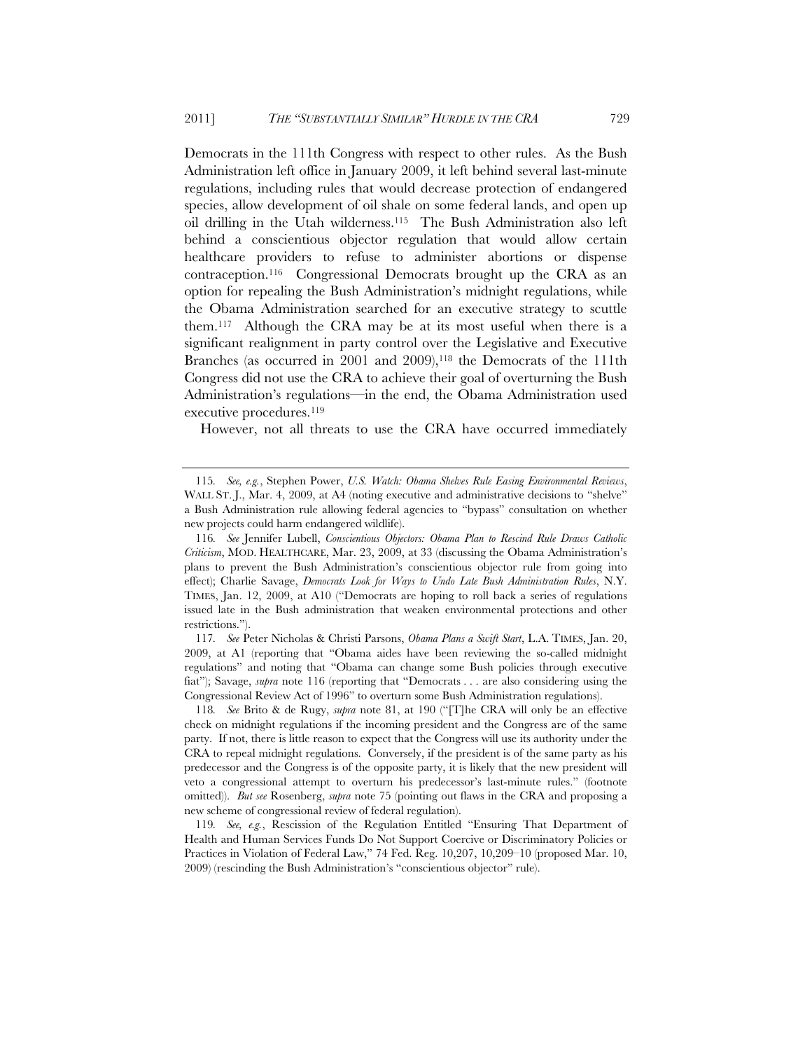Democrats in the 111th Congress with respect to other rules. As the Bush Administration left office in January 2009, it left behind several last-minute regulations, including rules that would decrease protection of endangered species, allow development of oil shale on some federal lands, and open up oil drilling in the Utah wilderness.[115] The Bush Administration also left behind a conscientious objector regulation that would allow certain healthcare providers to refuse to administer abortions or dispense contraception.[116] Congressional Democrats brought up the CRA as an option for repealing the Bush Administration's midnight regulations, while the Obama Administration searched for an executive strategy to scuttle them.[117] Although the CRA may be at its most useful when there is a significant realignment in party control over the Legislative and Executive Branches (as occurred in 2001 and 2009),[118] the Democrats of the 111th Congress did not use the CRA to achieve their goal of overturning the Bush Administration's regulations—in the end, the Obama Administration used executive procedures.[119]

However, not all threats to use the CRA have occurred immediately

---

115. *See, e.g.*, Stephen Power, *U.S. Watch: Obama Shelves Rule Easing Environmental Reviews*, WALL ST. J., Mar. 4, 2009, at A4 (noting executive and administrative decisions to "shelve" a Bush Administration rule allowing federal agencies to "bypass" consultation on whether new projects could harm endangered wildlife).

116. *See* Jennifer Lubell, *Conscientious Objectors: Obama Plan to Rescind Rule Draws Catholic Criticism*, MOD. HEALTHCARE, Mar. 23, 2009, at 33 (discussing the Obama Administration's plans to prevent the Bush Administration's conscientious objector rule from going into effect); Charlie Savage, *Democrats Look for Ways to Undo Late Bush Administration Rules*, N.Y. TIMES, Jan. 12, 2009, at A10 ("Democrats are hoping to roll back a series of regulations issued late in the Bush administration that weaken environmental protections and other restrictions.").

117. *See* Peter Nicholas & Christi Parsons, *Obama Plans a Swift Start*, L.A. TIMES, Jan. 20, 2009, at A1 (reporting that "Obama aides have been reviewing the so-called midnight regulations" and noting that "Obama can change some Bush policies through executive fiat"); Savage, *supra* note 116 (reporting that "Democrats . . . are also considering using the Congressional Review Act of 1996" to overturn some Bush Administration regulations).

118. *See* Brito & de Rugy, *supra* note 81, at 190 ("[T]he CRA will only be an effective check on midnight regulations if the incoming president and the Congress are of the same party. If not, there is little reason to expect that the Congress will use its authority under the CRA to repeal midnight regulations. Conversely, if the president is of the same party as his predecessor and the Congress is of the opposite party, it is likely that the new president will veto a congressional attempt to overturn his predecessor's last-minute rules." (footnote omitted)). *But see* Rosenberg, *supra* note 75 (pointing out flaws in the CRA and proposing a new scheme of congressional review of federal regulation).

119. *See, e.g.*, Rescission of the Regulation Entitled "Ensuring That Department of Health and Human Services Funds Do Not Support Coercive or Discriminatory Policies or Practices in Violation of Federal Law," 74 Fed. Reg. 10,207, 10,209–10 (proposed Mar. 10, 2009) (rescinding the Bush Administration's "conscientious objector" rule).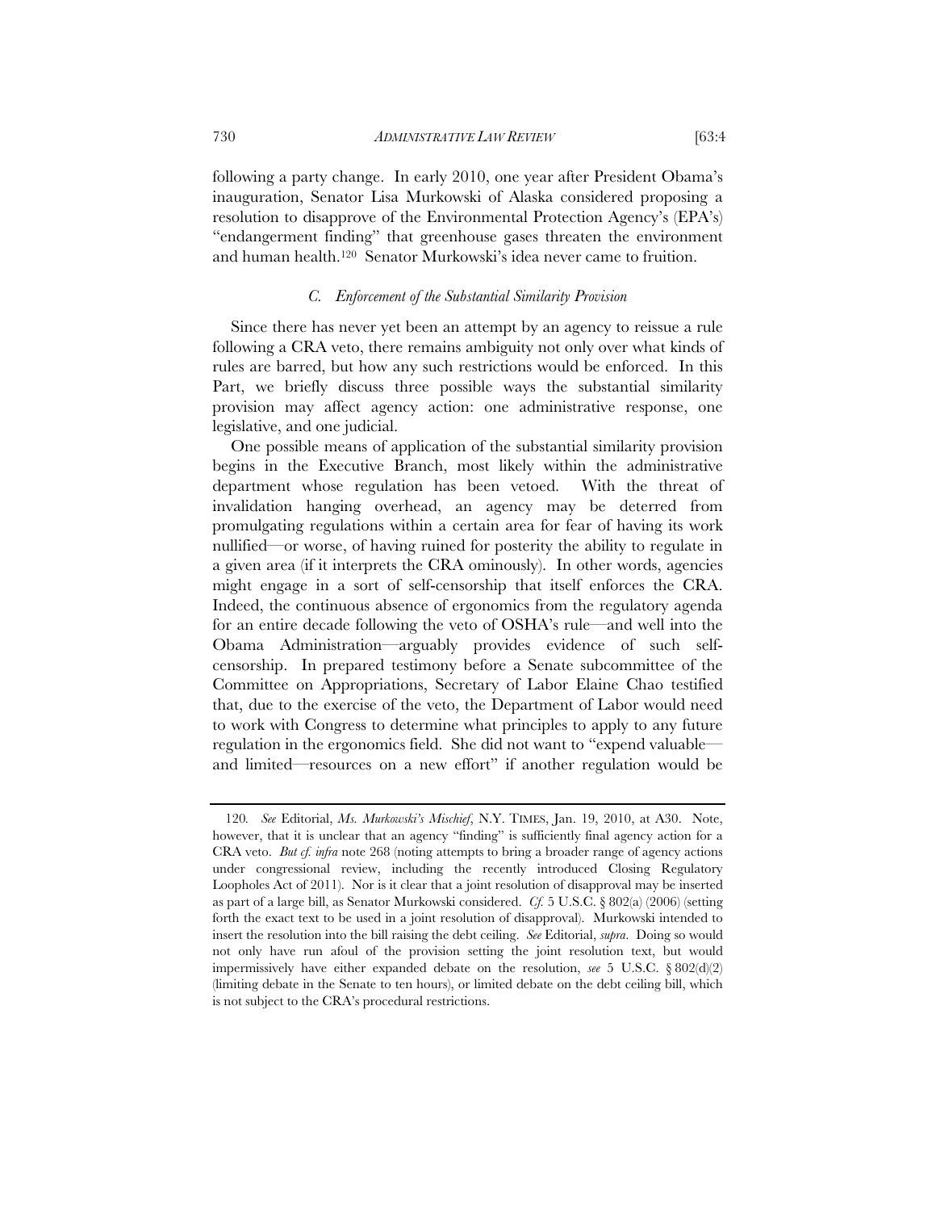following a party change. In early 2010, one year after President Obama's inauguration, Senator Lisa Murkowski of Alaska considered proposing a resolution to disapprove of the Environmental Protection Agency's (EPA's) "endangerment finding" that greenhouse gases threaten the environment and human health.[120] Senator Murkowski's idea never came to fruition.

### *C. Enforcement of the Substantial Similarity Provision*

Since there has never yet been an attempt by an agency to reissue a rule following a CRA veto, there remains ambiguity not only over what kinds of rules are barred, but how any such restrictions would be enforced. In this Part, we briefly discuss three possible ways the substantial similarity provision may affect agency action: one administrative response, one legislative, and one judicial.

One possible means of application of the substantial similarity provision begins in the Executive Branch, most likely within the administrative department whose regulation has been vetoed. With the threat of invalidation hanging overhead, an agency may be deterred from promulgating regulations within a certain area for fear of having its work nullified—or worse, of having ruined for posterity the ability to regulate in a given area (if it interprets the CRA ominously). In other words, agencies might engage in a sort of self-censorship that itself enforces the CRA. Indeed, the continuous absence of ergonomics from the regulatory agenda for an entire decade following the veto of OSHA's rule—and well into the Obama Administration—arguably provides evidence of such self-censorship. In prepared testimony before a Senate subcommittee of the Committee on Appropriations, Secretary of Labor Elaine Chao testified that, due to the exercise of the veto, the Department of Labor would need to work with Congress to determine what principles to apply to any future regulation in the ergonomics field. She did not want to "expend valuable—and limited—resources on a new effort" if another regulation would be

---

120. *See* Editorial, *Ms. Murkowski's Mischief*, N.Y. TIMES, Jan. 19, 2010, at A30. Note, however, that it is unclear that an agency "finding" is sufficiently final agency action for a CRA veto. *But cf. infra* note 268 (noting attempts to bring a broader range of agency actions under congressional review, including the recently introduced Closing Regulatory Loopholes Act of 2011). Nor is it clear that a joint resolution of disapproval may be inserted as part of a large bill, as Senator Murkowski considered. *Cf.* 5 U.S.C. § 802(a) (2006) (setting forth the exact text to be used in a joint resolution of disapproval). Murkowski intended to insert the resolution into the bill raising the debt ceiling. *See* Editorial, *supra*. Doing so would not only have run afoul of the provision setting the joint resolution text, but would impermissively have either expanded debate on the resolution, *see* 5 U.S.C. § 802(d)(2) (limiting debate in the Senate to ten hours), or limited debate on the debt ceiling bill, which is not subject to the CRA's procedural restrictions.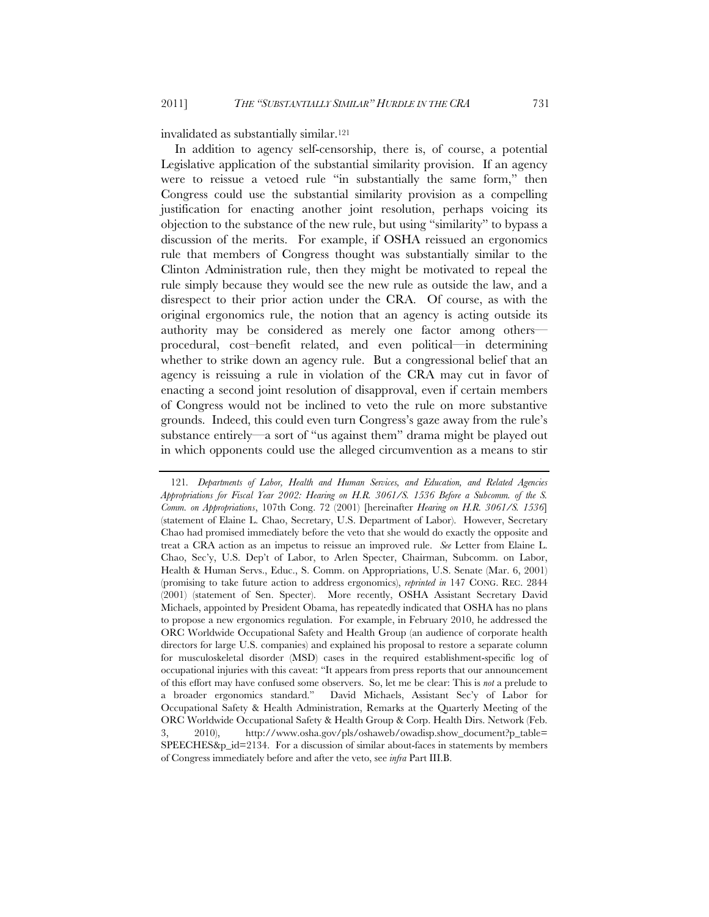invalidated as substantially similar.[121]

In addition to agency self-censorship, there is, of course, a potential Legislative application of the substantial similarity provision. If an agency were to reissue a vetoed rule "in substantially the same form," then Congress could use the substantial similarity provision as a compelling justification for enacting another joint resolution, perhaps voicing its objection to the substance of the new rule, but using "similarity" to bypass a discussion of the merits. For example, if OSHA reissued an ergonomics rule that members of Congress thought was substantially similar to the Clinton Administration rule, then they might be motivated to repeal the rule simply because they would see the new rule as outside the law, and a disrespect to their prior action under the CRA. Of course, as with the original ergonomics rule, the notion that an agency is acting outside its authority may be considered as merely one factor among others—procedural, cost–benefit related, and even political—in determining whether to strike down an agency rule. But a congressional belief that an agency is reissuing a rule in violation of the CRA may cut in favor of enacting a second joint resolution of disapproval, even if certain members of Congress would not be inclined to veto the rule on more substantive grounds. Indeed, this could even turn Congress's gaze away from the rule's substance entirely—a sort of "us against them" drama might be played out in which opponents could use the alleged circumvention as a means to stir

---

121. *Departments of Labor, Health and Human Services, and Education, and Related Agencies Appropriations for Fiscal Year 2002: Hearing on H.R. 3061/S. 1536 Before a Subcomm. of the S. Comm. on Appropriations*, 107th Cong. 72 (2001) [hereinafter *Hearing on H.R. 3061/S. 1536*] (statement of Elaine L. Chao, Secretary, U.S. Department of Labor). However, Secretary Chao had promised immediately before the veto that she would do exactly the opposite and treat a CRA action as an impetus to reissue an improved rule. *See* Letter from Elaine L. Chao, Sec'y, U.S. Dep't of Labor, to Arlen Specter, Chairman, Subcomm. on Labor, Health & Human Servs., Educ., S. Comm. on Appropriations, U.S. Senate (Mar. 6, 2001) (promising to take future action to address ergonomics), *reprinted in* 147 CONG. REC. 2844 (2001) (statement of Sen. Specter). More recently, OSHA Assistant Secretary David Michaels, appointed by President Obama, has repeatedly indicated that OSHA has no plans to propose a new ergonomics regulation. For example, in February 2010, he addressed the ORC Worldwide Occupational Safety and Health Group (an audience of corporate health directors for large U.S. companies) and explained his proposal to restore a separate column for musculoskeletal disorder (MSD) cases in the required establishment-specific log of occupational injuries with this caveat: "It appears from press reports that our announcement of this effort may have confused some observers. So, let me be clear: This is *not* a prelude to a broader ergonomics standard." David Michaels, Assistant Sec'y of Labor for Occupational Safety & Health Administration, Remarks at the Quarterly Meeting of the ORC Worldwide Occupational Safety & Health Group & Corp. Health Dirs. Network (Feb. 3, 2010), http://www.osha.gov/pls/oshaweb/owadisp.show_document?p_table=SPEECHES&p_id=2134. For a discussion of similar about-faces in statements by members of Congress immediately before and after the veto, see *infra* Part III.B.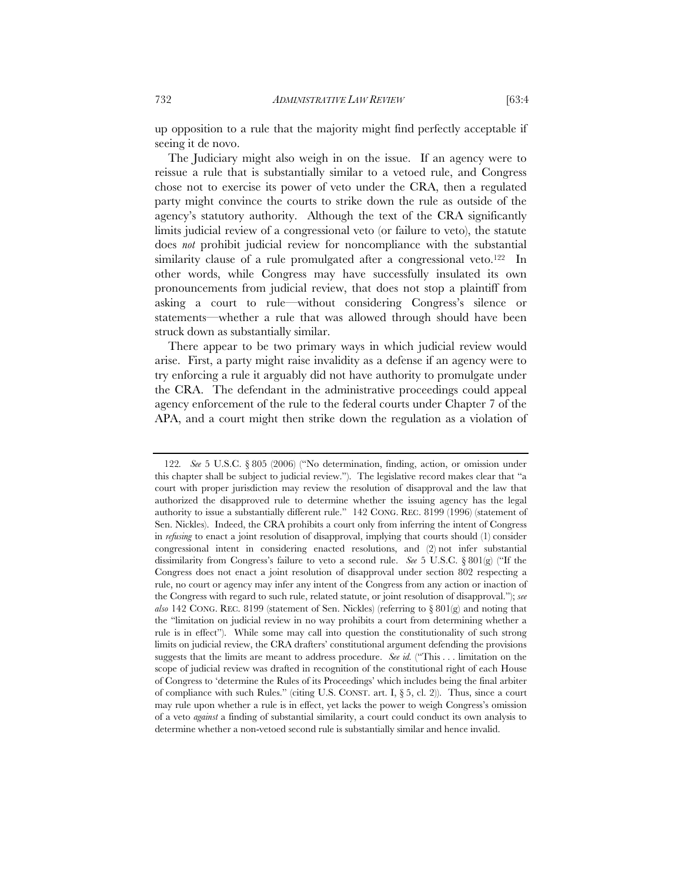up opposition to a rule that the majority might find perfectly acceptable if seeing it de novo.

The Judiciary might also weigh in on the issue. If an agency were to reissue a rule that is substantially similar to a vetoed rule, and Congress chose not to exercise its power of veto under the CRA, then a regulated party might convince the courts to strike down the rule as outside of the agency's statutory authority. Although the text of the CRA significantly limits judicial review of a congressional veto (or failure to veto), the statute does *not* prohibit judicial review for noncompliance with the substantial similarity clause of a rule promulgated after a congressional veto.[122] In other words, while Congress may have successfully insulated its own pronouncements from judicial review, that does not stop a plaintiff from asking a court to rule—without considering Congress's silence or statements—whether a rule that was allowed through should have been struck down as substantially similar.

There appear to be two primary ways in which judicial review would arise. First, a party might raise invalidity as a defense if an agency were to try enforcing a rule it arguably did not have authority to promulgate under the CRA. The defendant in the administrative proceedings could appeal agency enforcement of the rule to the federal courts under Chapter 7 of the APA, and a court might then strike down the regulation as a violation of

---

122. *See* 5 U.S.C. § 805 (2006) ("No determination, finding, action, or omission under this chapter shall be subject to judicial review."). The legislative record makes clear that "a court with proper jurisdiction may review the resolution of disapproval and the law that authorized the disapproved rule to determine whether the issuing agency has the legal authority to issue a substantially different rule." 142 CONG. REC. 8199 (1996) (statement of Sen. Nickles). Indeed, the CRA prohibits a court only from inferring the intent of Congress in *refusing* to enact a joint resolution of disapproval, implying that courts should (1) consider congressional intent in considering enacted resolutions, and (2) not infer substantial dissimilarity from Congress's failure to veto a second rule. *See* 5 U.S.C. § 801(g) ("If the Congress does not enact a joint resolution of disapproval under section 802 respecting a rule, no court or agency may infer any intent of the Congress from any action or inaction of the Congress with regard to such rule, related statute, or joint resolution of disapproval."); *see also* 142 CONG. REC. 8199 (statement of Sen. Nickles) (referring to § 801(g) and noting that the "limitation on judicial review in no way prohibits a court from determining whether a rule is in effect"). While some may call into question the constitutionality of such strong limits on judicial review, the CRA drafters' constitutional argument defending the provisions suggests that the limits are meant to address procedure. *See id.* ("This . . . limitation on the scope of judicial review was drafted in recognition of the constitutional right of each House of Congress to 'determine the Rules of its Proceedings' which includes being the final arbiter of compliance with such Rules." (citing U.S. CONST. art. I, § 5, cl. 2)). Thus, since a court may rule upon whether a rule is in effect, yet lacks the power to weigh Congress's omission of a veto *against* a finding of substantial similarity, a court could conduct its own analysis to determine whether a non-vetoed second rule is substantially similar and hence invalid.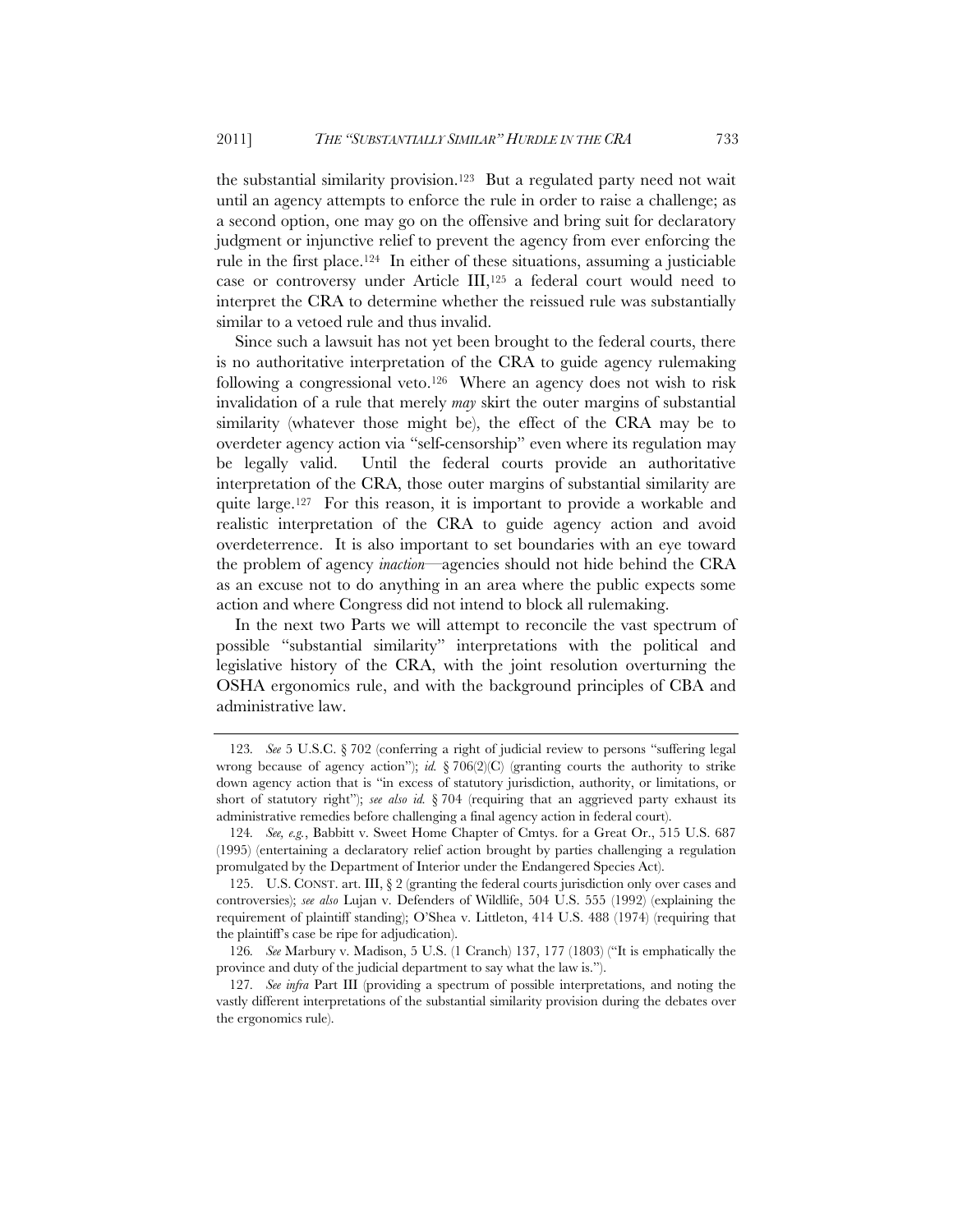the substantial similarity provision.[123] But a regulated party need not wait until an agency attempts to enforce the rule in order to raise a challenge; as a second option, one may go on the offensive and bring suit for declaratory judgment or injunctive relief to prevent the agency from ever enforcing the rule in the first place.[124] In either of these situations, assuming a justiciable case or controversy under Article III,[125] a federal court would need to interpret the CRA to determine whether the reissued rule was substantially similar to a vetoed rule and thus invalid.

Since such a lawsuit has not yet been brought to the federal courts, there is no authoritative interpretation of the CRA to guide agency rulemaking following a congressional veto.[126] Where an agency does not wish to risk invalidation of a rule that merely *may* skirt the outer margins of substantial similarity (whatever those might be), the effect of the CRA may be to overdeter agency action via "self-censorship" even where its regulation may be legally valid. Until the federal courts provide an authoritative interpretation of the CRA, those outer margins of substantial similarity are quite large.[127] For this reason, it is important to provide a workable and realistic interpretation of the CRA to guide agency action and avoid overdeterrence. It is also important to set boundaries with an eye toward the problem of agency *inaction*—agencies should not hide behind the CRA as an excuse not to do anything in an area where the public expects some action and where Congress did not intend to block all rulemaking.

In the next two Parts we will attempt to reconcile the vast spectrum of possible "substantial similarity" interpretations with the political and legislative history of the CRA, with the joint resolution overturning the OSHA ergonomics rule, and with the background principles of CBA and administrative law.

---

123. *See* 5 U.S.C. § 702 (conferring a right of judicial review to persons "suffering legal wrong because of agency action"); *id.* § 706(2)(C) (granting courts the authority to strike down agency action that is "in excess of statutory jurisdiction, authority, or limitations, or short of statutory right"); *see also id.* § 704 (requiring that an aggrieved party exhaust its administrative remedies before challenging a final agency action in federal court).

124. *See, e.g.*, Babbitt v. Sweet Home Chapter of Cmtys. for a Great Or., 515 U.S. 687 (1995) (entertaining a declaratory relief action brought by parties challenging a regulation promulgated by the Department of Interior under the Endangered Species Act).

125. U.S. CONST. art. III, § 2 (granting the federal courts jurisdiction only over cases and controversies); *see also* Lujan v. Defenders of Wildlife, 504 U.S. 555 (1992) (explaining the requirement of plaintiff standing); O'Shea v. Littleton, 414 U.S. 488 (1974) (requiring that the plaintiff's case be ripe for adjudication).

126. *See* Marbury v. Madison, 5 U.S. (1 Cranch) 137, 177 (1803) ("It is emphatically the province and duty of the judicial department to say what the law is.").

127. *See infra* Part III (providing a spectrum of possible interpretations, and noting the vastly different interpretations of the substantial similarity provision during the debates over the ergonomics rule).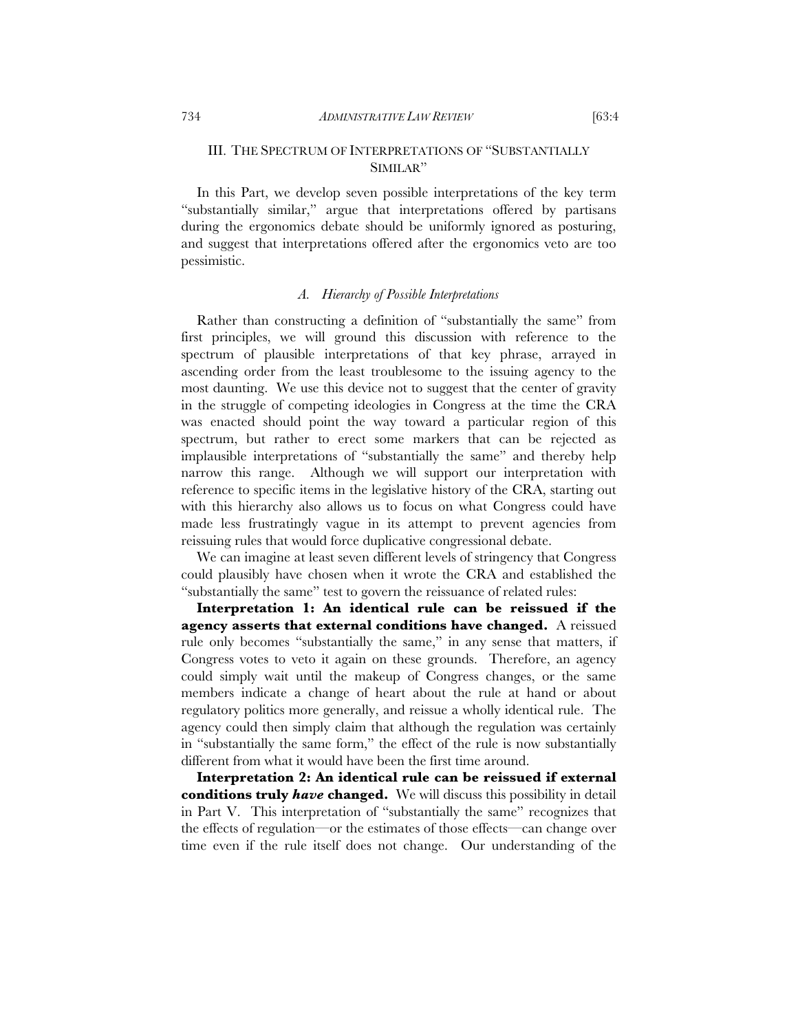## III. The Spectrum of Interpretations of "Substantially Similar"

In this Part, we develop seven possible interpretations of the key term "substantially similar," argue that interpretations offered by partisans during the ergonomics debate should be uniformly ignored as posturing, and suggest that interpretations offered after the ergonomics veto are too pessimistic.

### *A. Hierarchy of Possible Interpretations*

Rather than constructing a definition of "substantially the same" from first principles, we will ground this discussion with reference to the spectrum of plausible interpretations of that key phrase, arrayed in ascending order from the least troublesome to the issuing agency to the most daunting. We use this device not to suggest that the center of gravity in the struggle of competing ideologies in Congress at the time the CRA was enacted should point the way toward a particular region of this spectrum, but rather to erect some markers that can be rejected as implausible interpretations of "substantially the same" and thereby help narrow this range. Although we will support our interpretation with reference to specific items in the legislative history of the CRA, starting out with this hierarchy also allows us to focus on what Congress could have made less frustratingly vague in its attempt to prevent agencies from reissuing rules that would force duplicative congressional debate.

We can imagine at least seven different levels of stringency that Congress could plausibly have chosen when it wrote the CRA and established the "substantially the same" test to govern the reissuance of related rules:

**Interpretation 1: An identical rule can be reissued if the agency asserts that external conditions have changed.** A reissued rule only becomes "substantially the same," in any sense that matters, if Congress votes to veto it again on these grounds. Therefore, an agency could simply wait until the makeup of Congress changes, or the same members indicate a change of heart about the rule at hand or about regulatory politics more generally, and reissue a wholly identical rule. The agency could then simply claim that although the regulation was certainly in "substantially the same form," the effect of the rule is now substantially different from what it would have been the first time around.

**Interpretation 2: An identical rule can be reissued if external conditions truly *have* changed.** We will discuss this possibility in detail in Part V. This interpretation of "substantially the same" recognizes that the effects of regulation—or the estimates of those effects—can change over time even if the rule itself does not change. Our understanding of the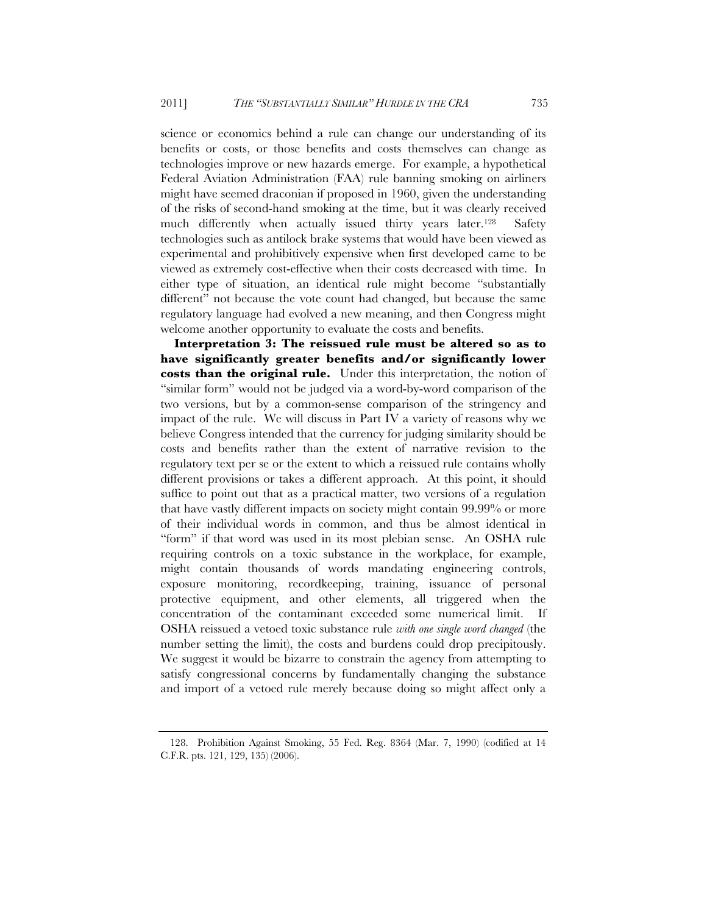science or economics behind a rule can change our understanding of its benefits or costs, or those benefits and costs themselves can change as technologies improve or new hazards emerge. For example, a hypothetical Federal Aviation Administration (FAA) rule banning smoking on airliners might have seemed draconian if proposed in 1960, given the understanding of the risks of second-hand smoking at the time, but it was clearly received much differently when actually issued thirty years later.[128] Safety technologies such as antilock brake systems that would have been viewed as experimental and prohibitively expensive when first developed came to be viewed as extremely cost-effective when their costs decreased with time. In either type of situation, an identical rule might become "substantially different" not because the vote count had changed, but because the same regulatory language had evolved a new meaning, and then Congress might welcome another opportunity to evaluate the costs and benefits.

**Interpretation 3: The reissued rule must be altered so as to have significantly greater benefits and/or significantly lower costs than the original rule.** Under this interpretation, the notion of "similar form" would not be judged via a word-by-word comparison of the two versions, but by a common-sense comparison of the stringency and impact of the rule. We will discuss in Part IV a variety of reasons why we believe Congress intended that the currency for judging similarity should be costs and benefits rather than the extent of narrative revision to the regulatory text per se or the extent to which a reissued rule contains wholly different provisions or takes a different approach. At this point, it should suffice to point out that as a practical matter, two versions of a regulation that have vastly different impacts on society might contain 99.99% or more of their individual words in common, and thus be almost identical in "form" if that word was used in its most plebian sense. An OSHA rule requiring controls on a toxic substance in the workplace, for example, might contain thousands of words mandating engineering controls, exposure monitoring, recordkeeping, training, issuance of personal protective equipment, and other elements, all triggered when the concentration of the contaminant exceeded some numerical limit. If OSHA reissued a vetoed toxic substance rule *with one single word changed* (the number setting the limit), the costs and burdens could drop precipitously. We suggest it would be bizarre to constrain the agency from attempting to satisfy congressional concerns by fundamentally changing the substance and import of a vetoed rule merely because doing so might affect only a

128. Prohibition Against Smoking, 55 Fed. Reg. 8364 (Mar. 7, 1990) (codified at 14 C.F.R. pts. 121, 129, 135) (2006).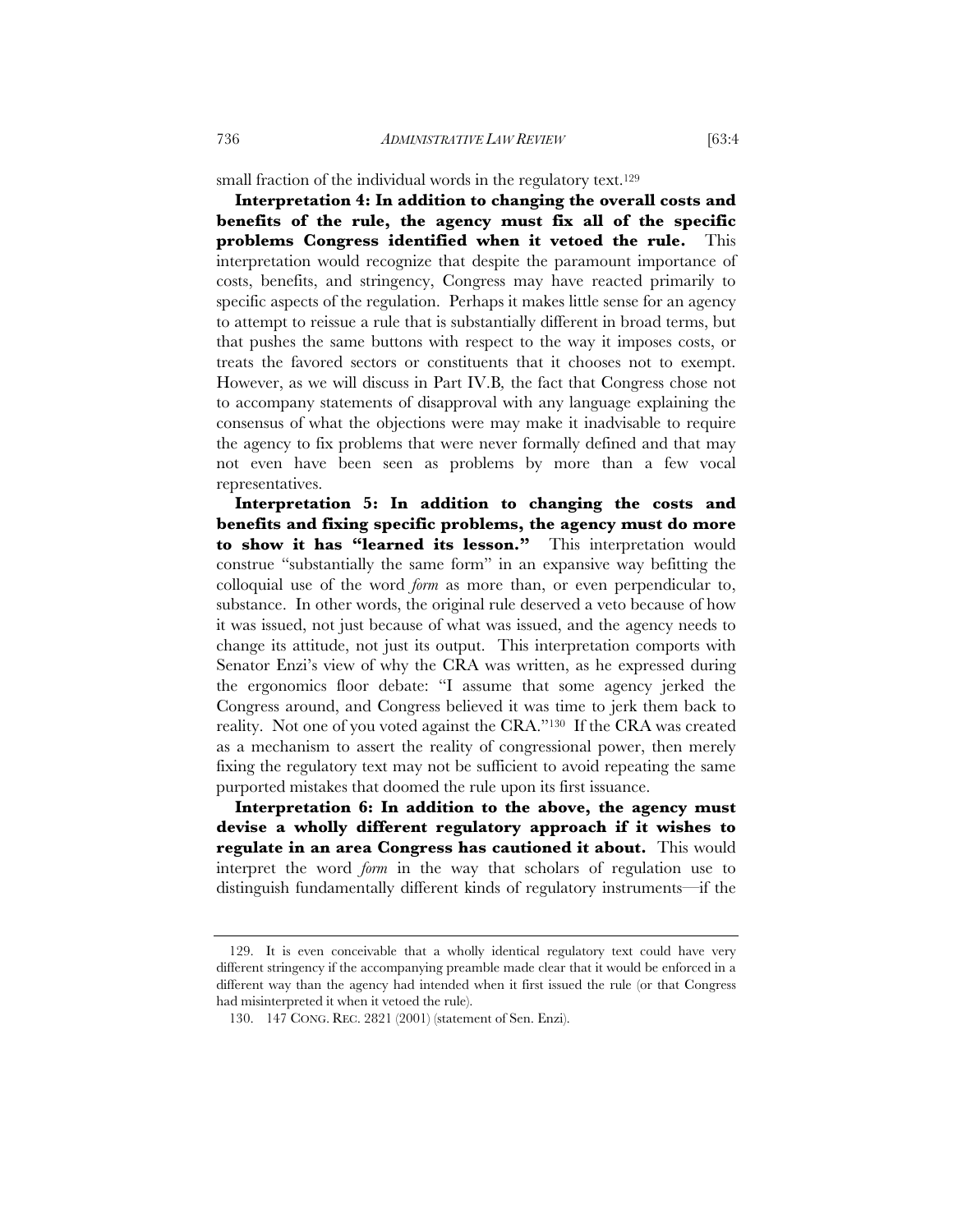small fraction of the individual words in the regulatory text.[129]

**Interpretation 4: In addition to changing the overall costs and benefits of the rule, the agency must fix all of the specific problems Congress identified when it vetoed the rule.** This interpretation would recognize that despite the paramount importance of costs, benefits, and stringency, Congress may have reacted primarily to specific aspects of the regulation. Perhaps it makes little sense for an agency to attempt to reissue a rule that is substantially different in broad terms, but that pushes the same buttons with respect to the way it imposes costs, or treats the favored sectors or constituents that it chooses not to exempt. However, as we will discuss in Part IV.B, the fact that Congress chose not to accompany statements of disapproval with any language explaining the consensus of what the objections were may make it inadvisable to require the agency to fix problems that were never formally defined and that may not even have been seen as problems by more than a few vocal representatives.

**Interpretation 5: In addition to changing the costs and benefits and fixing specific problems, the agency must do more to show it has "learned its lesson."** This interpretation would construe "substantially the same form" in an expansive way befitting the colloquial use of the word *form* as more than, or even perpendicular to, substance. In other words, the original rule deserved a veto because of how it was issued, not just because of what was issued, and the agency needs to change its attitude, not just its output. This interpretation comports with Senator Enzi's view of why the CRA was written, as he expressed during the ergonomics floor debate: "I assume that some agency jerked the Congress around, and Congress believed it was time to jerk them back to reality. Not one of you voted against the CRA."[130] If the CRA was created as a mechanism to assert the reality of congressional power, then merely fixing the regulatory text may not be sufficient to avoid repeating the same purported mistakes that doomed the rule upon its first issuance.

**Interpretation 6: In addition to the above, the agency must devise a wholly different regulatory approach if it wishes to regulate in an area Congress has cautioned it about.** This would interpret the word *form* in the way that scholars of regulation use to distinguish fundamentally different kinds of regulatory instruments—if the

---

129. It is even conceivable that a wholly identical regulatory text could have very different stringency if the accompanying preamble made clear that it would be enforced in a different way than the agency had intended when it first issued the rule (or that Congress had misinterpreted it when it vetoed the rule).

130. 147 CONG. REC. 2821 (2001) (statement of Sen. Enzi).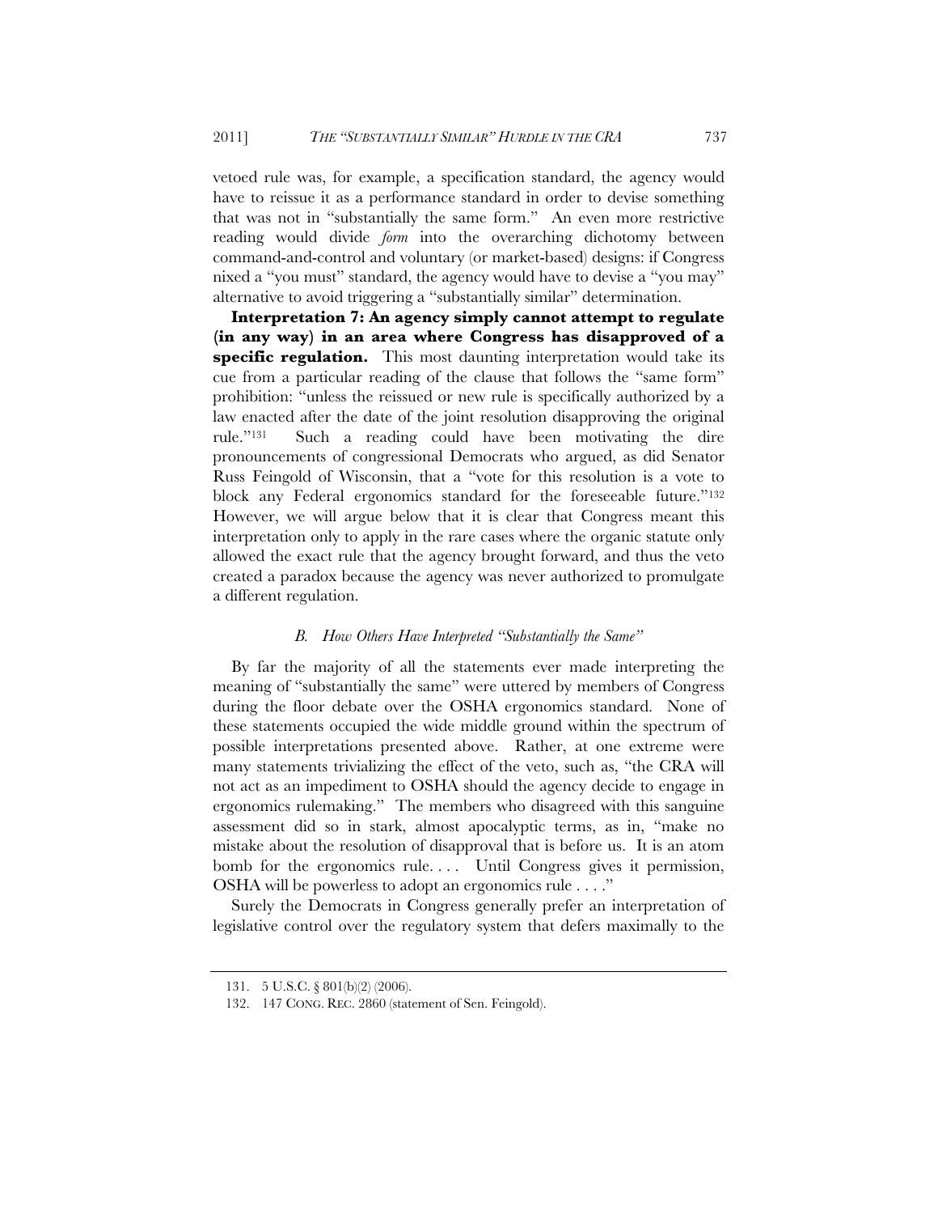vetoed rule was, for example, a specification standard, the agency would have to reissue it as a performance standard in order to devise something that was not in "substantially the same form." An even more restrictive reading would divide *form* into the overarching dichotomy between command-and-control and voluntary (or market-based) designs: if Congress nixed a "you must" standard, the agency would have to devise a "you may" alternative to avoid triggering a "substantially similar" determination.

**Interpretation 7: An agency simply cannot attempt to regulate (in any way) in an area where Congress has disapproved of a specific regulation.** This most daunting interpretation would take its cue from a particular reading of the clause that follows the "same form" prohibition: "unless the reissued or new rule is specifically authorized by a law enacted after the date of the joint resolution disapproving the original rule."[131] Such a reading could have been motivating the dire pronouncements of congressional Democrats who argued, as did Senator Russ Feingold of Wisconsin, that a "vote for this resolution is a vote to block any Federal ergonomics standard for the foreseeable future."[132] However, we will argue below that it is clear that Congress meant this interpretation only to apply in the rare cases where the organic statute only allowed the exact rule that the agency brought forward, and thus the veto created a paradox because the agency was never authorized to promulgate a different regulation.

### *B. How Others Have Interpreted "Substantially the Same"*

By far the majority of all the statements ever made interpreting the meaning of "substantially the same" were uttered by members of Congress during the floor debate over the OSHA ergonomics standard. None of these statements occupied the wide middle ground within the spectrum of possible interpretations presented above. Rather, at one extreme were many statements trivializing the effect of the veto, such as, "the CRA will not act as an impediment to OSHA should the agency decide to engage in ergonomics rulemaking." The members who disagreed with this sanguine assessment did so in stark, almost apocalyptic terms, as in, "make no mistake about the resolution of disapproval that is before us. It is an atom bomb for the ergonomics rule. . . . Until Congress gives it permission, OSHA will be powerless to adopt an ergonomics rule . . . ."

Surely the Democrats in Congress generally prefer an interpretation of legislative control over the regulatory system that defers maximally to the

131. 5 U.S.C. § 801(b)(2) (2006).

132. 147 CONG. REC. 2860 (statement of Sen. Feingold).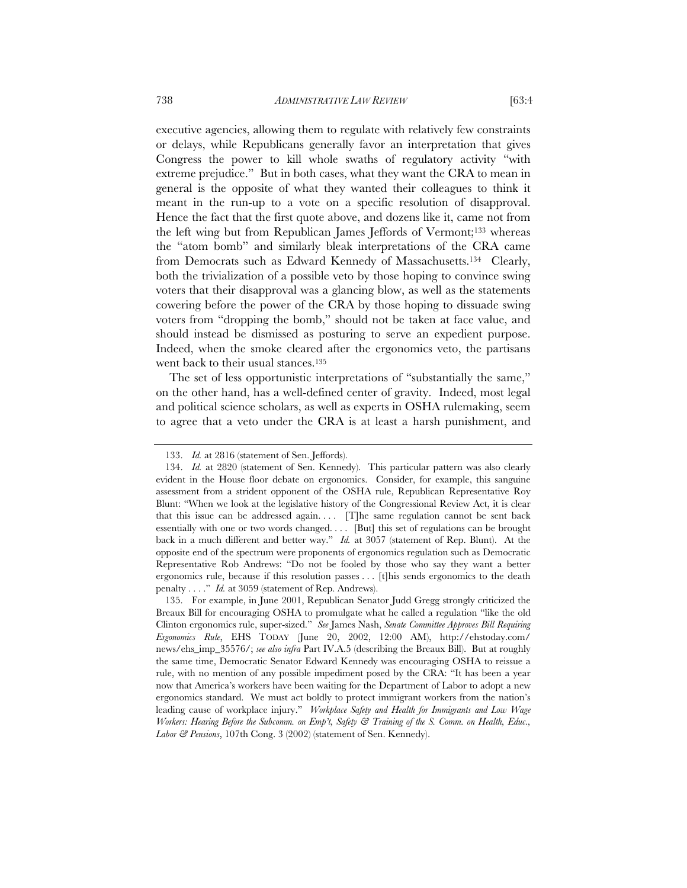executive agencies, allowing them to regulate with relatively few constraints or delays, while Republicans generally favor an interpretation that gives Congress the power to kill whole swaths of regulatory activity "with extreme prejudice." But in both cases, what they want the CRA to mean in general is the opposite of what they wanted their colleagues to think it meant in the run-up to a vote on a specific resolution of disapproval. Hence the fact that the first quote above, and dozens like it, came not from the left wing but from Republican James Jeffords of Vermont;[133] whereas the "atom bomb" and similarly bleak interpretations of the CRA came from Democrats such as Edward Kennedy of Massachusetts.[134] Clearly, both the trivialization of a possible veto by those hoping to convince swing voters that their disapproval was a glancing blow, as well as the statements cowering before the power of the CRA by those hoping to dissuade swing voters from "dropping the bomb," should not be taken at face value, and should instead be dismissed as posturing to serve an expedient purpose. Indeed, when the smoke cleared after the ergonomics veto, the partisans went back to their usual stances.[135]

The set of less opportunistic interpretations of "substantially the same," on the other hand, has a well-defined center of gravity. Indeed, most legal and political science scholars, as well as experts in OSHA rulemaking, seem to agree that a veto under the CRA is at least a harsh punishment, and

---

133. *Id.* at 2816 (statement of Sen. Jeffords).

134. *Id.* at 2820 (statement of Sen. Kennedy). This particular pattern was also clearly evident in the House floor debate on ergonomics. Consider, for example, this sanguine assessment from a strident opponent of the OSHA rule, Republican Representative Roy Blunt: "When we look at the legislative history of the Congressional Review Act, it is clear that this issue can be addressed again. . . . [T]he same regulation cannot be sent back essentially with one or two words changed. . . . [But] this set of regulations can be brought back in a much different and better way." *Id.* at 3057 (statement of Rep. Blunt). At the opposite end of the spectrum were proponents of ergonomics regulation such as Democratic Representative Rob Andrews: "Do not be fooled by those who say they want a better ergonomics rule, because if this resolution passes . . . [t]his sends ergonomics to the death penalty . . . ." *Id.* at 3059 (statement of Rep. Andrews).

135. For example, in June 2001, Republican Senator Judd Gregg strongly criticized the Breaux Bill for encouraging OSHA to promulgate what he called a regulation "like the old Clinton ergonomics rule, super-sized." *See* James Nash, *Senate Committee Approves Bill Requiring Ergonomics Rule*, EHS TODAY (June 20, 2002, 12:00 AM), http://ehstoday.com/news/ehs_imp_35576/; *see also infra* Part IV.A.5 (describing the Breaux Bill). But at roughly the same time, Democratic Senator Edward Kennedy was encouraging OSHA to reissue a rule, with no mention of any possible impediment posed by the CRA: "It has been a year now that America's workers have been waiting for the Department of Labor to adopt a new ergonomics standard. We must act boldly to protect immigrant workers from the nation's leading cause of workplace injury." *Workplace Safety and Health for Immigrants and Low Wage Workers: Hearing Before the Subcomm. on Emp't, Safety & Training of the S. Comm. on Health, Educ., Labor & Pensions*, 107th Cong. 3 (2002) (statement of Sen. Kennedy).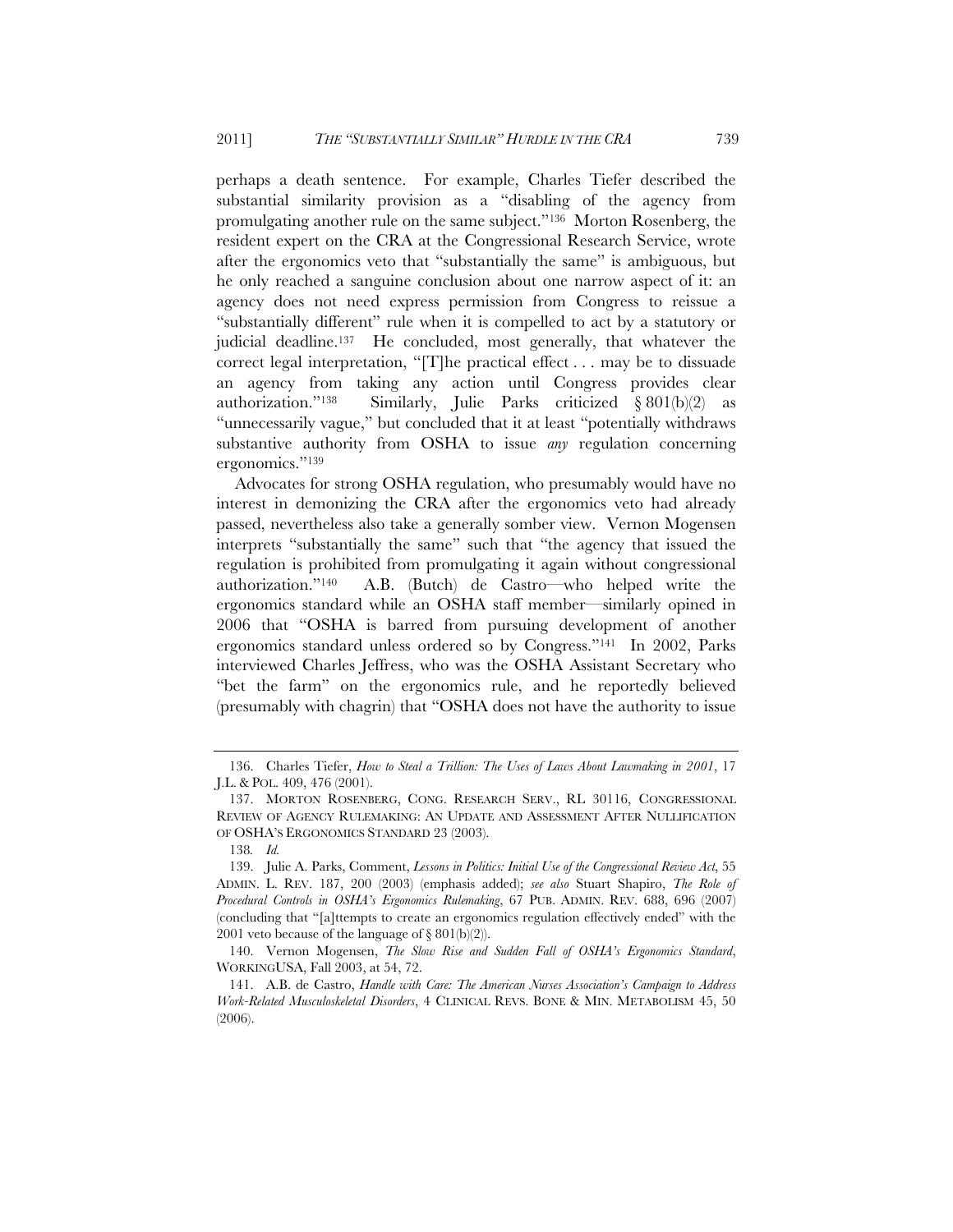perhaps a death sentence. For example, Charles Tiefer described the substantial similarity provision as a "disabling of the agency from promulgating another rule on the same subject."[136] Morton Rosenberg, the resident expert on the CRA at the Congressional Research Service, wrote after the ergonomics veto that "substantially the same" is ambiguous, but he only reached a sanguine conclusion about one narrow aspect of it: an agency does not need express permission from Congress to reissue a "substantially different" rule when it is compelled to act by a statutory or judicial deadline.[137] He concluded, most generally, that whatever the correct legal interpretation, "[T]he practical effect . . . may be to dissuade an agency from taking any action until Congress provides clear authorization."[138] Similarly, Julie Parks criticized § 801(b)(2) as "unnecessarily vague," but concluded that it at least "potentially withdraws substantive authority from OSHA to issue *any* regulation concerning ergonomics."[139]

Advocates for strong OSHA regulation, who presumably would have no interest in demonizing the CRA after the ergonomics veto had already passed, nevertheless also take a generally somber view. Vernon Mogensen interprets "substantially the same" such that "the agency that issued the regulation is prohibited from promulgating it again without congressional authorization."[140] A.B. (Butch) de Castro—who helped write the ergonomics standard while an OSHA staff member—similarly opined in 2006 that "OSHA is barred from pursuing development of another ergonomics standard unless ordered so by Congress."[141] In 2002, Parks interviewed Charles Jeffress, who was the OSHA Assistant Secretary who "bet the farm" on the ergonomics rule, and he reportedly believed (presumably with chagrin) that "OSHA does not have the authority to issue

---

136. Charles Tiefer, *How to Steal a Trillion: The Uses of Laws About Lawmaking in 2001*, 17 J.L. & POL. 409, 476 (2001).

137. MORTON ROSENBERG, CONG. RESEARCH SERV., RL 30116, CONGRESSIONAL REVIEW OF AGENCY RULEMAKING: AN UPDATE AND ASSESSMENT AFTER NULLIFICATION OF OSHA'S ERGONOMICS STANDARD 23 (2003).

138. *Id.*

139. Julie A. Parks, Comment, *Lessons in Politics: Initial Use of the Congressional Review Act*, 55 ADMIN. L. REV. 187, 200 (2003) (emphasis added); *see also* Stuart Shapiro, *The Role of Procedural Controls in OSHA's Ergonomics Rulemaking*, 67 PUB. ADMIN. REV. 688, 696 (2007) (concluding that "[a]ttempts to create an ergonomics regulation effectively ended" with the 2001 veto because of the language of § 801(b)(2)).

140. Vernon Mogensen, *The Slow Rise and Sudden Fall of OSHA's Ergonomics Standard*, WORKINGUSA, Fall 2003, at 54, 72.

141. A.B. de Castro, *Handle with Care: The American Nurses Association's Campaign to Address Work-Related Musculoskeletal Disorders*, 4 CLINICAL REVS. BONE & MIN. METABOLISM 45, 50 (2006).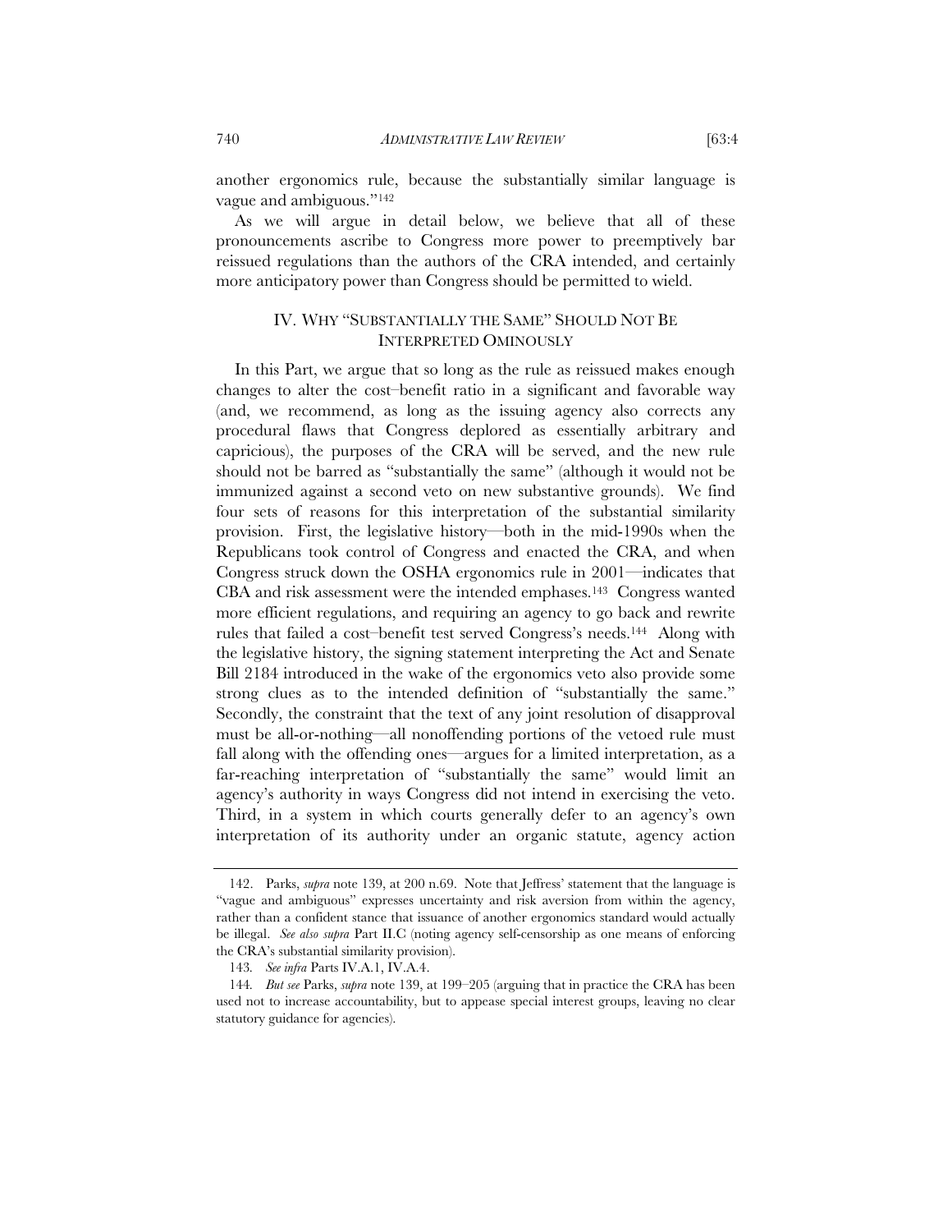another ergonomics rule, because the substantially similar language is vague and ambiguous."[142]

As we will argue in detail below, we believe that all of these pronouncements ascribe to Congress more power to preemptively bar reissued regulations than the authors of the CRA intended, and certainly more anticipatory power than Congress should be permitted to wield.

## IV. WHY "SUBSTANTIALLY THE SAME" SHOULD NOT BE INTERPRETED OMINOUSLY

In this Part, we argue that so long as the rule as reissued makes enough changes to alter the cost–benefit ratio in a significant and favorable way (and, we recommend, as long as the issuing agency also corrects any procedural flaws that Congress deplored as essentially arbitrary and capricious), the purposes of the CRA will be served, and the new rule should not be barred as "substantially the same" (although it would not be immunized against a second veto on new substantive grounds). We find four sets of reasons for this interpretation of the substantial similarity provision. First, the legislative history—both in the mid-1990s when the Republicans took control of Congress and enacted the CRA, and when Congress struck down the OSHA ergonomics rule in 2001—indicates that CBA and risk assessment were the intended emphases.[143] Congress wanted more efficient regulations, and requiring an agency to go back and rewrite rules that failed a cost–benefit test served Congress's needs.[144] Along with the legislative history, the signing statement interpreting the Act and Senate Bill 2184 introduced in the wake of the ergonomics veto also provide some strong clues as to the intended definition of "substantially the same." Secondly, the constraint that the text of any joint resolution of disapproval must be all-or-nothing—all nonoffending portions of the vetoed rule must fall along with the offending ones—argues for a limited interpretation, as a far-reaching interpretation of "substantially the same" would limit an agency's authority in ways Congress did not intend in exercising the veto. Third, in a system in which courts generally defer to an agency's own interpretation of its authority under an organic statute, agency action

---

142. Parks, *supra* note 139, at 200 n.69. Note that Jeffress' statement that the language is "vague and ambiguous" expresses uncertainty and risk aversion from within the agency, rather than a confident stance that issuance of another ergonomics standard would actually be illegal. *See also supra* Part II.C (noting agency self-censorship as one means of enforcing the CRA's substantial similarity provision).

143. *See infra* Parts IV.A.1, IV.A.4.

144. *But see* Parks, *supra* note 139, at 199–205 (arguing that in practice the CRA has been used not to increase accountability, but to appease special interest groups, leaving no clear statutory guidance for agencies).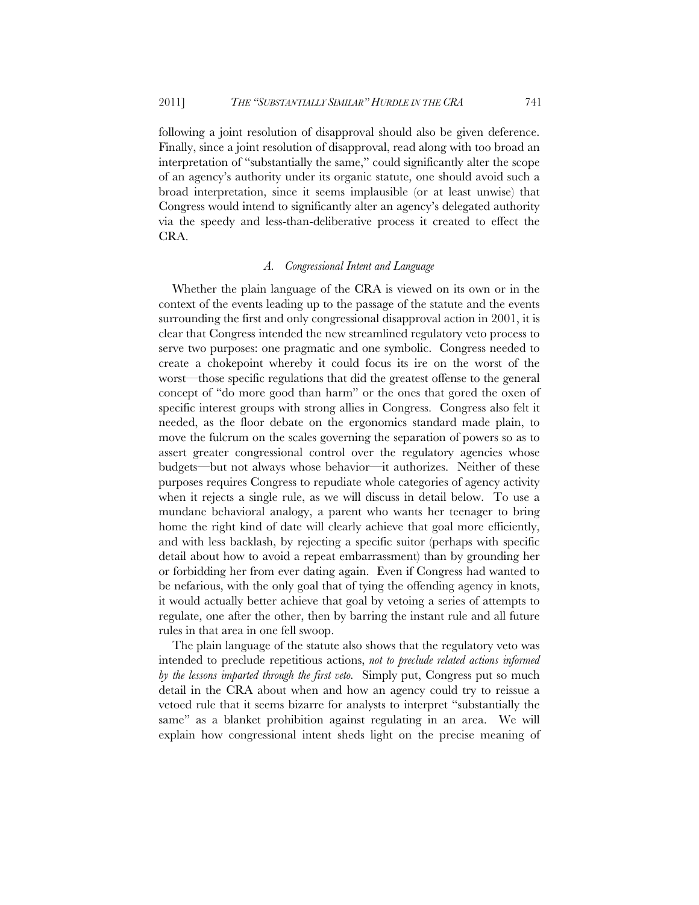following a joint resolution of disapproval should also be given deference. Finally, since a joint resolution of disapproval, read along with too broad an interpretation of "substantially the same," could significantly alter the scope of an agency's authority under its organic statute, one should avoid such a broad interpretation, since it seems implausible (or at least unwise) that Congress would intend to significantly alter an agency's delegated authority via the speedy and less-than-deliberative process it created to effect the CRA.

### *A. Congressional Intent and Language*

Whether the plain language of the CRA is viewed on its own or in the context of the events leading up to the passage of the statute and the events surrounding the first and only congressional disapproval action in 2001, it is clear that Congress intended the new streamlined regulatory veto process to serve two purposes: one pragmatic and one symbolic. Congress needed to create a chokepoint whereby it could focus its ire on the worst of the worst—those specific regulations that did the greatest offense to the general concept of "do more good than harm" or the ones that gored the oxen of specific interest groups with strong allies in Congress. Congress also felt it needed, as the floor debate on the ergonomics standard made plain, to move the fulcrum on the scales governing the separation of powers so as to assert greater congressional control over the regulatory agencies whose budgets—but not always whose behavior—it authorizes. Neither of these purposes requires Congress to repudiate whole categories of agency activity when it rejects a single rule, as we will discuss in detail below. To use a mundane behavioral analogy, a parent who wants her teenager to bring home the right kind of date will clearly achieve that goal more efficiently, and with less backlash, by rejecting a specific suitor (perhaps with specific detail about how to avoid a repeat embarrassment) than by grounding her or forbidding her from ever dating again. Even if Congress had wanted to be nefarious, with the only goal that of tying the offending agency in knots, it would actually better achieve that goal by vetoing a series of attempts to regulate, one after the other, then by barring the instant rule and all future rules in that area in one fell swoop.

The plain language of the statute also shows that the regulatory veto was intended to preclude repetitious actions, *not to preclude related actions informed by the lessons imparted through the first veto*. Simply put, Congress put so much detail in the CRA about when and how an agency could try to reissue a vetoed rule that it seems bizarre for analysts to interpret "substantially the same" as a blanket prohibition against regulating in an area. We will explain how congressional intent sheds light on the precise meaning of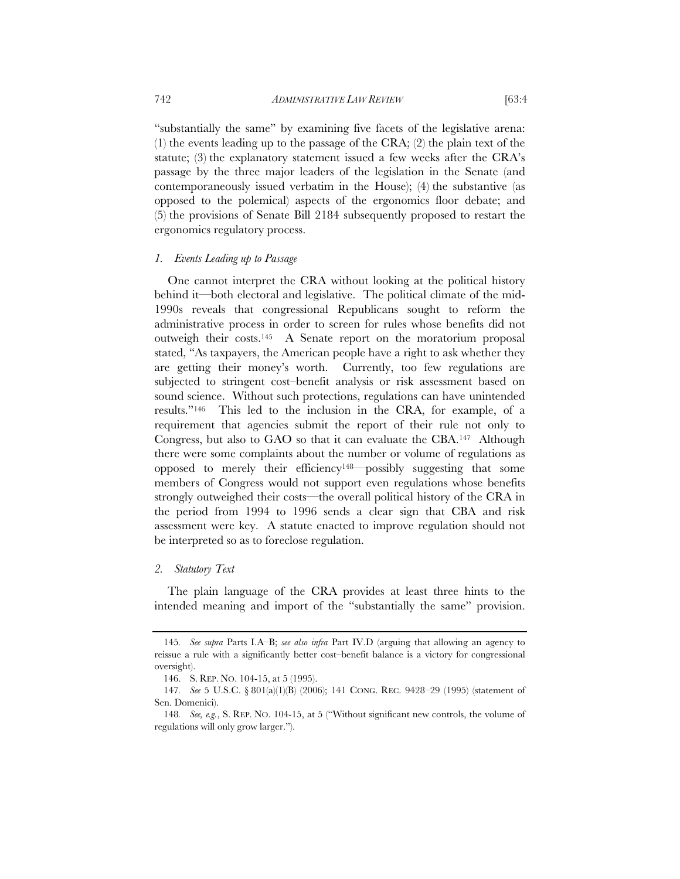"substantially the same" by examining five facets of the legislative arena: (1) the events leading up to the passage of the CRA; (2) the plain text of the statute; (3) the explanatory statement issued a few weeks after the CRA's passage by the three major leaders of the legislation in the Senate (and contemporaneously issued verbatim in the House); (4) the substantive (as opposed to the polemical) aspects of the ergonomics floor debate; and (5) the provisions of Senate Bill 2184 subsequently proposed to restart the ergonomics regulatory process.

### *1. Events Leading up to Passage*

One cannot interpret the CRA without looking at the political history behind it—both electoral and legislative. The political climate of the mid-1990s reveals that congressional Republicans sought to reform the administrative process in order to screen for rules whose benefits did not outweigh their costs.[145] A Senate report on the moratorium proposal stated, "As taxpayers, the American people have a right to ask whether they are getting their money's worth. Currently, too few regulations are subjected to stringent cost–benefit analysis or risk assessment based on sound science. Without such protections, regulations can have unintended results."[146] This led to the inclusion in the CRA, for example, of a requirement that agencies submit the report of their rule not only to Congress, but also to GAO so that it can evaluate the CBA.[147] Although there were some complaints about the number or volume of regulations as opposed to merely their efficiency[148]—possibly suggesting that some members of Congress would not support even regulations whose benefits strongly outweighed their costs—the overall political history of the CRA in the period from 1994 to 1996 sends a clear sign that CBA and risk assessment were key. A statute enacted to improve regulation should not be interpreted so as to foreclose regulation.

### *2. Statutory Text*

The plain language of the CRA provides at least three hints to the intended meaning and import of the "substantially the same" provision.

---

145. *See supra* Parts I.A–B; *see also infra* Part IV.D (arguing that allowing an agency to reissue a rule with a significantly better cost–benefit balance is a victory for congressional oversight).

146. S. REP. NO. 104-15, at 5 (1995).

147. *See* 5 U.S.C. § 801(a)(1)(B) (2006); 141 CONG. REC. 9428–29 (1995) (statement of Sen. Domenici).

148. *See, e.g.*, S. REP. NO. 104-15, at 5 ("Without significant new controls, the volume of regulations will only grow larger.").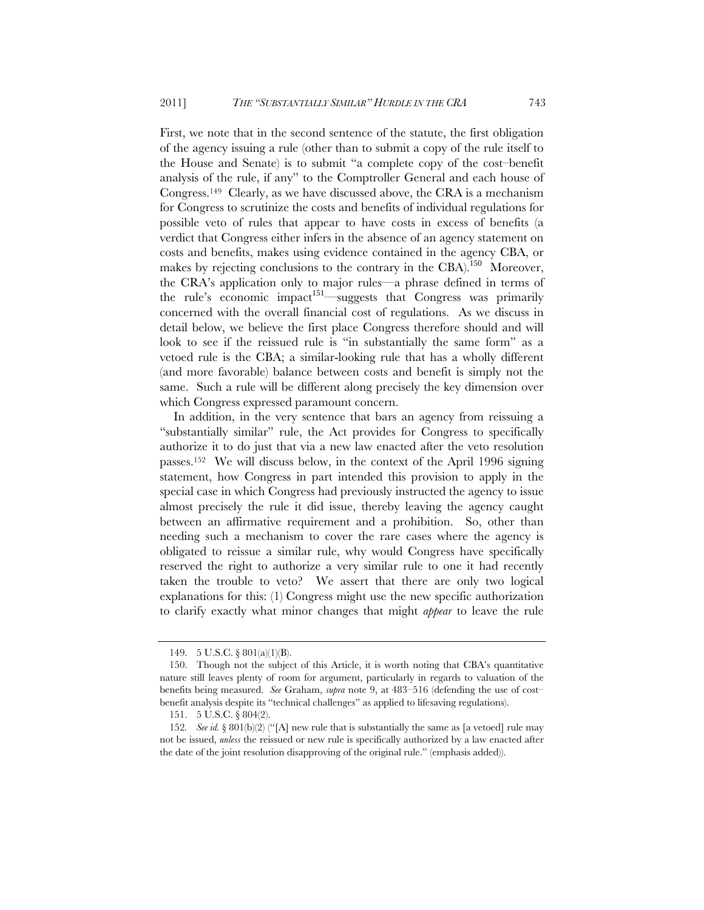First, we note that in the second sentence of the statute, the first obligation of the agency issuing a rule (other than to submit a copy of the rule itself to the House and Senate) is to submit "a complete copy of the cost–benefit analysis of the rule, if any" to the Comptroller General and each house of Congress.[149] Clearly, as we have discussed above, the CRA is a mechanism for Congress to scrutinize the costs and benefits of individual regulations for possible veto of rules that appear to have costs in excess of benefits (a verdict that Congress either infers in the absence of an agency statement on costs and benefits, makes using evidence contained in the agency CBA, or makes by rejecting conclusions to the contrary in the CBA).[150] Moreover, the CRA's application only to major rules—a phrase defined in terms of the rule's economic impact[151]—suggests that Congress was primarily concerned with the overall financial cost of regulations. As we discuss in detail below, we believe the first place Congress therefore should and will look to see if the reissued rule is "in substantially the same form" as a vetoed rule is the CBA; a similar-looking rule that has a wholly different (and more favorable) balance between costs and benefit is simply not the same. Such a rule will be different along precisely the key dimension over which Congress expressed paramount concern.

In addition, in the very sentence that bars an agency from reissuing a "substantially similar" rule, the Act provides for Congress to specifically authorize it to do just that via a new law enacted after the veto resolution passes.[152] We will discuss below, in the context of the April 1996 signing statement, how Congress in part intended this provision to apply in the special case in which Congress had previously instructed the agency to issue almost precisely the rule it did issue, thereby leaving the agency caught between an affirmative requirement and a prohibition. So, other than needing such a mechanism to cover the rare cases where the agency is obligated to reissue a similar rule, why would Congress have specifically reserved the right to authorize a very similar rule to one it had recently taken the trouble to veto? We assert that there are only two logical explanations for this: (1) Congress might use the new specific authorization to clarify exactly what minor changes that might *appear* to leave the rule

149. 5 U.S.C. § 801(a)(1)(B).

150. Though not the subject of this Article, it is worth noting that CBA's quantitative nature still leaves plenty of room for argument, particularly in regards to valuation of the benefits being measured. *See* Graham, *supra* note 9, at 483–516 (defending the use of cost–benefit analysis despite its "technical challenges" as applied to lifesaving regulations).

151. 5 U.S.C. § 804(2).

152. *See id.* § 801(b)(2) ("[A] new rule that is substantially the same as [a vetoed] rule may not be issued, *unless* the reissued or new rule is specifically authorized by a law enacted after the date of the joint resolution disapproving of the original rule." (emphasis added)).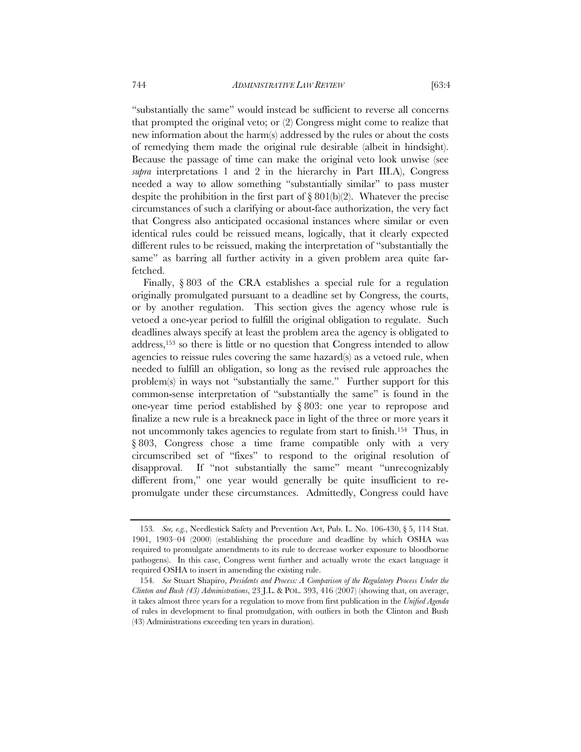"substantially the same" would instead be sufficient to reverse all concerns that prompted the original veto; or (2) Congress might come to realize that new information about the harm(s) addressed by the rules or about the costs of remedying them made the original rule desirable (albeit in hindsight). Because the passage of time can make the original veto look unwise (see *supra* interpretations 1 and 2 in the hierarchy in Part III.A), Congress needed a way to allow something "substantially similar" to pass muster despite the prohibition in the first part of § 801(b)(2). Whatever the precise circumstances of such a clarifying or about-face authorization, the very fact that Congress also anticipated occasional instances where similar or even identical rules could be reissued means, logically, that it clearly expected different rules to be reissued, making the interpretation of "substantially the same" as barring all further activity in a given problem area quite far-fetched.

Finally, § 803 of the CRA establishes a special rule for a regulation originally promulgated pursuant to a deadline set by Congress, the courts, or by another regulation. This section gives the agency whose rule is vetoed a one-year period to fulfill the original obligation to regulate. Such deadlines always specify at least the problem area the agency is obligated to address,[153] so there is little or no question that Congress intended to allow agencies to reissue rules covering the same hazard(s) as a vetoed rule, when needed to fulfill an obligation, so long as the revised rule approaches the problem(s) in ways not "substantially the same." Further support for this common-sense interpretation of "substantially the same" is found in the one-year time period established by § 803: one year to repropose and finalize a new rule is a breakneck pace in light of the three or more years it not uncommonly takes agencies to regulate from start to finish.[154] Thus, in § 803, Congress chose a time frame compatible only with a very circumscribed set of "fixes" to respond to the original resolution of disapproval. If "not substantially the same" meant "unrecognizably different from," one year would generally be quite insufficient to re-promulgate under these circumstances. Admittedly, Congress could have

---

153. *See, e.g.*, Needlestick Safety and Prevention Act, Pub. L. No. 106-430, § 5, 114 Stat. 1901, 1903–04 (2000) (establishing the procedure and deadline by which OSHA was required to promulgate amendments to its rule to decrease worker exposure to bloodborne pathogens). In this case, Congress went further and actually wrote the exact language it required OSHA to insert in amending the existing rule.

154. *See* Stuart Shapiro, *Presidents and Process: A Comparison of the Regulatory Process Under the Clinton and Bush (43) Administrations*, 23 J.L. & POL. 393, 416 (2007) (showing that, on average, it takes almost three years for a regulation to move from first publication in the *Unified Agenda* of rules in development to final promulgation, with outliers in both the Clinton and Bush (43) Administrations exceeding ten years in duration).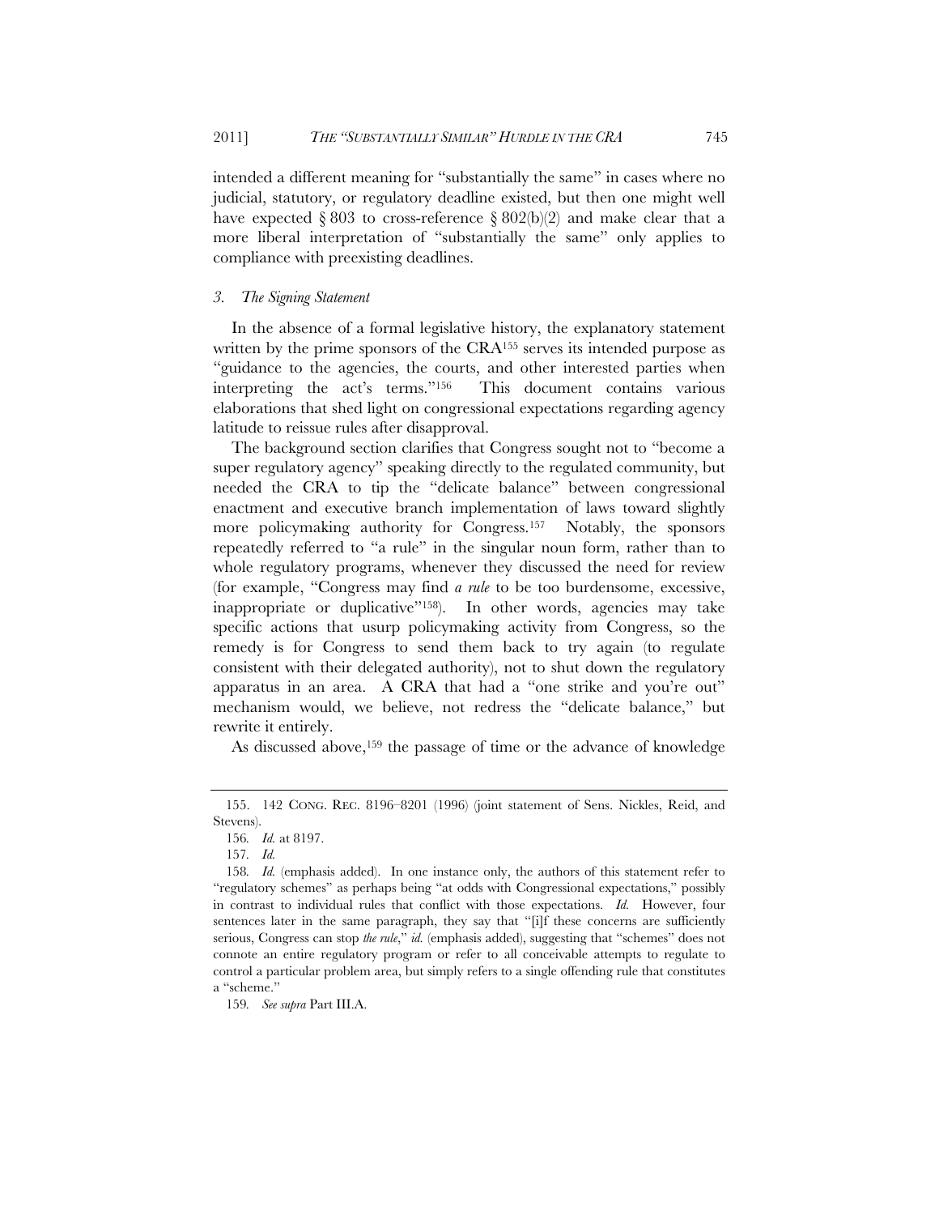intended a different meaning for "substantially the same" in cases where no judicial, statutory, or regulatory deadline existed, but then one might well have expected § 803 to cross-reference § 802(b)(2) and make clear that a more liberal interpretation of "substantially the same" only applies to compliance with preexisting deadlines.

### *3. The Signing Statement*

In the absence of a formal legislative history, the explanatory statement written by the prime sponsors of the CRA[155] serves its intended purpose as "guidance to the agencies, the courts, and other interested parties when interpreting the act's terms."[156] This document contains various elaborations that shed light on congressional expectations regarding agency latitude to reissue rules after disapproval.

The background section clarifies that Congress sought not to "become a super regulatory agency" speaking directly to the regulated community, but needed the CRA to tip the "delicate balance" between congressional enactment and executive branch implementation of laws toward slightly more policymaking authority for Congress.[157] Notably, the sponsors repeatedly referred to "a rule" in the singular noun form, rather than to whole regulatory programs, whenever they discussed the need for review (for example, "Congress may find *a rule* to be too burdensome, excessive, inappropriate or duplicative"[158]). In other words, agencies may take specific actions that usurp policymaking activity from Congress, so the remedy is for Congress to send them back to try again (to regulate consistent with their delegated authority), not to shut down the regulatory apparatus in an area. A CRA that had a "one strike and you're out" mechanism would, we believe, not redress the "delicate balance," but rewrite it entirely.

As discussed above,[159] the passage of time or the advance of knowledge

---

155. 142 CONG. REC. 8196–8201 (1996) (joint statement of Sens. Nickles, Reid, and Stevens).

156. *Id.* at 8197.

157. *Id.*

158. *Id.* (emphasis added). In one instance only, the authors of this statement refer to "regulatory schemes" as perhaps being "at odds with Congressional expectations," possibly in contrast to individual rules that conflict with those expectations. *Id.* However, four sentences later in the same paragraph, they say that "[i]f these concerns are sufficiently serious, Congress can stop *the rule*," *id.* (emphasis added), suggesting that "schemes" does not connote an entire regulatory program or refer to all conceivable attempts to regulate to control a particular problem area, but simply refers to a single offending rule that constitutes a "scheme."

159. *See supra* Part III.A.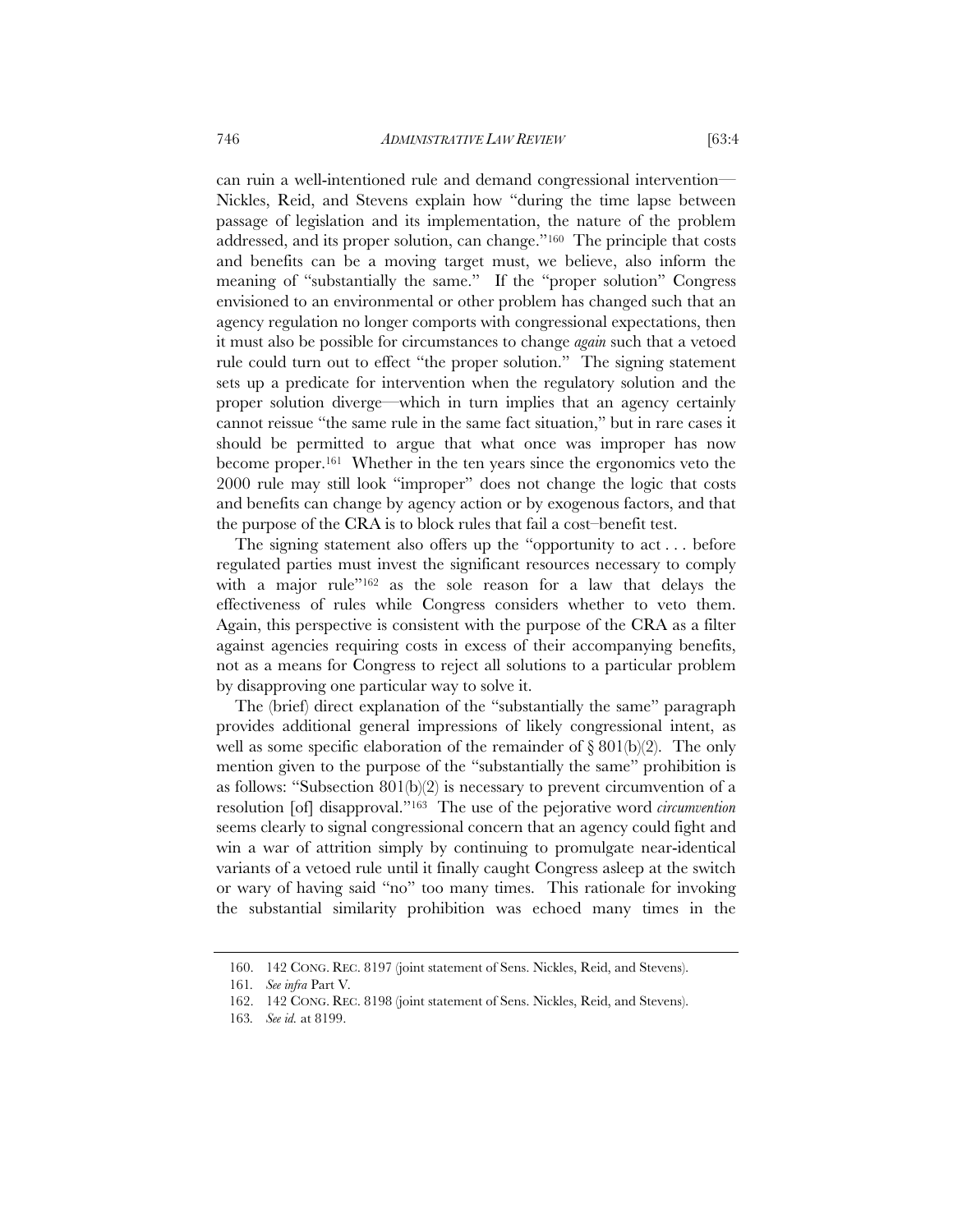can ruin a well-intentioned rule and demand congressional intervention—Nickles, Reid, and Stevens explain how "during the time lapse between passage of legislation and its implementation, the nature of the problem addressed, and its proper solution, can change."[160] The principle that costs and benefits can be a moving target must, we believe, also inform the meaning of "substantially the same." If the "proper solution" Congress envisioned to an environmental or other problem has changed such that an agency regulation no longer comports with congressional expectations, then it must also be possible for circumstances to change *again* such that a vetoed rule could turn out to effect "the proper solution." The signing statement sets up a predicate for intervention when the regulatory solution and the proper solution diverge—which in turn implies that an agency certainly cannot reissue "the same rule in the same fact situation," but in rare cases it should be permitted to argue that what once was improper has now become proper.[161] Whether in the ten years since the ergonomics veto the 2000 rule may still look "improper" does not change the logic that costs and benefits can change by agency action or by exogenous factors, and that the purpose of the CRA is to block rules that fail a cost–benefit test.

The signing statement also offers up the "opportunity to act . . . before regulated parties must invest the significant resources necessary to comply with a major rule"[162] as the sole reason for a law that delays the effectiveness of rules while Congress considers whether to veto them. Again, this perspective is consistent with the purpose of the CRA as a filter against agencies requiring costs in excess of their accompanying benefits, not as a means for Congress to reject all solutions to a particular problem by disapproving one particular way to solve it.

The (brief) direct explanation of the "substantially the same" paragraph provides additional general impressions of likely congressional intent, as well as some specific elaboration of the remainder of § 801(b)(2). The only mention given to the purpose of the "substantially the same" prohibition is as follows: "Subsection 801(b)(2) is necessary to prevent circumvention of a resolution [of] disapproval."[163] The use of the pejorative word *circumvention* seems clearly to signal congressional concern that an agency could fight and win a war of attrition simply by continuing to promulgate near-identical variants of a vetoed rule until it finally caught Congress asleep at the switch or wary of having said "no" too many times. This rationale for invoking the substantial similarity prohibition was echoed many times in the

---

160. 142 CONG. REC. 8197 (joint statement of Sens. Nickles, Reid, and Stevens).

161. *See infra* Part V.

162. 142 CONG. REC. 8198 (joint statement of Sens. Nickles, Reid, and Stevens).

163. *See id.* at 8199.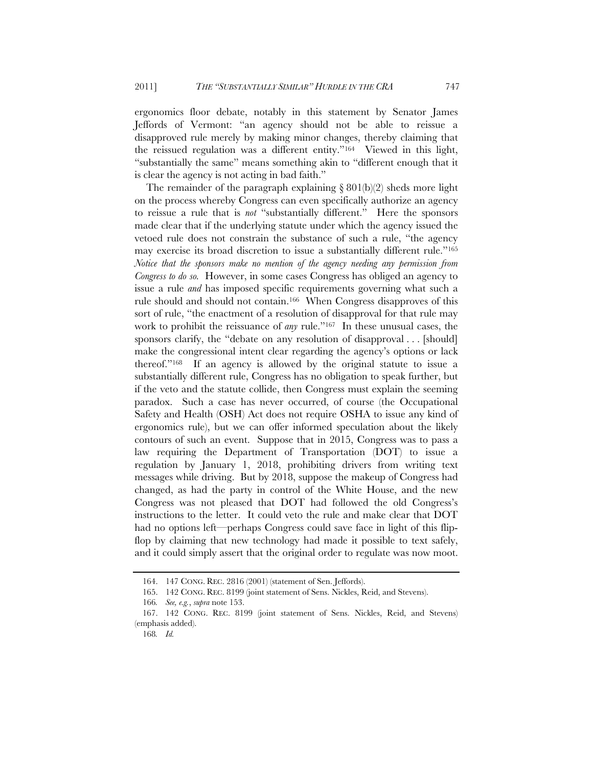ergonomics floor debate, notably in this statement by Senator James Jeffords of Vermont: "an agency should not be able to reissue a disapproved rule merely by making minor changes, thereby claiming that the reissued regulation was a different entity."[164] Viewed in this light, "substantially the same" means something akin to "different enough that it is clear the agency is not acting in bad faith."

The remainder of the paragraph explaining § 801(b)(2) sheds more light on the process whereby Congress can even specifically authorize an agency to reissue a rule that is *not* "substantially different." Here the sponsors made clear that if the underlying statute under which the agency issued the vetoed rule does not constrain the substance of such a rule, "the agency may exercise its broad discretion to issue a substantially different rule."[165] *Notice that the sponsors make no mention of the agency needing any permission from Congress to do so.* However, in some cases Congress has obliged an agency to issue a rule *and* has imposed specific requirements governing what such a rule should and should not contain.[166] When Congress disapproves of this sort of rule, "the enactment of a resolution of disapproval for that rule may work to prohibit the reissuance of *any* rule."[167] In these unusual cases, the sponsors clarify, the "debate on any resolution of disapproval . . . [should] make the congressional intent clear regarding the agency's options or lack thereof."[168] If an agency is allowed by the original statute to issue a substantially different rule, Congress has no obligation to speak further, but if the veto and the statute collide, then Congress must explain the seeming paradox. Such a case has never occurred, of course (the Occupational Safety and Health (OSH) Act does not require OSHA to issue any kind of ergonomics rule), but we can offer informed speculation about the likely contours of such an event. Suppose that in 2015, Congress was to pass a law requiring the Department of Transportation (DOT) to issue a regulation by January 1, 2018, prohibiting drivers from writing text messages while driving. But by 2018, suppose the makeup of Congress had changed, as had the party in control of the White House, and the new Congress was not pleased that DOT had followed the old Congress's instructions to the letter. It could veto the rule and make clear that DOT had no options left—perhaps Congress could save face in light of this flip-flop by claiming that new technology had made it possible to text safely, and it could simply assert that the original order to regulate was now moot.

---

164. 147 CONG. REC. 2816 (2001) (statement of Sen. Jeffords).

165. 142 CONG. REC. 8199 (joint statement of Sens. Nickles, Reid, and Stevens).

166. *See, e.g.*, *supra* note 153.

167. 142 CONG. REC. 8199 (joint statement of Sens. Nickles, Reid, and Stevens) (emphasis added).

168. *Id.*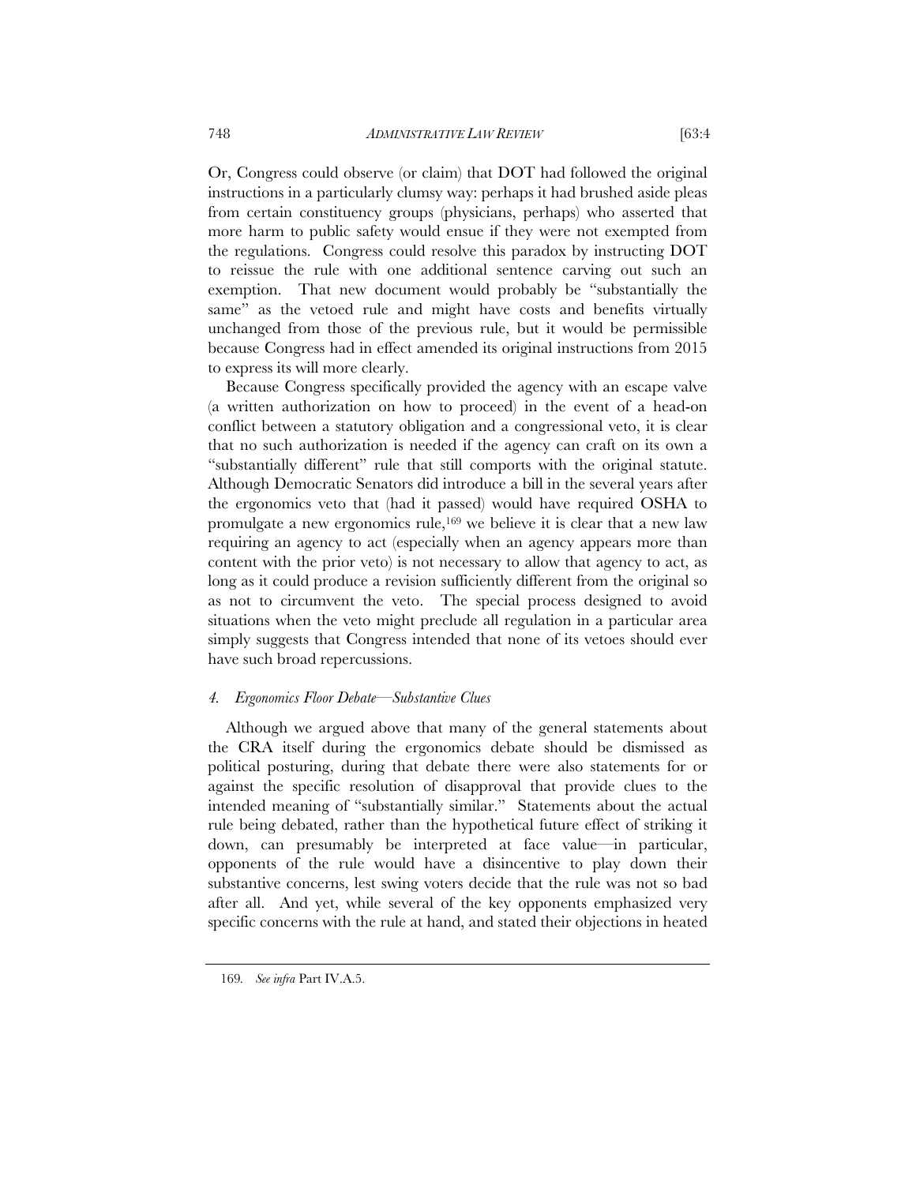Or, Congress could observe (or claim) that DOT had followed the original instructions in a particularly clumsy way: perhaps it had brushed aside pleas from certain constituency groups (physicians, perhaps) who asserted that more harm to public safety would ensue if they were not exempted from the regulations. Congress could resolve this paradox by instructing DOT to reissue the rule with one additional sentence carving out such an exemption. That new document would probably be "substantially the same" as the vetoed rule and might have costs and benefits virtually unchanged from those of the previous rule, but it would be permissible because Congress had in effect amended its original instructions from 2015 to express its will more clearly.

Because Congress specifically provided the agency with an escape valve (a written authorization on how to proceed) in the event of a head-on conflict between a statutory obligation and a congressional veto, it is clear that no such authorization is needed if the agency can craft on its own a "substantially different" rule that still comports with the original statute. Although Democratic Senators did introduce a bill in the several years after the ergonomics veto that (had it passed) would have required OSHA to promulgate a new ergonomics rule,[169] we believe it is clear that a new law requiring an agency to act (especially when an agency appears more than content with the prior veto) is not necessary to allow that agency to act, as long as it could produce a revision sufficiently different from the original so as not to circumvent the veto. The special process designed to avoid situations when the veto might preclude all regulation in a particular area simply suggests that Congress intended that none of its vetoes should ever have such broad repercussions.

#### *4. Ergonomics Floor Debate—Substantive Clues*

Although we argued above that many of the general statements about the CRA itself during the ergonomics debate should be dismissed as political posturing, during that debate there were also statements for or against the specific resolution of disapproval that provide clues to the intended meaning of "substantially similar." Statements about the actual rule being debated, rather than the hypothetical future effect of striking it down, can presumably be interpreted at face value—in particular, opponents of the rule would have a disincentive to play down their substantive concerns, lest swing voters decide that the rule was not so bad after all. And yet, while several of the key opponents emphasized very specific concerns with the rule at hand, and stated their objections in heated

169. *See infra* Part IV.A.5.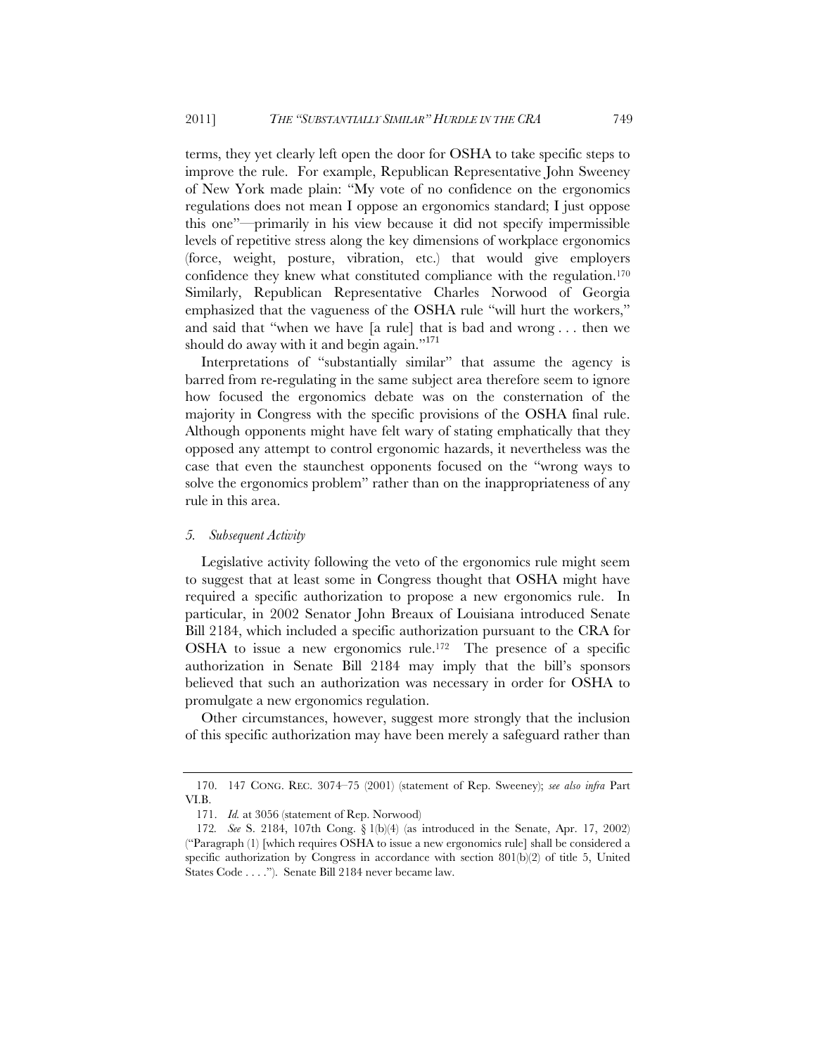terms, they yet clearly left open the door for OSHA to take specific steps to improve the rule. For example, Republican Representative John Sweeney of New York made plain: "My vote of no confidence on the ergonomics regulations does not mean I oppose an ergonomics standard; I just oppose this one"—primarily in his view because it did not specify impermissible levels of repetitive stress along the key dimensions of workplace ergonomics (force, weight, posture, vibration, etc.) that would give employers confidence they knew what constituted compliance with the regulation.[170] Similarly, Republican Representative Charles Norwood of Georgia emphasized that the vagueness of the OSHA rule "will hurt the workers," and said that "when we have [a rule] that is bad and wrong . . . then we should do away with it and begin again."[171]

Interpretations of "substantially similar" that assume the agency is barred from re-regulating in the same subject area therefore seem to ignore how focused the ergonomics debate was on the consternation of the majority in Congress with the specific provisions of the OSHA final rule. Although opponents might have felt wary of stating emphatically that they opposed any attempt to control ergonomic hazards, it nevertheless was the case that even the staunchest opponents focused on the "wrong ways to solve the ergonomics problem" rather than on the inappropriateness of any rule in this area.

### *5. Subsequent Activity*

Legislative activity following the veto of the ergonomics rule might seem to suggest that at least some in Congress thought that OSHA might have required a specific authorization to propose a new ergonomics rule. In particular, in 2002 Senator John Breaux of Louisiana introduced Senate Bill 2184, which included a specific authorization pursuant to the CRA for OSHA to issue a new ergonomics rule.[172] The presence of a specific authorization in Senate Bill 2184 may imply that the bill's sponsors believed that such an authorization was necessary in order for OSHA to promulgate a new ergonomics regulation.

Other circumstances, however, suggest more strongly that the inclusion of this specific authorization may have been merely a safeguard rather than

---

170. 147 CONG. REC. 3074–75 (2001) (statement of Rep. Sweeney); *see also infra* Part VI.B.

171. *Id.* at 3056 (statement of Rep. Norwood)

172. *See* S. 2184, 107th Cong. § 1(b)(4) (as introduced in the Senate, Apr. 17, 2002) ("Paragraph (1) [which requires OSHA to issue a new ergonomics rule] shall be considered a specific authorization by Congress in accordance with section 801(b)(2) of title 5, United States Code . . . ."). Senate Bill 2184 never became law.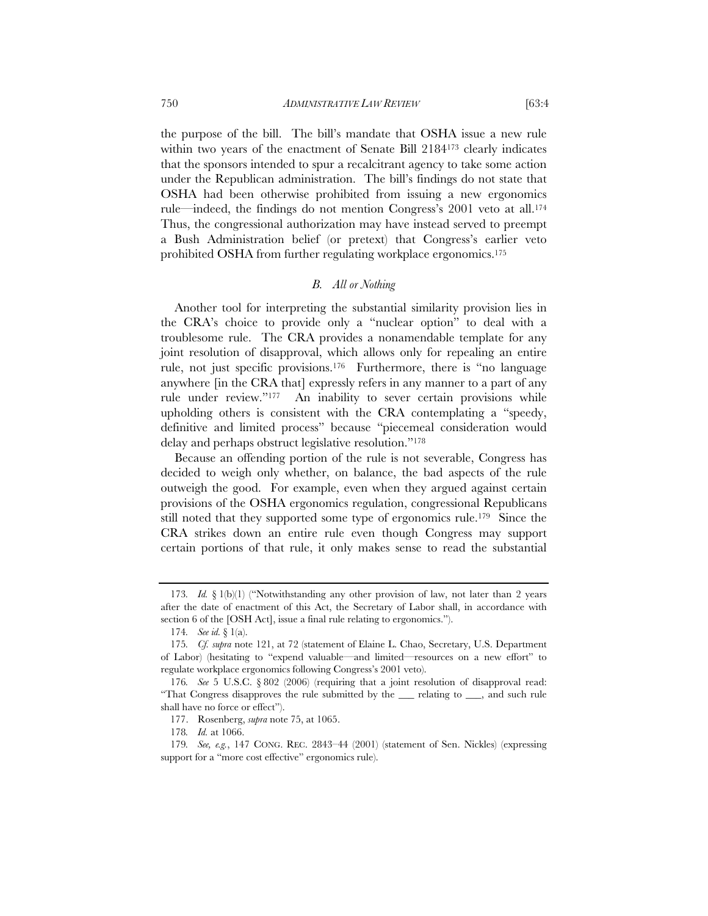the purpose of the bill. The bill's mandate that OSHA issue a new rule within two years of the enactment of Senate Bill 2184[173] clearly indicates that the sponsors intended to spur a recalcitrant agency to take some action under the Republican administration. The bill's findings do not state that OSHA had been otherwise prohibited from issuing a new ergonomics rule—indeed, the findings do not mention Congress's 2001 veto at all.[174] Thus, the congressional authorization may have instead served to preempt a Bush Administration belief (or pretext) that Congress's earlier veto prohibited OSHA from further regulating workplace ergonomics.[175]

### *B. All or Nothing*

Another tool for interpreting the substantial similarity provision lies in the CRA's choice to provide only a "nuclear option" to deal with a troublesome rule. The CRA provides a nonamendable template for any joint resolution of disapproval, which allows only for repealing an entire rule, not just specific provisions.[176] Furthermore, there is "no language anywhere [in the CRA that] expressly refers in any manner to a part of any rule under review."[177] An inability to sever certain provisions while upholding others is consistent with the CRA contemplating a "speedy, definitive and limited process" because "piecemeal consideration would delay and perhaps obstruct legislative resolution."[178]

Because an offending portion of the rule is not severable, Congress has decided to weigh only whether, on balance, the bad aspects of the rule outweigh the good. For example, even when they argued against certain provisions of the OSHA ergonomics regulation, congressional Republicans still noted that they supported some type of ergonomics rule.[179] Since the CRA strikes down an entire rule even though Congress may support certain portions of that rule, it only makes sense to read the substantial

---

173. *Id.* § 1(b)(1) ("Notwithstanding any other provision of law, not later than 2 years after the date of enactment of this Act, the Secretary of Labor shall, in accordance with section 6 of the [OSH Act], issue a final rule relating to ergonomics.").

174. *See id.* § 1(a).

175. *Cf. supra* note 121, at 72 (statement of Elaine L. Chao, Secretary, U.S. Department of Labor) (hesitating to "expend valuable—and limited—resources on a new effort" to regulate workplace ergonomics following Congress's 2001 veto).

176. *See* 5 U.S.C. § 802 (2006) (requiring that a joint resolution of disapproval read: "That Congress disapproves the rule submitted by the ___ relating to ___, and such rule shall have no force or effect").

177. Rosenberg, *supra* note 75, at 1065.

178. *Id.* at 1066.

179. *See, e.g.*, 147 CONG. REC. 2843–44 (2001) (statement of Sen. Nickles) (expressing support for a "more cost effective" ergonomics rule).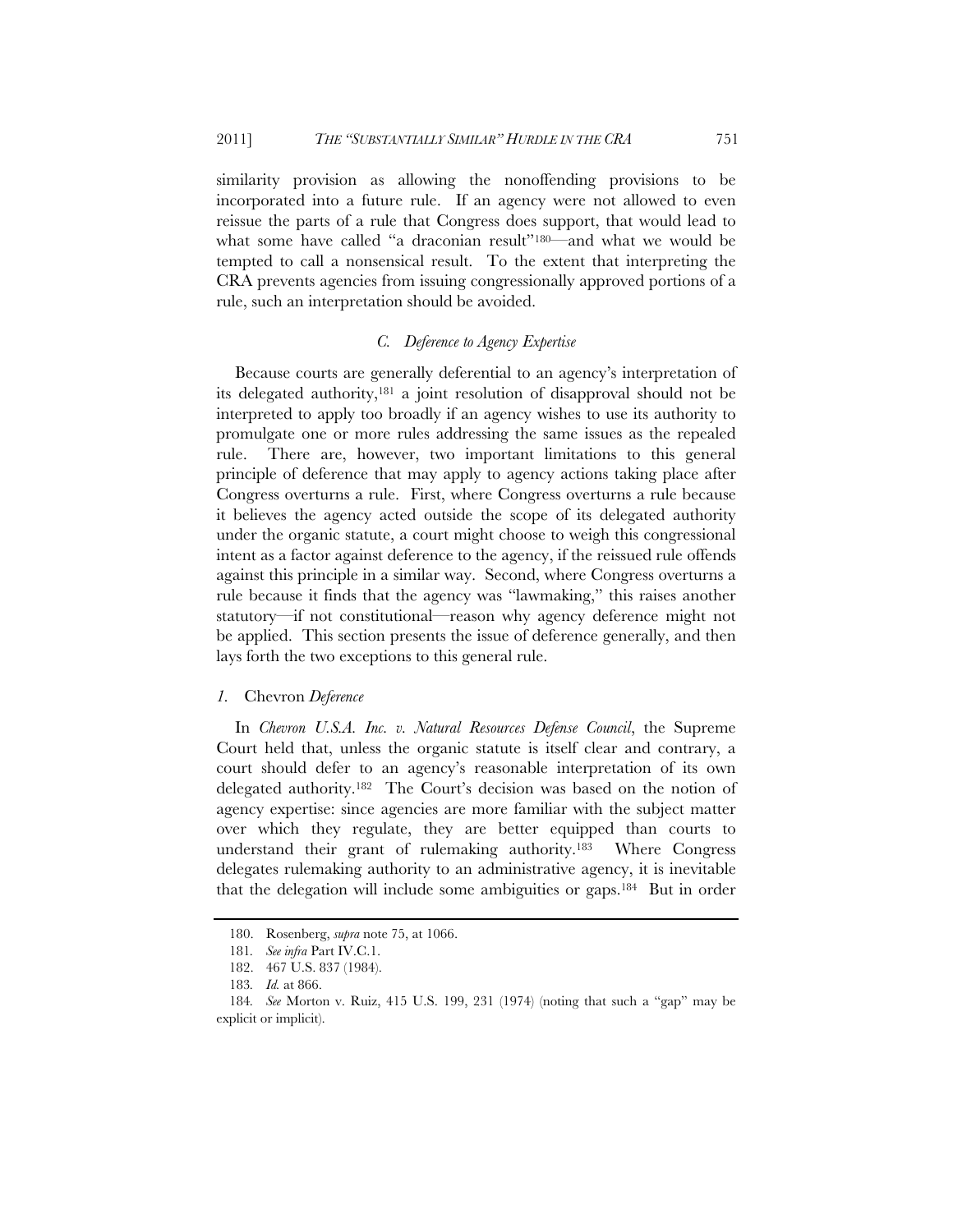similarity provision as allowing the nonoffending provisions to be incorporated into a future rule. If an agency were not allowed to even reissue the parts of a rule that Congress does support, that would lead to what some have called "a draconian result"[180]—and what we would be tempted to call a nonsensical result. To the extent that interpreting the CRA prevents agencies from issuing congressionally approved portions of a rule, such an interpretation should be avoided.

### *C. Deference to Agency Expertise*

Because courts are generally deferential to an agency's interpretation of its delegated authority,[181] a joint resolution of disapproval should not be interpreted to apply too broadly if an agency wishes to use its authority to promulgate one or more rules addressing the same issues as the repealed rule. There are, however, two important limitations to this general principle of deference that may apply to agency actions taking place after Congress overturns a rule. First, where Congress overturns a rule because it believes the agency acted outside the scope of its delegated authority under the organic statute, a court might choose to weigh this congressional intent as a factor against deference to the agency, if the reissued rule offends against this principle in a similar way. Second, where Congress overturns a rule because it finds that the agency was "lawmaking," this raises another statutory—if not constitutional—reason why agency deference might not be applied. This section presents the issue of deference generally, and then lays forth the two exceptions to this general rule.

#### *1.* Chevron *Deference*

In *Chevron U.S.A. Inc. v. Natural Resources Defense Council*, the Supreme Court held that, unless the organic statute is itself clear and contrary, a court should defer to an agency's reasonable interpretation of its own delegated authority.[182] The Court's decision was based on the notion of agency expertise: since agencies are more familiar with the subject matter over which they regulate, they are better equipped than courts to understand their grant of rulemaking authority.[183] Where Congress delegates rulemaking authority to an administrative agency, it is inevitable that the delegation will include some ambiguities or gaps.[184] But in order

---

180. Rosenberg, *supra* note 75, at 1066.

181. *See infra* Part IV.C.1.

182. 467 U.S. 837 (1984).

183. *Id.* at 866.

184. *See* Morton v. Ruiz, 415 U.S. 199, 231 (1974) (noting that such a "gap" may be explicit or implicit).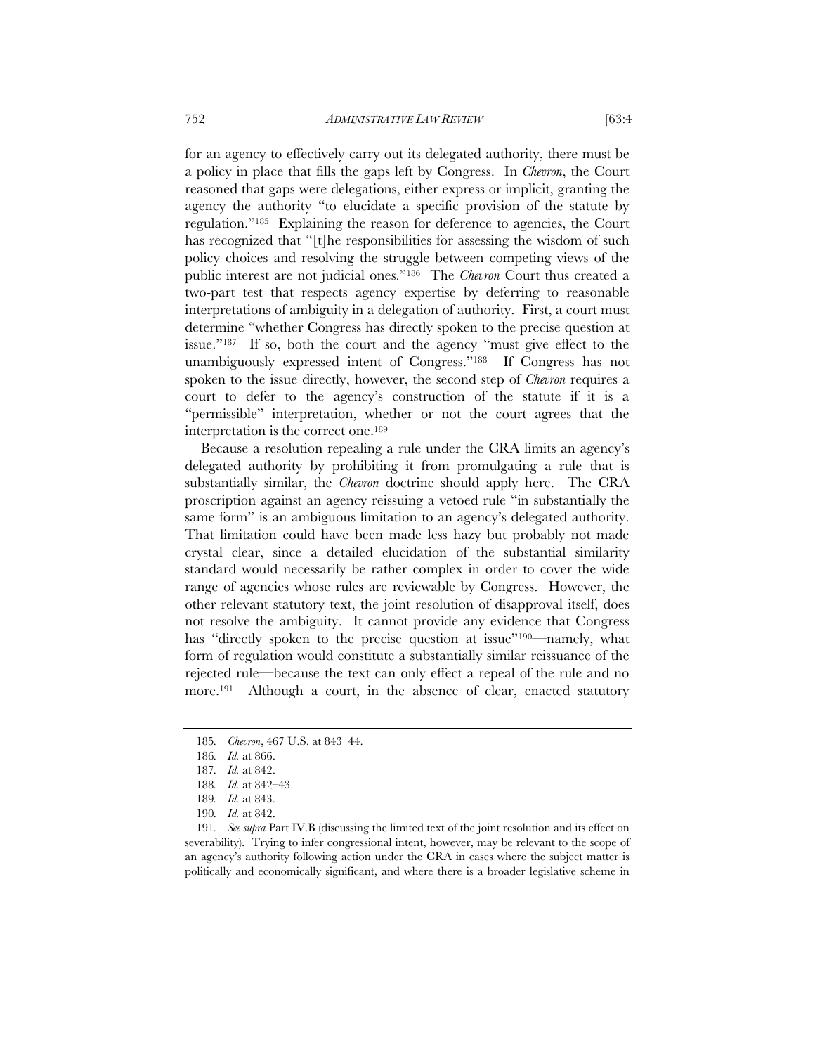for an agency to effectively carry out its delegated authority, there must be a policy in place that fills the gaps left by Congress. In *Chevron*, the Court reasoned that gaps were delegations, either express or implicit, granting the agency the authority "to elucidate a specific provision of the statute by regulation."[185] Explaining the reason for deference to agencies, the Court has recognized that "[t]he responsibilities for assessing the wisdom of such policy choices and resolving the struggle between competing views of the public interest are not judicial ones."[186] The *Chevron* Court thus created a two-part test that respects agency expertise by deferring to reasonable interpretations of ambiguity in a delegation of authority. First, a court must determine "whether Congress has directly spoken to the precise question at issue."[187] If so, both the court and the agency "must give effect to the unambiguously expressed intent of Congress."[188] If Congress has not spoken to the issue directly, however, the second step of *Chevron* requires a court to defer to the agency's construction of the statute if it is a "permissible" interpretation, whether or not the court agrees that the interpretation is the correct one.[189]

Because a resolution repealing a rule under the CRA limits an agency's delegated authority by prohibiting it from promulgating a rule that is substantially similar, the *Chevron* doctrine should apply here. The CRA proscription against an agency reissuing a vetoed rule "in substantially the same form" is an ambiguous limitation to an agency's delegated authority. That limitation could have been made less hazy but probably not made crystal clear, since a detailed elucidation of the substantial similarity standard would necessarily be rather complex in order to cover the wide range of agencies whose rules are reviewable by Congress. However, the other relevant statutory text, the joint resolution of disapproval itself, does not resolve the ambiguity. It cannot provide any evidence that Congress has "directly spoken to the precise question at issue"[190]—namely, what form of regulation would constitute a substantially similar reissuance of the rejected rule—because the text can only effect a repeal of the rule and no more.[191] Although a court, in the absence of clear, enacted statutory

---

185. *Chevron*, 467 U.S. at 843–44.

186. *Id.* at 866.

187. *Id.* at 842.

188. *Id.* at 842–43.

189. *Id.* at 843.

190. *Id.* at 842.

191. *See supra* Part IV.B (discussing the limited text of the joint resolution and its effect on severability). Trying to infer congressional intent, however, may be relevant to the scope of an agency's authority following action under the CRA in cases where the subject matter is politically and economically significant, and where there is a broader legislative scheme in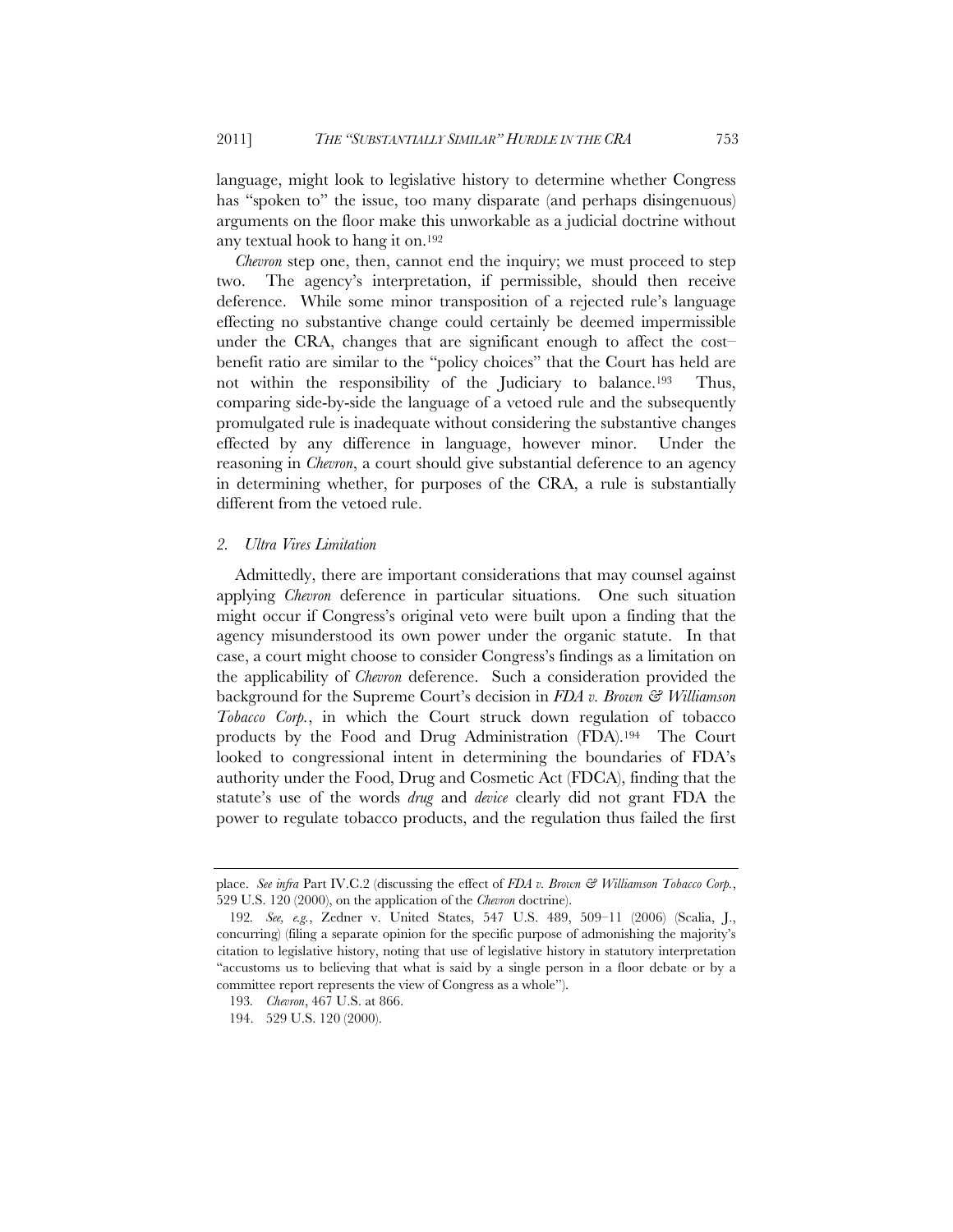language, might look to legislative history to determine whether Congress has "spoken to" the issue, too many disparate (and perhaps disingenuous) arguments on the floor make this unworkable as a judicial doctrine without any textual hook to hang it on.[192]

*Chevron* step one, then, cannot end the inquiry; we must proceed to step two. The agency's interpretation, if permissible, should then receive deference. While some minor transposition of a rejected rule's language effecting no substantive change could certainly be deemed impermissible under the CRA, changes that are significant enough to affect the cost–benefit ratio are similar to the "policy choices" that the Court has held are not within the responsibility of the Judiciary to balance.[193] Thus, comparing side-by-side the language of a vetoed rule and the subsequently promulgated rule is inadequate without considering the substantive changes effected by any difference in language, however minor. Under the reasoning in *Chevron*, a court should give substantial deference to an agency in determining whether, for purposes of the CRA, a rule is substantially different from the vetoed rule.

### *2. Ultra Vires Limitation*

Admittedly, there are important considerations that may counsel against applying *Chevron* deference in particular situations. One such situation might occur if Congress's original veto were built upon a finding that the agency misunderstood its own power under the organic statute. In that case, a court might choose to consider Congress's findings as a limitation on the applicability of *Chevron* deference. Such a consideration provided the background for the Supreme Court's decision in *FDA v. Brown & Williamson Tobacco Corp.*, in which the Court struck down regulation of tobacco products by the Food and Drug Administration (FDA).[194] The Court looked to congressional intent in determining the boundaries of FDA's authority under the Food, Drug and Cosmetic Act (FDCA), finding that the statute's use of the words *drug* and *device* clearly did not grant FDA the power to regulate tobacco products, and the regulation thus failed the first

---

place. *See infra* Part IV.C.2 (discussing the effect of *FDA v. Brown & Williamson Tobacco Corp.*, 529 U.S. 120 (2000), on the application of the *Chevron* doctrine).

192. *See, e.g.*, Zedner v. United States, 547 U.S. 489, 509–11 (2006) (Scalia, J., concurring) (filing a separate opinion for the specific purpose of admonishing the majority's citation to legislative history, noting that use of legislative history in statutory interpretation "accustoms us to believing that what is said by a single person in a floor debate or by a committee report represents the view of Congress as a whole").

193. *Chevron*, 467 U.S. at 866.

194. 529 U.S. 120 (2000).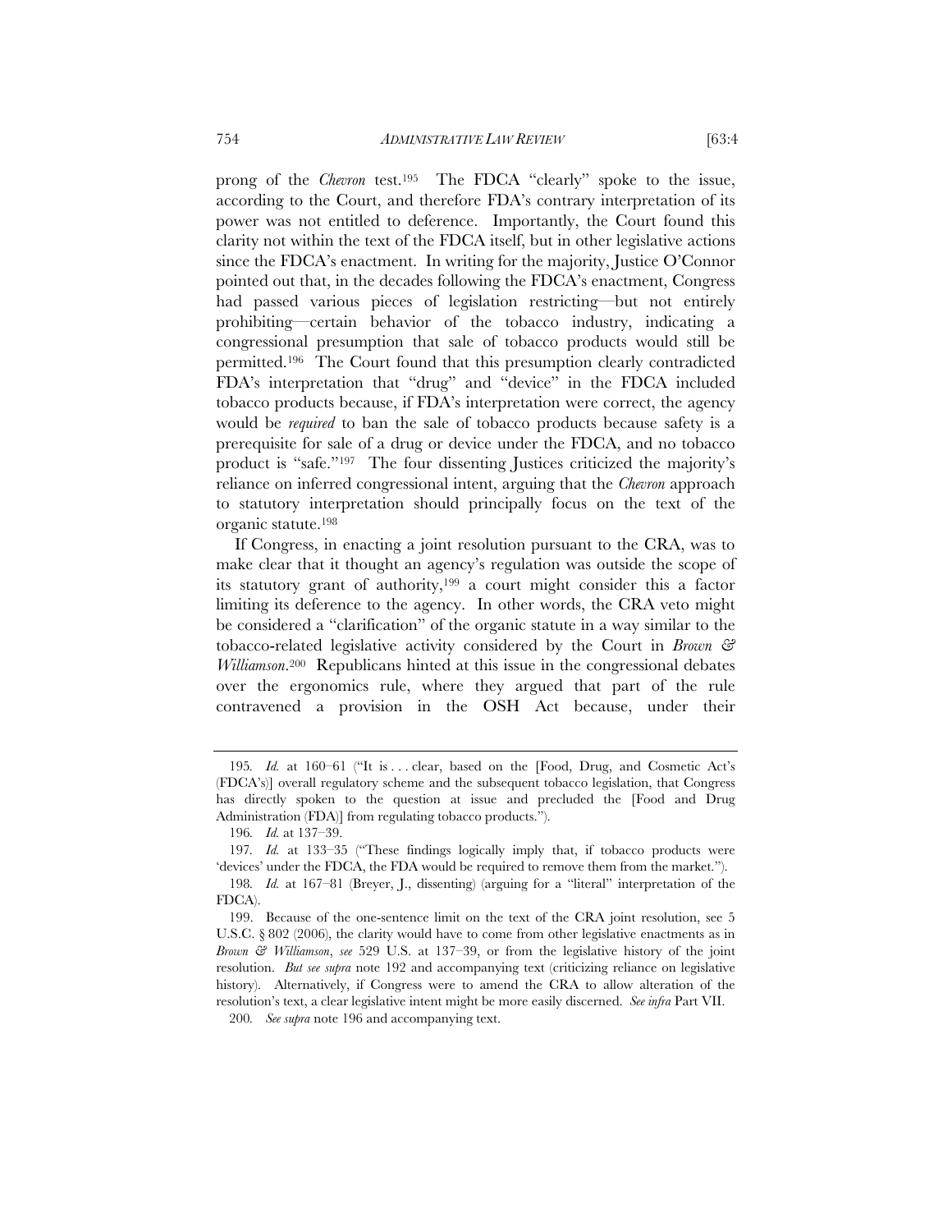prong of the *Chevron* test.[195] The FDCA "clearly" spoke to the issue, according to the Court, and therefore FDA's contrary interpretation of its power was not entitled to deference. Importantly, the Court found this clarity not within the text of the FDCA itself, but in other legislative actions since the FDCA's enactment. In writing for the majority, Justice O'Connor pointed out that, in the decades following the FDCA's enactment, Congress had passed various pieces of legislation restricting—but not entirely prohibiting—certain behavior of the tobacco industry, indicating a congressional presumption that sale of tobacco products would still be permitted.[196] The Court found that this presumption clearly contradicted FDA's interpretation that "drug" and "device" in the FDCA included tobacco products because, if FDA's interpretation were correct, the agency would be *required* to ban the sale of tobacco products because safety is a prerequisite for sale of a drug or device under the FDCA, and no tobacco product is "safe."[197] The four dissenting Justices criticized the majority's reliance on inferred congressional intent, arguing that the *Chevron* approach to statutory interpretation should principally focus on the text of the organic statute.[198]

If Congress, in enacting a joint resolution pursuant to the CRA, was to make clear that it thought an agency's regulation was outside the scope of its statutory grant of authority,[199] a court might consider this a factor limiting its deference to the agency. In other words, the CRA veto might be considered a "clarification" of the organic statute in a way similar to the tobacco-related legislative activity considered by the Court in *Brown & Williamson*.[200] Republicans hinted at this issue in the congressional debates over the ergonomics rule, where they argued that part of the rule contravened a provision in the OSH Act because, under their

---

195. *Id.* at 160–61 ("It is . . . clear, based on the [Food, Drug, and Cosmetic Act's (FDCA's)] overall regulatory scheme and the subsequent tobacco legislation, that Congress has directly spoken to the question at issue and precluded the [Food and Drug Administration (FDA)] from regulating tobacco products.").

196. *Id.* at 137–39.

197. *Id.* at 133–35 ("These findings logically imply that, if tobacco products were 'devices' under the FDCA, the FDA would be required to remove them from the market.").

198. *Id.* at 167–81 (Breyer, J., dissenting) (arguing for a "literal" interpretation of the FDCA).

199. Because of the one-sentence limit on the text of the CRA joint resolution, see 5 U.S.C. § 802 (2006), the clarity would have to come from other legislative enactments as in *Brown & Williamson*, *see* 529 U.S. at 137–39, or from the legislative history of the joint resolution. *But see supra* note 192 and accompanying text (criticizing reliance on legislative history). Alternatively, if Congress were to amend the CRA to allow alteration of the resolution's text, a clear legislative intent might be more easily discerned. *See infra* Part VII.

200. *See supra* note 196 and accompanying text.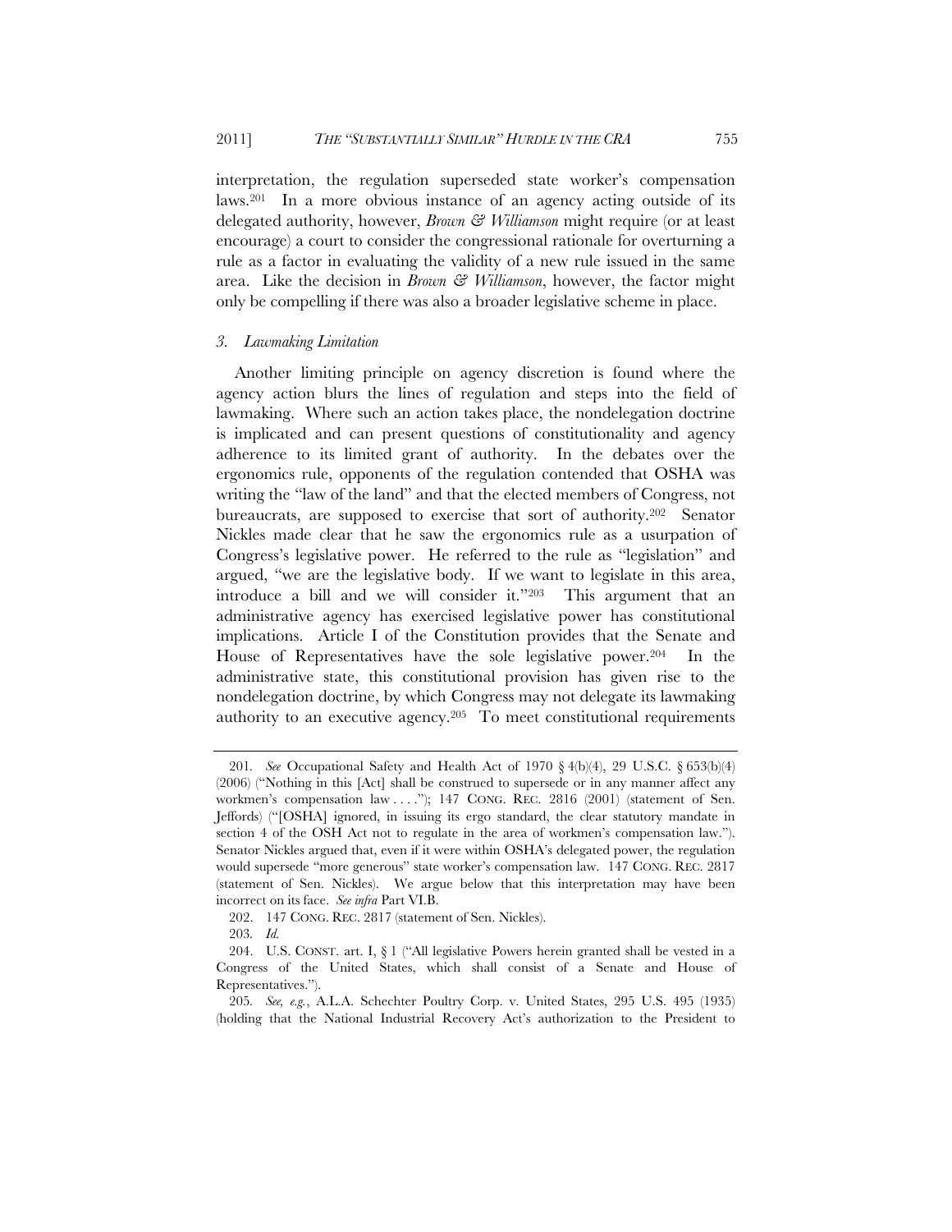interpretation, the regulation superseded state worker's compensation laws.[201] In a more obvious instance of an agency acting outside of its delegated authority, however, *Brown & Williamson* might require (or at least encourage) a court to consider the congressional rationale for overturning a rule as a factor in evaluating the validity of a new rule issued in the same area. Like the decision in *Brown & Williamson*, however, the factor might only be compelling if there was also a broader legislative scheme in place.

### *3. Lawmaking Limitation*

Another limiting principle on agency discretion is found where the agency action blurs the lines of regulation and steps into the field of lawmaking. Where such an action takes place, the nondelegation doctrine is implicated and can present questions of constitutionality and agency adherence to its limited grant of authority. In the debates over the ergonomics rule, opponents of the regulation contended that OSHA was writing the "law of the land" and that the elected members of Congress, not bureaucrats, are supposed to exercise that sort of authority.[202] Senator Nickles made clear that he saw the ergonomics rule as a usurpation of Congress's legislative power. He referred to the rule as "legislation" and argued, "we are the legislative body. If we want to legislate in this area, introduce a bill and we will consider it."[203] This argument that an administrative agency has exercised legislative power has constitutional implications. Article I of the Constitution provides that the Senate and House of Representatives have the sole legislative power.[204] In the administrative state, this constitutional provision has given rise to the nondelegation doctrine, by which Congress may not delegate its lawmaking authority to an executive agency.[205] To meet constitutional requirements

---

201. *See* Occupational Safety and Health Act of 1970 § 4(b)(4), 29 U.S.C. § 653(b)(4) (2006) ("Nothing in this [Act] shall be construed to supersede or in any manner affect any workmen's compensation law . . . ."); 147 CONG. REC. 2816 (2001) (statement of Sen. Jeffords) ("[OSHA] ignored, in issuing its ergo standard, the clear statutory mandate in section 4 of the OSH Act not to regulate in the area of workmen's compensation law."). Senator Nickles argued that, even if it were within OSHA's delegated power, the regulation would supersede "more generous" state worker's compensation law. 147 CONG. REC. 2817 (statement of Sen. Nickles). We argue below that this interpretation may have been incorrect on its face. *See infra* Part VI.B.

202. 147 CONG. REC. 2817 (statement of Sen. Nickles).

203. *Id.*

204. U.S. CONST. art. I, § 1 ("All legislative Powers herein granted shall be vested in a Congress of the United States, which shall consist of a Senate and House of Representatives.").

205. *See, e.g.*, A.L.A. Schechter Poultry Corp. v. United States, 295 U.S. 495 (1935) (holding that the National Industrial Recovery Act's authorization to the President to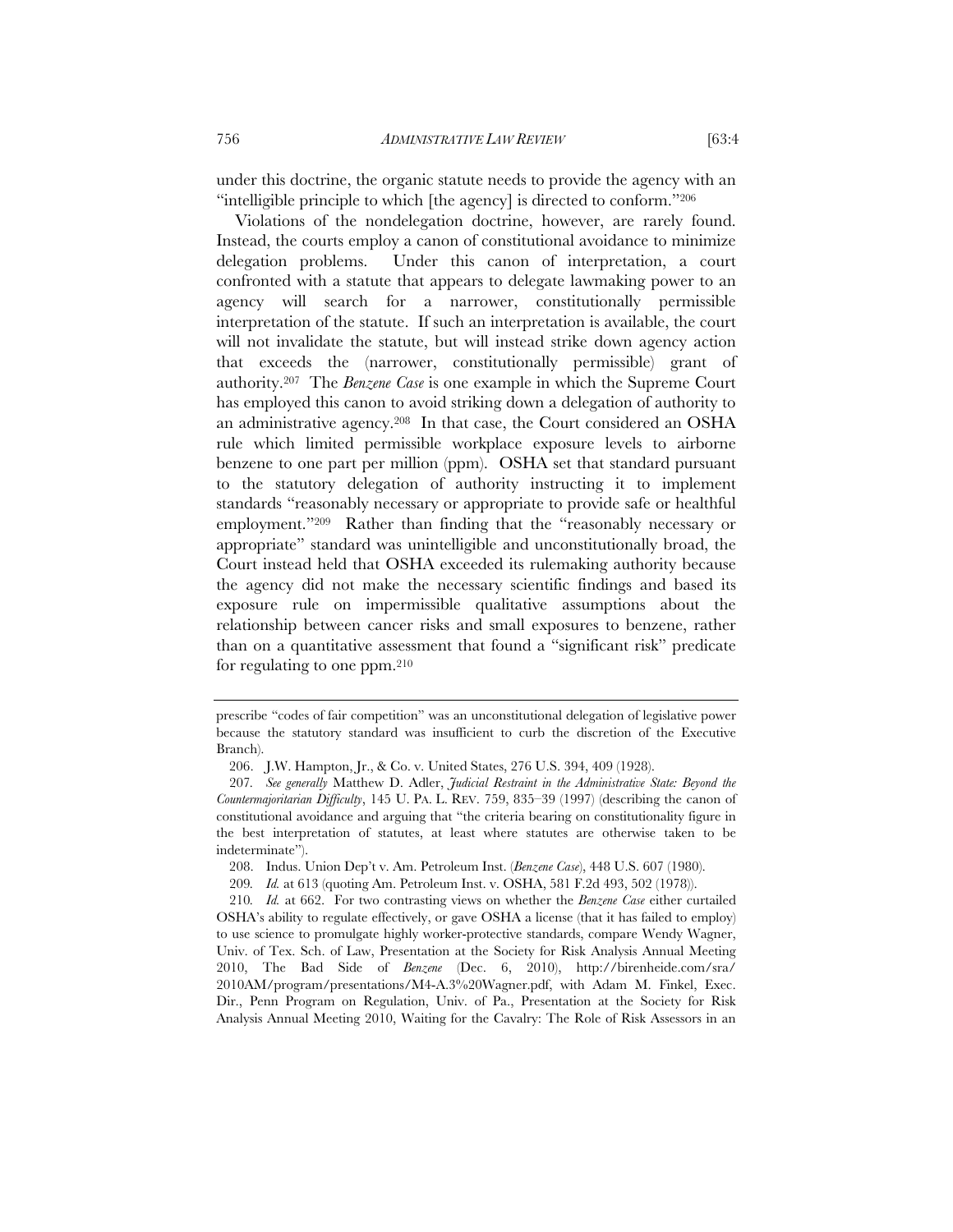under this doctrine, the organic statute needs to provide the agency with an "intelligible principle to which [the agency] is directed to conform."[206]

Violations of the nondelegation doctrine, however, are rarely found. Instead, the courts employ a canon of constitutional avoidance to minimize delegation problems. Under this canon of interpretation, a court confronted with a statute that appears to delegate lawmaking power to an agency will search for a narrower, constitutionally permissible interpretation of the statute. If such an interpretation is available, the court will not invalidate the statute, but will instead strike down agency action that exceeds the (narrower, constitutionally permissible) grant of authority.[207] The *Benzene Case* is one example in which the Supreme Court has employed this canon to avoid striking down a delegation of authority to an administrative agency.[208] In that case, the Court considered an OSHA rule which limited permissible workplace exposure levels to airborne benzene to one part per million (ppm). OSHA set that standard pursuant to the statutory delegation of authority instructing it to implement standards "reasonably necessary or appropriate to provide safe or healthful employment."[209] Rather than finding that the "reasonably necessary or appropriate" standard was unintelligible and unconstitutionally broad, the Court instead held that OSHA exceeded its rulemaking authority because the agency did not make the necessary scientific findings and based its exposure rule on impermissible qualitative assumptions about the relationship between cancer risks and small exposures to benzene, rather than on a quantitative assessment that found a "significant risk" predicate for regulating to one ppm.[210]

---

prescribe "codes of fair competition" was an unconstitutional delegation of legislative power because the statutory standard was insufficient to curb the discretion of the Executive Branch).

206. J.W. Hampton, Jr., & Co. v. United States, 276 U.S. 394, 409 (1928).

207. *See generally* Matthew D. Adler, *Judicial Restraint in the Administrative State: Beyond the Countermajoritarian Difficulty*, 145 U. PA. L. REV. 759, 835–39 (1997) (describing the canon of constitutional avoidance and arguing that "the criteria bearing on constitutionality figure in the best interpretation of statutes, at least where statutes are otherwise taken to be indeterminate").

208. Indus. Union Dep't v. Am. Petroleum Inst. (*Benzene Case*), 448 U.S. 607 (1980).

209. *Id.* at 613 (quoting Am. Petroleum Inst. v. OSHA, 581 F.2d 493, 502 (1978)).

210. *Id.* at 662. For two contrasting views on whether the *Benzene Case* either curtailed OSHA's ability to regulate effectively, or gave OSHA a license (that it has failed to employ) to use science to promulgate highly worker-protective standards, compare Wendy Wagner, Univ. of Tex. Sch. of Law, Presentation at the Society for Risk Analysis Annual Meeting 2010, The Bad Side of *Benzene* (Dec. 6, 2010), http://birenheide.com/sra/2010AM/program/presentations/M4-A.3%20Wagner.pdf, with Adam M. Finkel, Exec. Dir., Penn Program on Regulation, Univ. of Pa., Presentation at the Society for Risk Analysis Annual Meeting 2010, Waiting for the Cavalry: The Role of Risk Assessors in an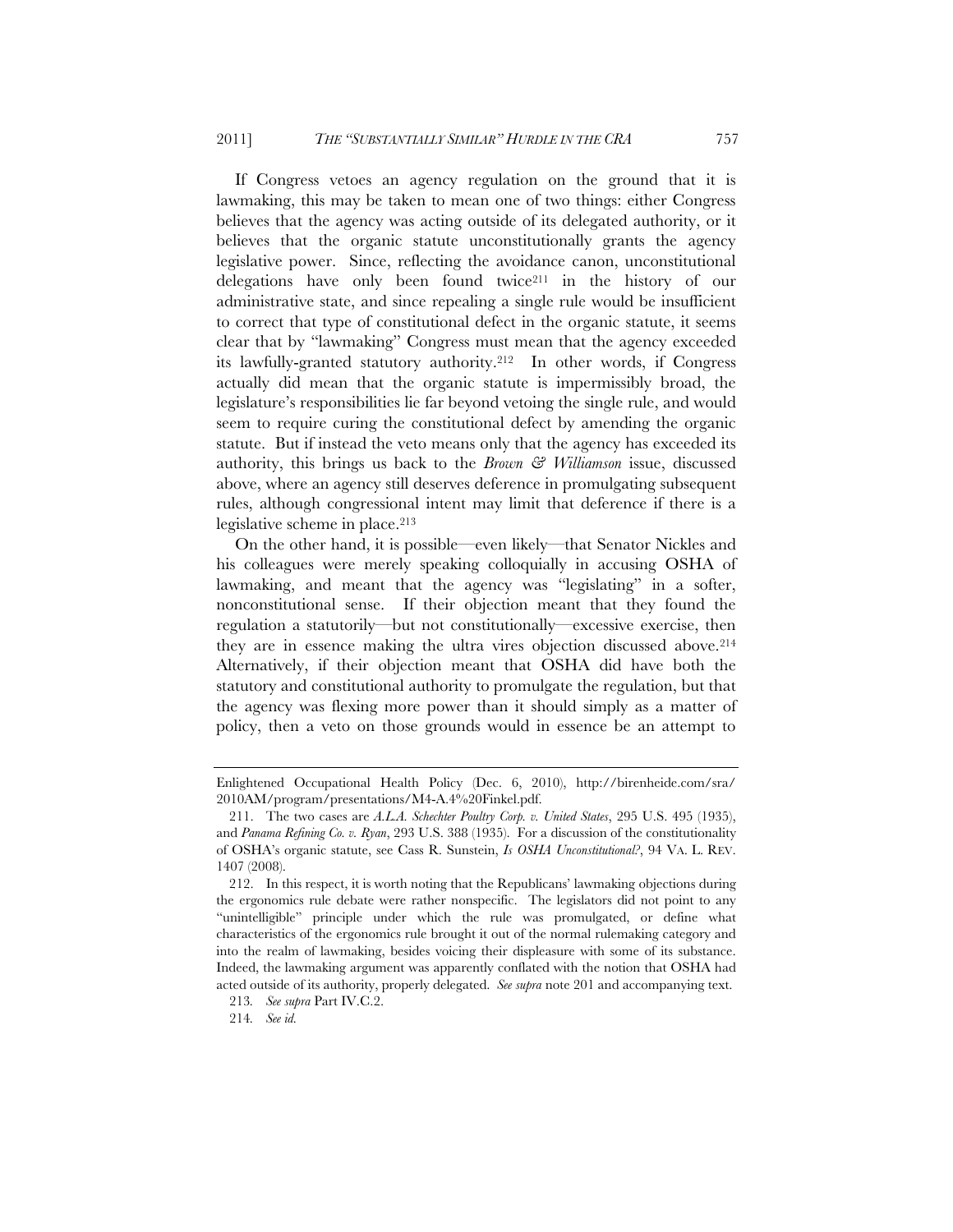If Congress vetoes an agency regulation on the ground that it is lawmaking, this may be taken to mean one of two things: either Congress believes that the agency was acting outside of its delegated authority, or it believes that the organic statute unconstitutionally grants the agency legislative power. Since, reflecting the avoidance canon, unconstitutional delegations have only been found twice[211] in the history of our administrative state, and since repealing a single rule would be insufficient to correct that type of constitutional defect in the organic statute, it seems clear that by "lawmaking" Congress must mean that the agency exceeded its lawfully-granted statutory authority.[212] In other words, if Congress actually did mean that the organic statute is impermissibly broad, the legislature's responsibilities lie far beyond vetoing the single rule, and would seem to require curing the constitutional defect by amending the organic statute. But if instead the veto means only that the agency has exceeded its authority, this brings us back to the *Brown & Williamson* issue, discussed above, where an agency still deserves deference in promulgating subsequent rules, although congressional intent may limit that deference if there is a legislative scheme in place.[213]

On the other hand, it is possible—even likely—that Senator Nickles and his colleagues were merely speaking colloquially in accusing OSHA of lawmaking, and meant that the agency was "legislating" in a softer, nonconstitutional sense. If their objection meant that they found the regulation a statutorily—but not constitutionally—excessive exercise, then they are in essence making the ultra vires objection discussed above.[214] Alternatively, if their objection meant that OSHA did have both the statutory and constitutional authority to promulgate the regulation, but that the agency was flexing more power than it should simply as a matter of policy, then a veto on those grounds would in essence be an attempt to

---

Enlightened Occupational Health Policy (Dec. 6, 2010), http://birenheide.com/sra/2010AM/program/presentations/M4-A.4%20Finkel.pdf.

211. The two cases are *A.L.A. Schechter Poultry Corp. v. United States*, 295 U.S. 495 (1935), and *Panama Refining Co. v. Ryan*, 293 U.S. 388 (1935). For a discussion of the constitutionality of OSHA's organic statute, see Cass R. Sunstein, *Is OSHA Unconstitutional?*, 94 VA. L. REV. 1407 (2008).

212. In this respect, it is worth noting that the Republicans' lawmaking objections during the ergonomics rule debate were rather nonspecific. The legislators did not point to any "unintelligible" principle under which the rule was promulgated, or define what characteristics of the ergonomics rule brought it out of the normal rulemaking category and into the realm of lawmaking, besides voicing their displeasure with some of its substance. Indeed, the lawmaking argument was apparently conflated with the notion that OSHA had acted outside of its authority, properly delegated. *See supra* note 201 and accompanying text.

213. *See supra* Part IV.C.2.

214. *See id.*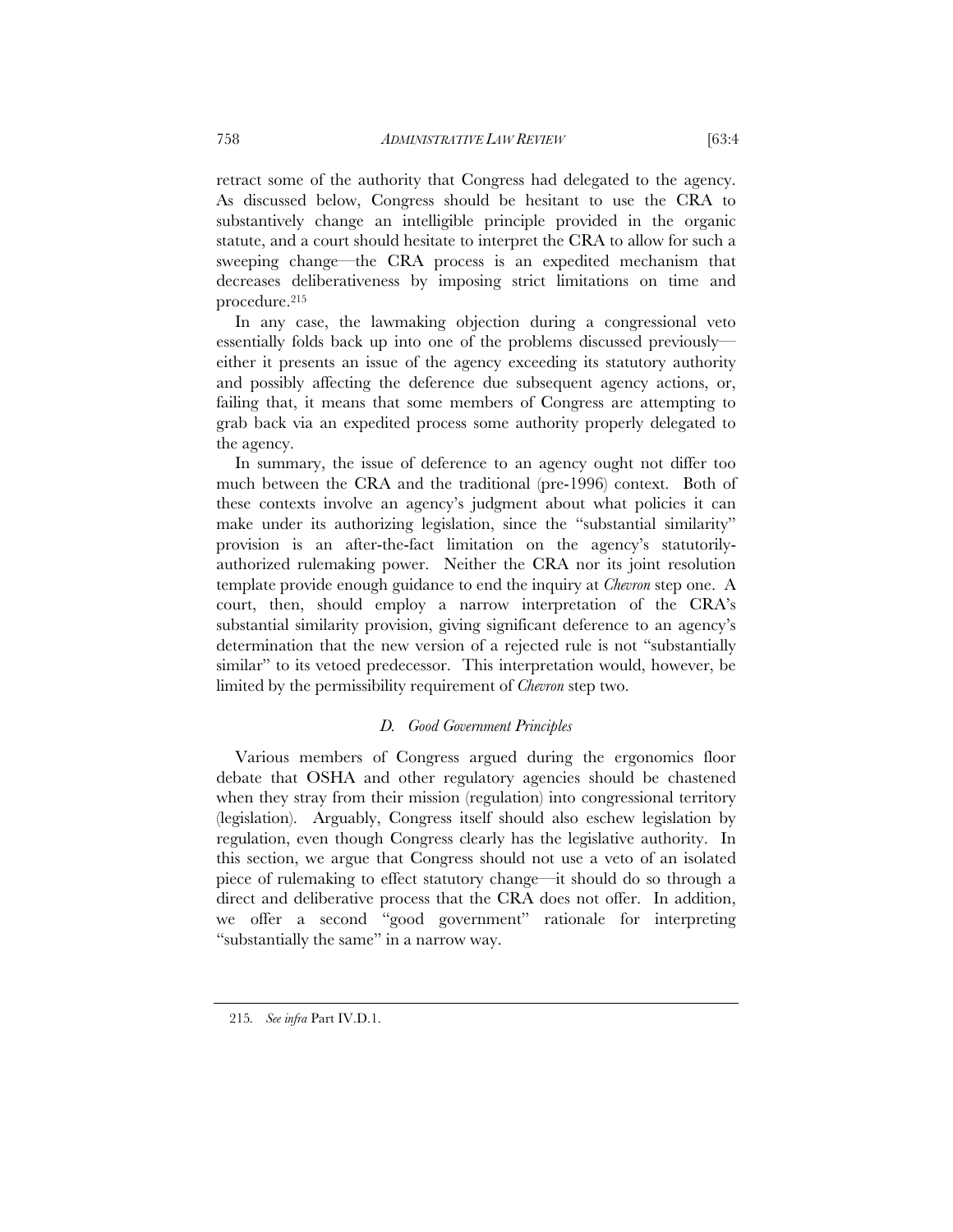retract some of the authority that Congress had delegated to the agency. As discussed below, Congress should be hesitant to use the CRA to substantively change an intelligible principle provided in the organic statute, and a court should hesitate to interpret the CRA to allow for such a sweeping change—the CRA process is an expedited mechanism that decreases deliberativeness by imposing strict limitations on time and procedure.[215]

In any case, the lawmaking objection during a congressional veto essentially folds back up into one of the problems discussed previously—either it presents an issue of the agency exceeding its statutory authority and possibly affecting the deference due subsequent agency actions, or, failing that, it means that some members of Congress are attempting to grab back via an expedited process some authority properly delegated to the agency.

In summary, the issue of deference to an agency ought not differ too much between the CRA and the traditional (pre-1996) context. Both of these contexts involve an agency's judgment about what policies it can make under its authorizing legislation, since the "substantial similarity" provision is an after-the-fact limitation on the agency's statutorily-authorized rulemaking power. Neither the CRA nor its joint resolution template provide enough guidance to end the inquiry at *Chevron* step one. A court, then, should employ a narrow interpretation of the CRA's substantial similarity provision, giving significant deference to an agency's determination that the new version of a rejected rule is not "substantially similar" to its vetoed predecessor. This interpretation would, however, be limited by the permissibility requirement of *Chevron* step two.

### *D. Good Government Principles*

Various members of Congress argued during the ergonomics floor debate that OSHA and other regulatory agencies should be chastened when they stray from their mission (regulation) into congressional territory (legislation). Arguably, Congress itself should also eschew legislation by regulation, even though Congress clearly has the legislative authority. In this section, we argue that Congress should not use a veto of an isolated piece of rulemaking to effect statutory change—it should do so through a direct and deliberative process that the CRA does not offer. In addition, we offer a second "good government" rationale for interpreting "substantially the same" in a narrow way.

215. *See infra* Part IV.D.1.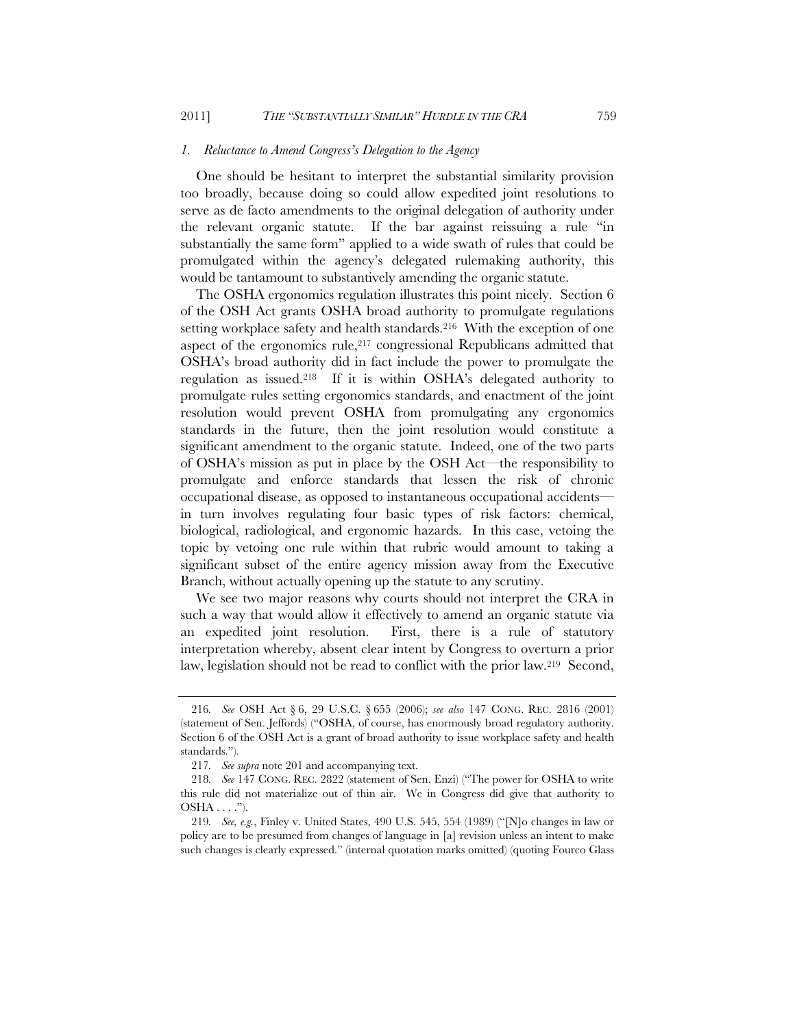### *1. Reluctance to Amend Congress's Delegation to the Agency*

One should be hesitant to interpret the substantial similarity provision too broadly, because doing so could allow expedited joint resolutions to serve as de facto amendments to the original delegation of authority under the relevant organic statute. If the bar against reissuing a rule "in substantially the same form" applied to a wide swath of rules that could be promulgated within the agency's delegated rulemaking authority, this would be tantamount to substantively amending the organic statute.

The OSHA ergonomics regulation illustrates this point nicely. Section 6 of the OSH Act grants OSHA broad authority to promulgate regulations setting workplace safety and health standards.[216] With the exception of one aspect of the ergonomics rule,[217] congressional Republicans admitted that OSHA's broad authority did in fact include the power to promulgate the regulation as issued.[218] If it is within OSHA's delegated authority to promulgate rules setting ergonomics standards, and enactment of the joint resolution would prevent OSHA from promulgating any ergonomics standards in the future, then the joint resolution would constitute a significant amendment to the organic statute. Indeed, one of the two parts of OSHA's mission as put in place by the OSH Act—the responsibility to promulgate and enforce standards that lessen the risk of chronic occupational disease, as opposed to instantaneous occupational accidents—in turn involves regulating four basic types of risk factors: chemical, biological, radiological, and ergonomic hazards. In this case, vetoing the topic by vetoing one rule within that rubric would amount to taking a significant subset of the entire agency mission away from the Executive Branch, without actually opening up the statute to any scrutiny.

We see two major reasons why courts should not interpret the CRA in such a way that would allow it effectively to amend an organic statute via an expedited joint resolution. First, there is a rule of statutory interpretation whereby, absent clear intent by Congress to overturn a prior law, legislation should not be read to conflict with the prior law.[219] Second,

---

216. *See* OSH Act § 6, 29 U.S.C. § 655 (2006); *see also* 147 CONG. REC. 2816 (2001) (statement of Sen. Jeffords) ("OSHA, of course, has enormously broad regulatory authority. Section 6 of the OSH Act is a grant of broad authority to issue workplace safety and health standards.").

217. *See supra* note 201 and accompanying text.

218. *See* 147 CONG. REC. 2822 (statement of Sen. Enzi) ("The power for OSHA to write this rule did not materialize out of thin air. We in Congress did give that authority to OSHA . . . .").

219. *See, e.g.*, Finley v. United States, 490 U.S. 545, 554 (1989) ("[N]o changes in law or policy are to be presumed from changes of language in [a] revision unless an intent to make such changes is clearly expressed." (internal quotation marks omitted) (quoting Fourco Glass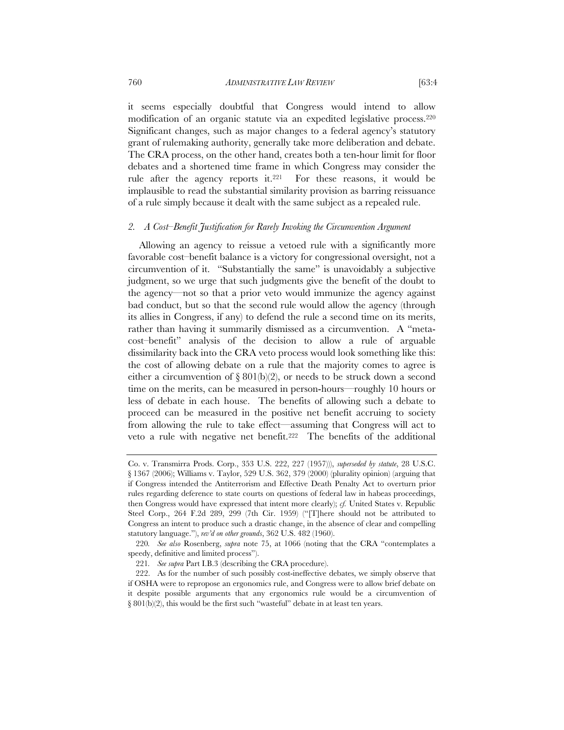it seems especially doubtful that Congress would intend to allow modification of an organic statute via an expedited legislative process.[220] Significant changes, such as major changes to a federal agency's statutory grant of rulemaking authority, generally take more deliberation and debate. The CRA process, on the other hand, creates both a ten-hour limit for floor debates and a shortened time frame in which Congress may consider the rule after the agency reports it.[221] For these reasons, it would be implausible to read the substantial similarity provision as barring reissuance of a rule simply because it dealt with the same subject as a repealed rule.

### *2. A Cost–Benefit Justification for Rarely Invoking the Circumvention Argument*

Allowing an agency to reissue a vetoed rule with a significantly more favorable cost–benefit balance is a victory for congressional oversight, not a circumvention of it. "Substantially the same" is unavoidably a subjective judgment, so we urge that such judgments give the benefit of the doubt to the agency—not so that a prior veto would immunize the agency against bad conduct, but so that the second rule would allow the agency (through its allies in Congress, if any) to defend the rule a second time on its merits, rather than having it summarily dismissed as a circumvention. A "meta-cost–benefit" analysis of the decision to allow a rule of arguable dissimilarity back into the CRA veto process would look something like this: the cost of allowing debate on a rule that the majority comes to agree is either a circumvention of § 801(b)(2), or needs to be struck down a second time on the merits, can be measured in person-hours—roughly 10 hours or less of debate in each house. The benefits of allowing such a debate to proceed can be measured in the positive net benefit accruing to society from allowing the rule to take effect—assuming that Congress will act to veto a rule with negative net benefit.[222] The benefits of the additional

---

Co. v. Transmirra Prods. Corp., 353 U.S. 222, 227 (1957))), *superseded by statute*, 28 U.S.C. § 1367 (2006); Williams v. Taylor, 529 U.S. 362, 379 (2000) (plurality opinion) (arguing that if Congress intended the Antiterrorism and Effective Death Penalty Act to overturn prior rules regarding deference to state courts on questions of federal law in habeas proceedings, then Congress would have expressed that intent more clearly); *cf.* United States v. Republic Steel Corp., 264 F.2d 289, 299 (7th Cir. 1959) ("[T]here should not be attributed to Congress an intent to produce such a drastic change, in the absence of clear and compelling statutory language."), *rev'd on other grounds*, 362 U.S. 482 (1960).

220. *See also* Rosenberg, *supra* note 75, at 1066 (noting that the CRA "contemplates a speedy, definitive and limited process").

221. *See supra* Part I.B.3 (describing the CRA procedure).

222. As for the number of such possibly cost-ineffective debates, we simply observe that if OSHA were to repropose an ergonomics rule, and Congress were to allow brief debate on it despite possible arguments that any ergonomics rule would be a circumvention of § 801(b)(2), this would be the first such "wasteful" debate in at least ten years.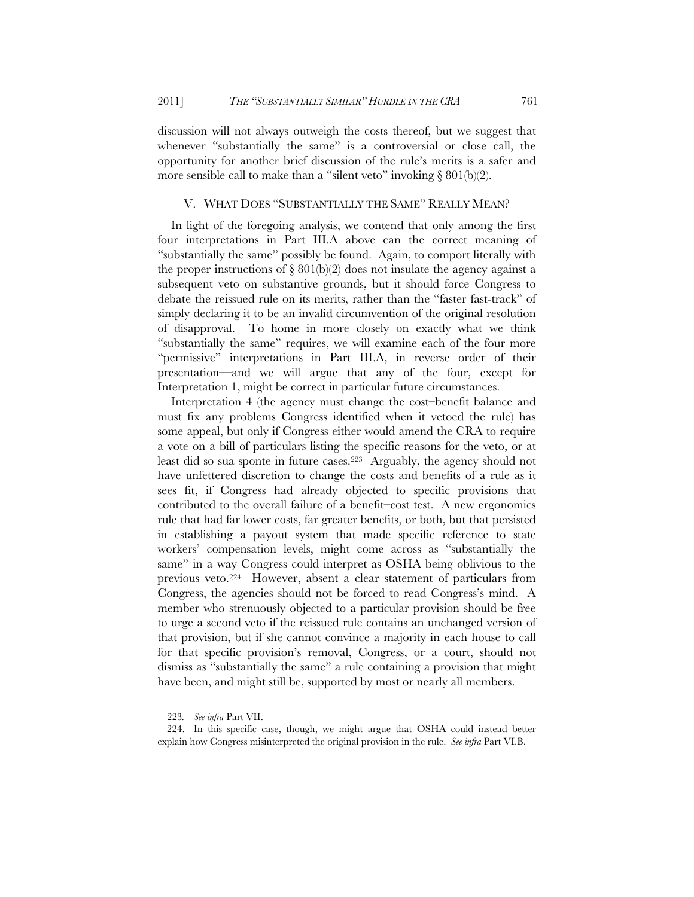discussion will not always outweigh the costs thereof, but we suggest that whenever "substantially the same" is a controversial or close call, the opportunity for another brief discussion of the rule's merits is a safer and more sensible call to make than a "silent veto" invoking § 801(b)(2).

## V. WHAT DOES "SUBSTANTIALLY THE SAME" REALLY MEAN?

In light of the foregoing analysis, we contend that only among the first four interpretations in Part III.A above can the correct meaning of "substantially the same" possibly be found. Again, to comport literally with the proper instructions of § 801(b)(2) does not insulate the agency against a subsequent veto on substantive grounds, but it should force Congress to debate the reissued rule on its merits, rather than the "faster fast-track" of simply declaring it to be an invalid circumvention of the original resolution of disapproval. To home in more closely on exactly what we think "substantially the same" requires, we will examine each of the four more "permissive" interpretations in Part III.A, in reverse order of their presentation—and we will argue that any of the four, except for Interpretation 1, might be correct in particular future circumstances.

Interpretation 4 (the agency must change the cost–benefit balance and must fix any problems Congress identified when it vetoed the rule) has some appeal, but only if Congress either would amend the CRA to require a vote on a bill of particulars listing the specific reasons for the veto, or at least did so sua sponte in future cases.[223] Arguably, the agency should not have unfettered discretion to change the costs and benefits of a rule as it sees fit, if Congress had already objected to specific provisions that contributed to the overall failure of a benefit–cost test. A new ergonomics rule that had far lower costs, far greater benefits, or both, but that persisted in establishing a payout system that made specific reference to state workers' compensation levels, might come across as "substantially the same" in a way Congress could interpret as OSHA being oblivious to the previous veto.[224] However, absent a clear statement of particulars from Congress, the agencies should not be forced to read Congress's mind. A member who strenuously objected to a particular provision should be free to urge a second veto if the reissued rule contains an unchanged version of that provision, but if she cannot convince a majority in each house to call for that specific provision's removal, Congress, or a court, should not dismiss as "substantially the same" a rule containing a provision that might have been, and might still be, supported by most or nearly all members.

---

223. *See infra* Part VII.

224. In this specific case, though, we might argue that OSHA could instead better explain how Congress misinterpreted the original provision in the rule. *See infra* Part VI.B.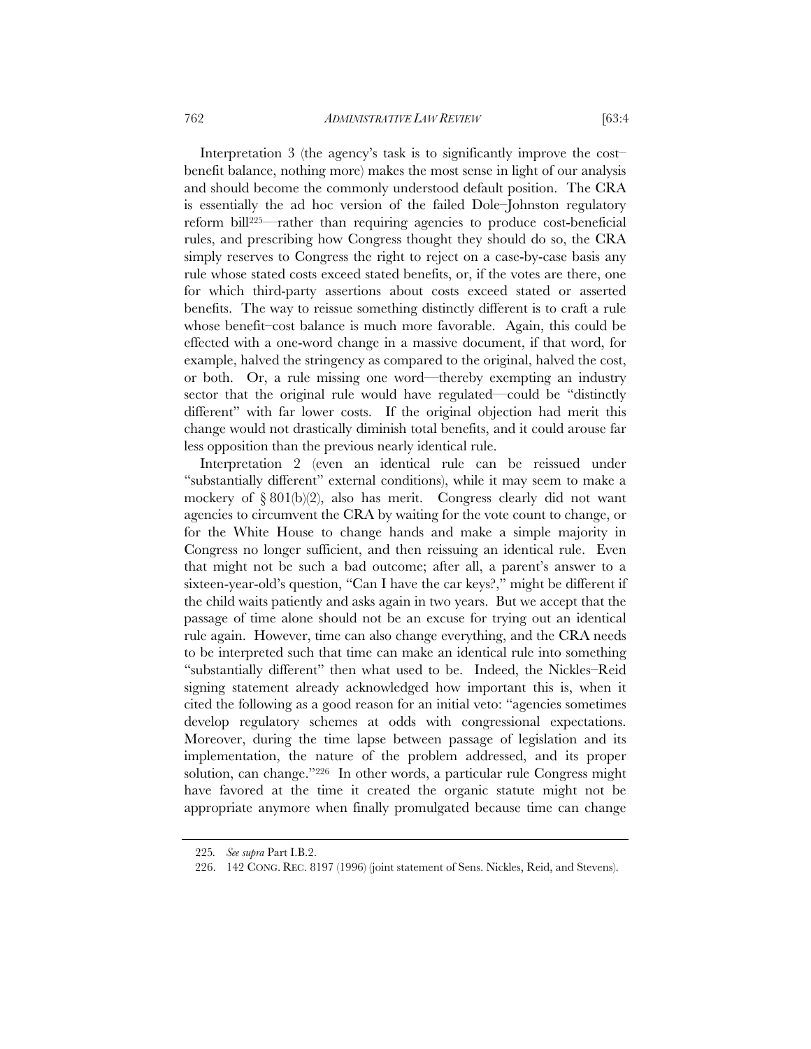Interpretation 3 (the agency's task is to significantly improve the cost–benefit balance, nothing more) makes the most sense in light of our analysis and should become the commonly understood default position. The CRA is essentially the ad hoc version of the failed Dole–Johnston regulatory reform bill[225]—rather than requiring agencies to produce cost-beneficial rules, and prescribing how Congress thought they should do so, the CRA simply reserves to Congress the right to reject on a case-by-case basis any rule whose stated costs exceed stated benefits, or, if the votes are there, one for which third-party assertions about costs exceed stated or asserted benefits. The way to reissue something distinctly different is to craft a rule whose benefit–cost balance is much more favorable. Again, this could be effected with a one-word change in a massive document, if that word, for example, halved the stringency as compared to the original, halved the cost, or both. Or, a rule missing one word—thereby exempting an industry sector that the original rule would have regulated—could be "distinctly different" with far lower costs. If the original objection had merit this change would not drastically diminish total benefits, and it could arouse far less opposition than the previous nearly identical rule.

Interpretation 2 (even an identical rule can be reissued under "substantially different" external conditions), while it may seem to make a mockery of § 801(b)(2), also has merit. Congress clearly did not want agencies to circumvent the CRA by waiting for the vote count to change, or for the White House to change hands and make a simple majority in Congress no longer sufficient, and then reissuing an identical rule. Even that might not be such a bad outcome; after all, a parent's answer to a sixteen-year-old's question, "Can I have the car keys?," might be different if the child waits patiently and asks again in two years. But we accept that the passage of time alone should not be an excuse for trying out an identical rule again. However, time can also change everything, and the CRA needs to be interpreted such that time can make an identical rule into something "substantially different" then what used to be. Indeed, the Nickles–Reid signing statement already acknowledged how important this is, when it cited the following as a good reason for an initial veto: "agencies sometimes develop regulatory schemes at odds with congressional expectations. Moreover, during the time lapse between passage of legislation and its implementation, the nature of the problem addressed, and its proper solution, can change."[226] In other words, a particular rule Congress might have favored at the time it created the organic statute might not be appropriate anymore when finally promulgated because time can change

---

225. *See supra* Part I.B.2.

226. 142 CONG. REC. 8197 (1996) (joint statement of Sens. Nickles, Reid, and Stevens).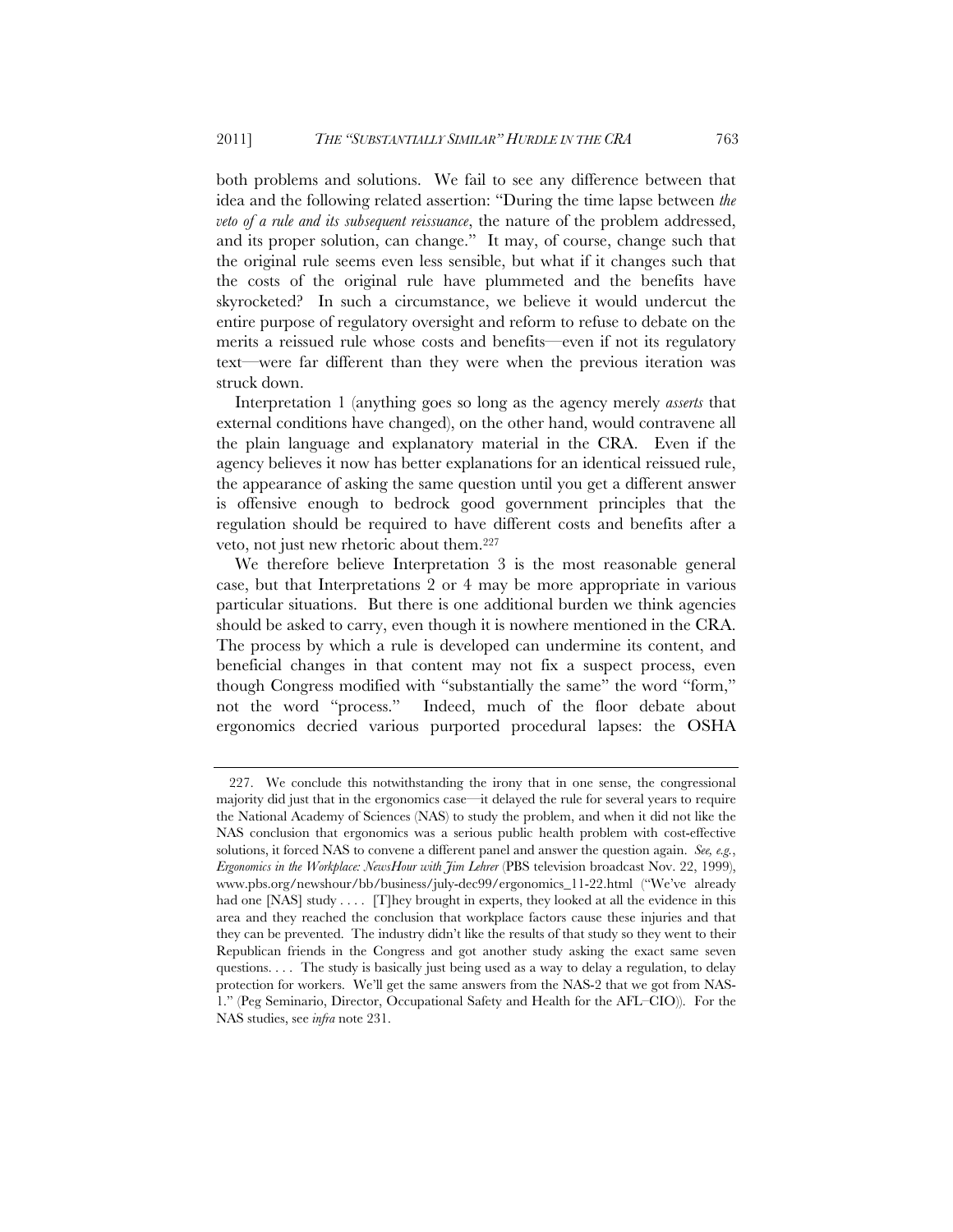both problems and solutions. We fail to see any difference between that idea and the following related assertion: "During the time lapse between *the veto of a rule and its subsequent reissuance*, the nature of the problem addressed, and its proper solution, can change." It may, of course, change such that the original rule seems even less sensible, but what if it changes such that the costs of the original rule have plummeted and the benefits have skyrocketed? In such a circumstance, we believe it would undercut the entire purpose of regulatory oversight and reform to refuse to debate on the merits a reissued rule whose costs and benefits—even if not its regulatory text—were far different than they were when the previous iteration was struck down.

Interpretation 1 (anything goes so long as the agency merely *asserts* that external conditions have changed), on the other hand, would contravene all the plain language and explanatory material in the CRA. Even if the agency believes it now has better explanations for an identical reissued rule, the appearance of asking the same question until you get a different answer is offensive enough to bedrock good government principles that the regulation should be required to have different costs and benefits after a veto, not just new rhetoric about them.[227]

We therefore believe Interpretation 3 is the most reasonable general case, but that Interpretations 2 or 4 may be more appropriate in various particular situations. But there is one additional burden we think agencies should be asked to carry, even though it is nowhere mentioned in the CRA. The process by which a rule is developed can undermine its content, and beneficial changes in that content may not fix a suspect process, even though Congress modified with "substantially the same" the word "form," not the word "process." Indeed, much of the floor debate about ergonomics decried various purported procedural lapses: the OSHA

---

227. We conclude this notwithstanding the irony that in one sense, the congressional majority did just that in the ergonomics case—it delayed the rule for several years to require the National Academy of Sciences (NAS) to study the problem, and when it did not like the NAS conclusion that ergonomics was a serious public health problem with cost-effective solutions, it forced NAS to convene a different panel and answer the question again. *See, e.g.*, *Ergonomics in the Workplace: NewsHour with Jim Lehrer* (PBS television broadcast Nov. 22, 1999), www.pbs.org/newshour/bb/business/july-dec99/ergonomics_11-22.html ("We've already had one [NAS] study . . . . [T]hey brought in experts, they looked at all the evidence in this area and they reached the conclusion that workplace factors cause these injuries and that they can be prevented. The industry didn't like the results of that study so they went to their Republican friends in the Congress and got another study asking the exact same seven questions. . . . The study is basically just being used as a way to delay a regulation, to delay protection for workers. We'll get the same answers from the NAS-2 that we got from NAS-1." (Peg Seminario, Director, Occupational Safety and Health for the AFL–CIO)). For the NAS studies, see *infra* note 231.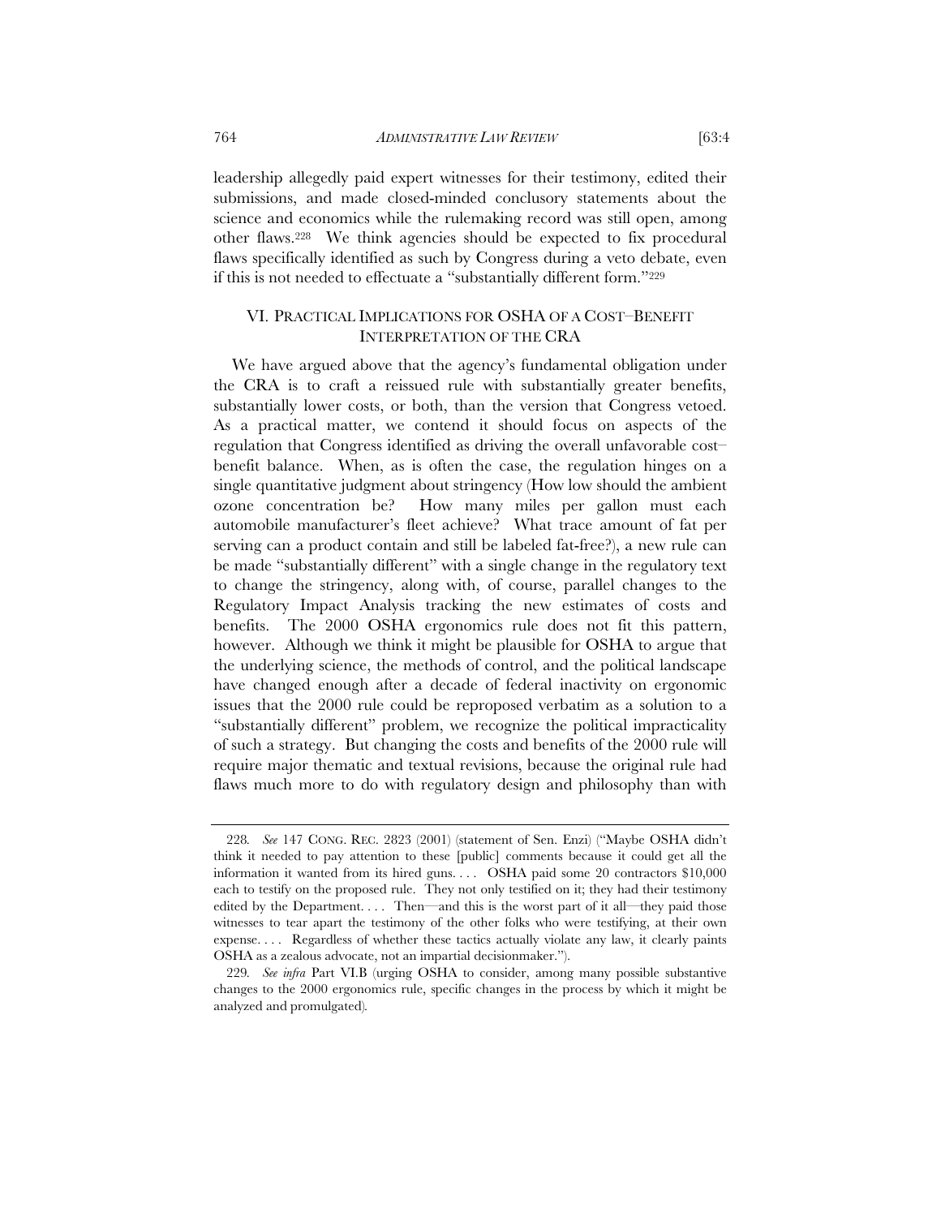leadership allegedly paid expert witnesses for their testimony, edited their submissions, and made closed-minded conclusory statements about the science and economics while the rulemaking record was still open, among other flaws.[228] We think agencies should be expected to fix procedural flaws specifically identified as such by Congress during a veto debate, even if this is not needed to effectuate a "substantially different form."[229]

## VI. PRACTICAL IMPLICATIONS FOR OSHA OF A COST–BENEFIT INTERPRETATION OF THE CRA

We have argued above that the agency's fundamental obligation under the CRA is to craft a reissued rule with substantially greater benefits, substantially lower costs, or both, than the version that Congress vetoed. As a practical matter, we contend it should focus on aspects of the regulation that Congress identified as driving the overall unfavorable cost–benefit balance. When, as is often the case, the regulation hinges on a single quantitative judgment about stringency (How low should the ambient ozone concentration be? How many miles per gallon must each automobile manufacturer's fleet achieve? What trace amount of fat per serving can a product contain and still be labeled fat-free?), a new rule can be made "substantially different" with a single change in the regulatory text to change the stringency, along with, of course, parallel changes to the Regulatory Impact Analysis tracking the new estimates of costs and benefits. The 2000 OSHA ergonomics rule does not fit this pattern, however. Although we think it might be plausible for OSHA to argue that the underlying science, the methods of control, and the political landscape have changed enough after a decade of federal inactivity on ergonomic issues that the 2000 rule could be reproposed verbatim as a solution to a "substantially different" problem, we recognize the political impracticality of such a strategy. But changing the costs and benefits of the 2000 rule will require major thematic and textual revisions, because the original rule had flaws much more to do with regulatory design and philosophy than with

---

228. *See* 147 CONG. REC. 2823 (2001) (statement of Sen. Enzi) ("Maybe OSHA didn't think it needed to pay attention to these [public] comments because it could get all the information it wanted from its hired guns. . . . OSHA paid some 20 contractors $10,000 each to testify on the proposed rule. They not only testified on it; they had their testimony edited by the Department. . . . Then—and this is the worst part of it all—they paid those witnesses to tear apart the testimony of the other folks who were testifying, at their own expense. . . . Regardless of whether these tactics actually violate any law, it clearly paints OSHA as a zealous advocate, not an impartial decisionmaker.").

229. *See infra* Part VI.B (urging OSHA to consider, among many possible substantive changes to the 2000 ergonomics rule, specific changes in the process by which it might be analyzed and promulgated).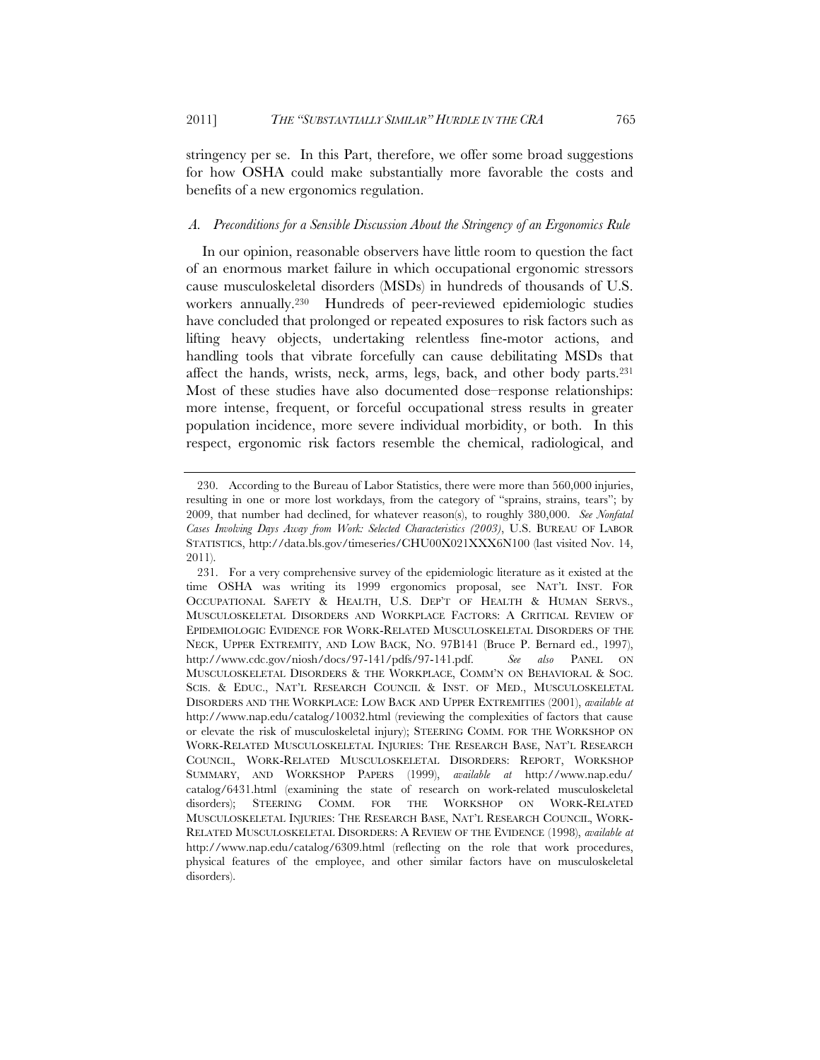stringency per se. In this Part, therefore, we offer some broad suggestions for how OSHA could make substantially more favorable the costs and benefits of a new ergonomics regulation.

### *A. Preconditions for a Sensible Discussion About the Stringency of an Ergonomics Rule*

In our opinion, reasonable observers have little room to question the fact of an enormous market failure in which occupational ergonomic stressors cause musculoskeletal disorders (MSDs) in hundreds of thousands of U.S. workers annually.[230] Hundreds of peer-reviewed epidemiologic studies have concluded that prolonged or repeated exposures to risk factors such as lifting heavy objects, undertaking relentless fine-motor actions, and handling tools that vibrate forcefully can cause debilitating MSDs that affect the hands, wrists, neck, arms, legs, back, and other body parts.[231] Most of these studies have also documented dose–response relationships: more intense, frequent, or forceful occupational stress results in greater population incidence, more severe individual morbidity, or both. In this respect, ergonomic risk factors resemble the chemical, radiological, and

---

230. According to the Bureau of Labor Statistics, there were more than 560,000 injuries, resulting in one or more lost workdays, from the category of "sprains, strains, tears"; by 2009, that number had declined, for whatever reason(s), to roughly 380,000. *See Nonfatal Cases Involving Days Away from Work: Selected Characteristics (2003)*, U.S. BUREAU OF LABOR STATISTICS, http://data.bls.gov/timeseries/CHU00X021XXX6N100 (last visited Nov. 14, 2011).

231. For a very comprehensive survey of the epidemiologic literature as it existed at the time OSHA was writing its 1999 ergonomics proposal, see NAT'L INST. FOR OCCUPATIONAL SAFETY & HEALTH, U.S. DEP'T OF HEALTH & HUMAN SERVS., MUSCULOSKELETAL DISORDERS AND WORKPLACE FACTORS: A CRITICAL REVIEW OF EPIDEMIOLOGIC EVIDENCE FOR WORK-RELATED MUSCULOSKELETAL DISORDERS OF THE NECK, UPPER EXTREMITY, AND LOW BACK, NO. 97B141 (Bruce P. Bernard ed., 1997), http://www.cdc.gov/niosh/docs/97-141/pdfs/97-141.pdf. *See also* PANEL ON MUSCULOSKELETAL DISORDERS & THE WORKPLACE, COMM'N ON BEHAVIORAL & SOC. SCIS. & EDUC., NAT'L RESEARCH COUNCIL & INST. OF MED., MUSCULOSKELETAL DISORDERS AND THE WORKPLACE: LOW BACK AND UPPER EXTREMITIES (2001), *available at* http://www.nap.edu/catalog/10032.html (reviewing the complexities of factors that cause or elevate the risk of musculoskeletal injury); STEERING COMM. FOR THE WORKSHOP ON WORK-RELATED MUSCULOSKELETAL INJURIES: THE RESEARCH BASE, NAT'L RESEARCH COUNCIL, WORK-RELATED MUSCULOSKELETAL DISORDERS: REPORT, WORKSHOP SUMMARY, AND WORKSHOP PAPERS (1999), *available at* http://www.nap.edu/catalog/6431.html (examining the state of research on work-related musculoskeletal disorders); STEERING COMM. FOR THE WORKSHOP ON WORK-RELATED MUSCULOSKELETAL INJURIES: THE RESEARCH BASE, NAT'L RESEARCH COUNCIL, WORK-RELATED MUSCULOSKELETAL DISORDERS: A REVIEW OF THE EVIDENCE (1998), *available at* http://www.nap.edu/catalog/6309.html (reflecting on the role that work procedures, physical features of the employee, and other similar factors have on musculoskeletal disorders).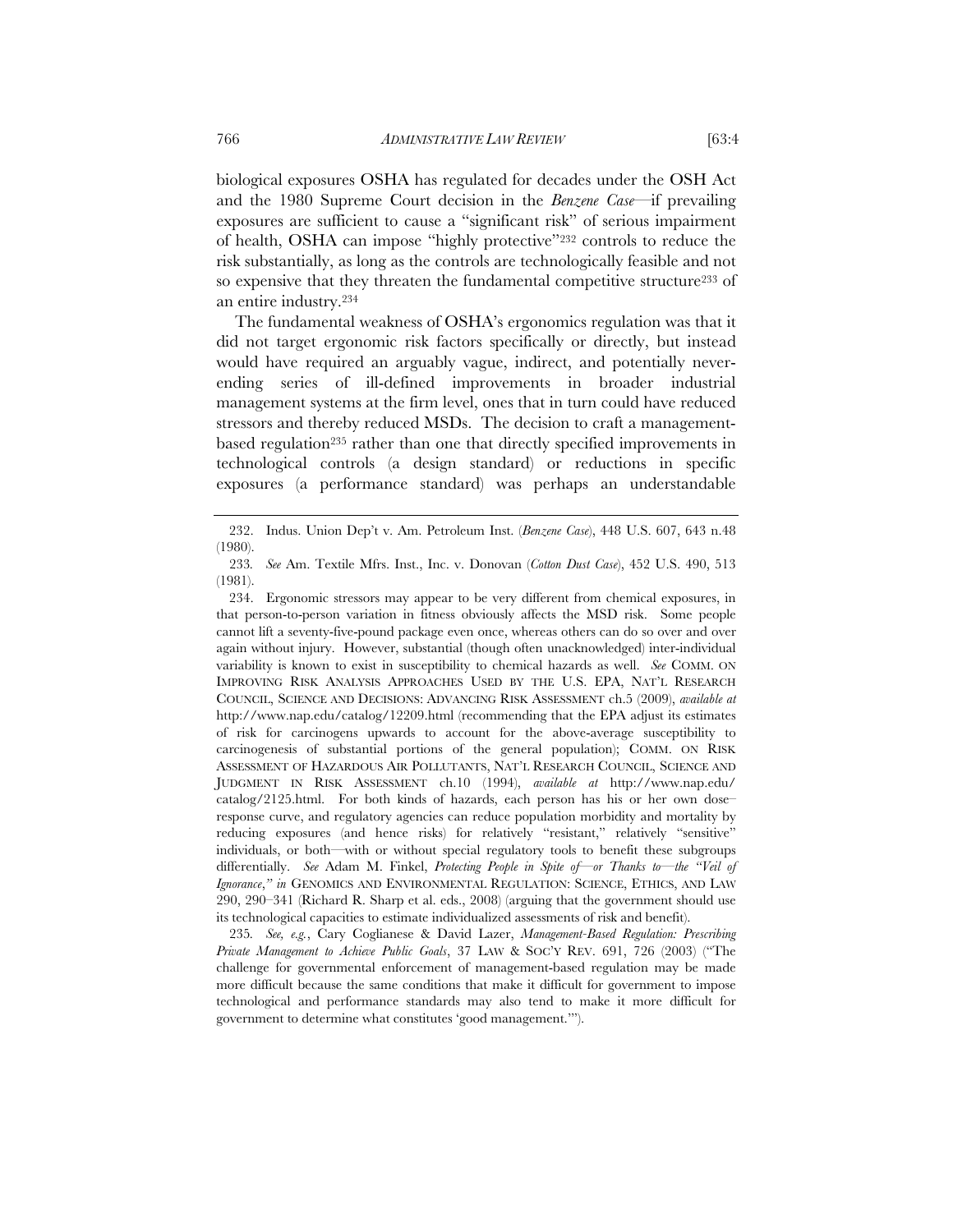biological exposures OSHA has regulated for decades under the OSH Act and the 1980 Supreme Court decision in the *Benzene Case*—if prevailing exposures are sufficient to cause a "significant risk" of serious impairment of health, OSHA can impose "highly protective"[232] controls to reduce the risk substantially, as long as the controls are technologically feasible and not so expensive that they threaten the fundamental competitive structure[233] of an entire industry.[234]

The fundamental weakness of OSHA's ergonomics regulation was that it did not target ergonomic risk factors specifically or directly, but instead would have required an arguably vague, indirect, and potentially never-ending series of ill-defined improvements in broader industrial management systems at the firm level, ones that in turn could have reduced stressors and thereby reduced MSDs. The decision to craft a management-based regulation[235] rather than one that directly specified improvements in technological controls (a design standard) or reductions in specific exposures (a performance standard) was perhaps an understandable

---

232. Indus. Union Dep't v. Am. Petroleum Inst. (*Benzene Case*), 448 U.S. 607, 643 n.48 (1980).

233. *See* Am. Textile Mfrs. Inst., Inc. v. Donovan (*Cotton Dust Case*), 452 U.S. 490, 513 (1981).

234. Ergonomic stressors may appear to be very different from chemical exposures, in that person-to-person variation in fitness obviously affects the MSD risk. Some people cannot lift a seventy-five-pound package even once, whereas others can do so over and over again without injury. However, substantial (though often unacknowledged) inter-individual variability is known to exist in susceptibility to chemical hazards as well. *See* COMM. ON IMPROVING RISK ANALYSIS APPROACHES USED BY THE U.S. EPA, NAT'L RESEARCH COUNCIL, SCIENCE AND DECISIONS: ADVANCING RISK ASSESSMENT ch.5 (2009), *available at* http://www.nap.edu/catalog/12209.html (recommending that the EPA adjust its estimates of risk for carcinogens upwards to account for the above-average susceptibility to carcinogenesis of substantial portions of the general population); COMM. ON RISK ASSESSMENT OF HAZARDOUS AIR POLLUTANTS, NAT'L RESEARCH COUNCIL, SCIENCE AND JUDGMENT IN RISK ASSESSMENT ch.10 (1994), *available at* http://www.nap.edu/catalog/2125.html. For both kinds of hazards, each person has his or her own dose–response curve, and regulatory agencies can reduce population morbidity and mortality by reducing exposures (and hence risks) for relatively "resistant," relatively "sensitive" individuals, or both—with or without special regulatory tools to benefit these subgroups differentially. *See* Adam M. Finkel, *Protecting People in Spite of—or Thanks to—the "Veil of Ignorance," in* GENOMICS AND ENVIRONMENTAL REGULATION: SCIENCE, ETHICS, AND LAW 290, 290–341 (Richard R. Sharp et al. eds., 2008) (arguing that the government should use its technological capacities to estimate individualized assessments of risk and benefit).

235. *See, e.g.*, Cary Coglianese & David Lazer, *Management-Based Regulation: Prescribing Private Management to Achieve Public Goals*, 37 LAW & SOC'Y REV. 691, 726 (2003) ("The challenge for governmental enforcement of management-based regulation may be made more difficult because the same conditions that make it difficult for government to impose technological and performance standards may also tend to make it more difficult for government to determine what constitutes 'good management.'").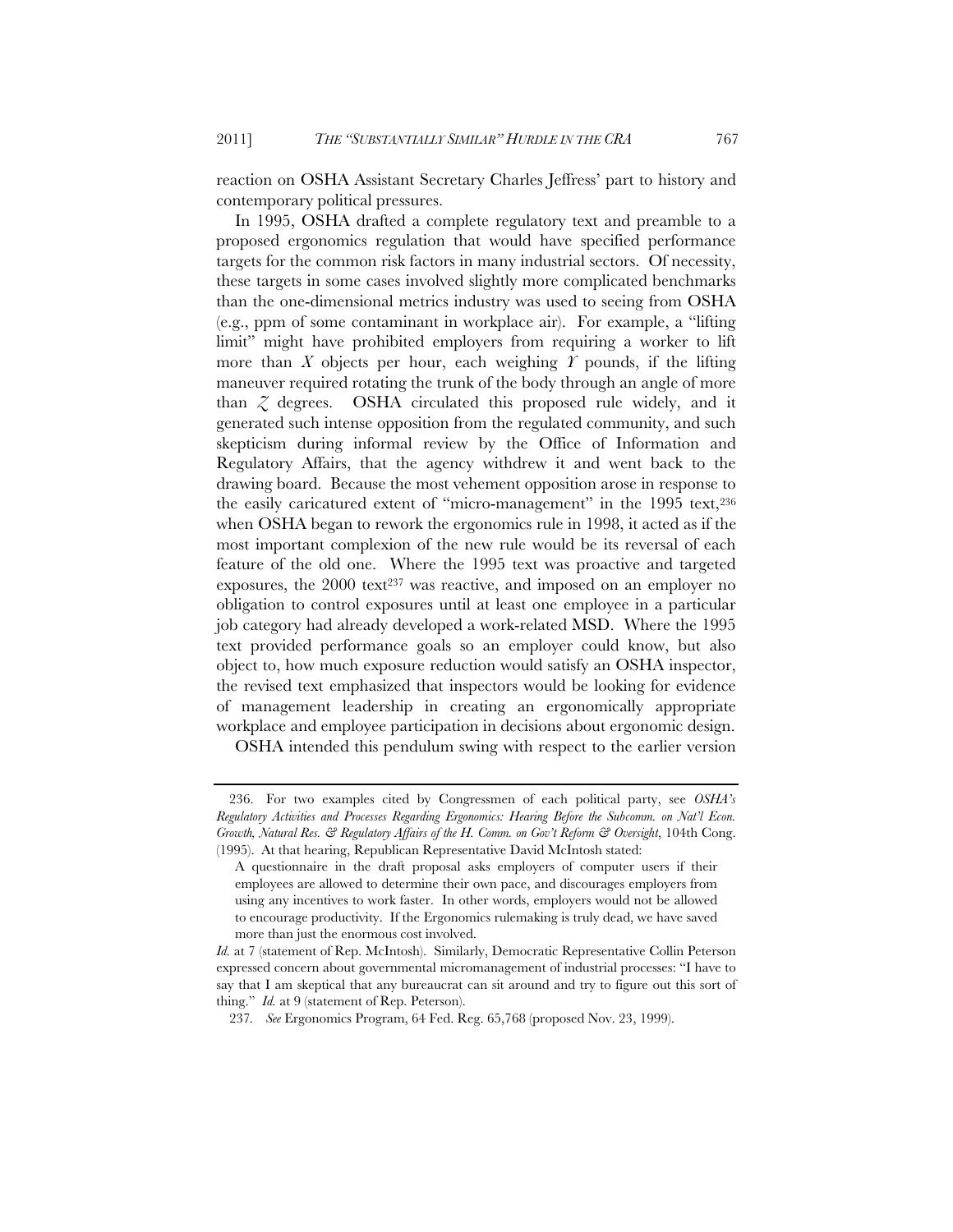reaction on OSHA Assistant Secretary Charles Jeffress' part to history and contemporary political pressures.

In 1995, OSHA drafted a complete regulatory text and preamble to a proposed ergonomics regulation that would have specified performance targets for the common risk factors in many industrial sectors. Of necessity, these targets in some cases involved slightly more complicated benchmarks than the one-dimensional metrics industry was used to seeing from OSHA (e.g., ppm of some contaminant in workplace air). For example, a "lifting limit" might have prohibited employers from requiring a worker to lift more than *X* objects per hour, each weighing *Y* pounds, if the lifting maneuver required rotating the trunk of the body through an angle of more than *Z* degrees. OSHA circulated this proposed rule widely, and it generated such intense opposition from the regulated community, and such skepticism during informal review by the Office of Information and Regulatory Affairs, that the agency withdrew it and went back to the drawing board. Because the most vehement opposition arose in response to the easily caricatured extent of "micro-management" in the 1995 text,[236] when OSHA began to rework the ergonomics rule in 1998, it acted as if the most important complexion of the new rule would be its reversal of each feature of the old one. Where the 1995 text was proactive and targeted exposures, the 2000 text[237] was reactive, and imposed on an employer no obligation to control exposures until at least one employee in a particular job category had already developed a work-related MSD. Where the 1995 text provided performance goals so an employer could know, but also object to, how much exposure reduction would satisfy an OSHA inspector, the revised text emphasized that inspectors would be looking for evidence of management leadership in creating an ergonomically appropriate workplace and employee participation in decisions about ergonomic design.

OSHA intended this pendulum swing with respect to the earlier version

---

236. For two examples cited by Congressmen of each political party, see *OSHA's Regulatory Activities and Processes Regarding Ergonomics: Hearing Before the Subcomm. on Nat'l Econ. Growth, Natural Res. & Regulatory Affairs of the H. Comm. on Gov't Reform & Oversight*, 104th Cong. (1995). At that hearing, Republican Representative David McIntosh stated:

> A questionnaire in the draft proposal asks employers of computer users if their employees are allowed to determine their own pace, and discourages employers from using any incentives to work faster. In other words, employers would not be allowed to encourage productivity. If the Ergonomics rulemaking is truly dead, we have saved more than just the enormous cost involved.

*Id.* at 7 (statement of Rep. McIntosh). Similarly, Democratic Representative Collin Peterson expressed concern about governmental micromanagement of industrial processes: "I have to say that I am skeptical that any bureaucrat can sit around and try to figure out this sort of thing." *Id.* at 9 (statement of Rep. Peterson).

237. *See* Ergonomics Program, 64 Fed. Reg. 65,768 (proposed Nov. 23, 1999).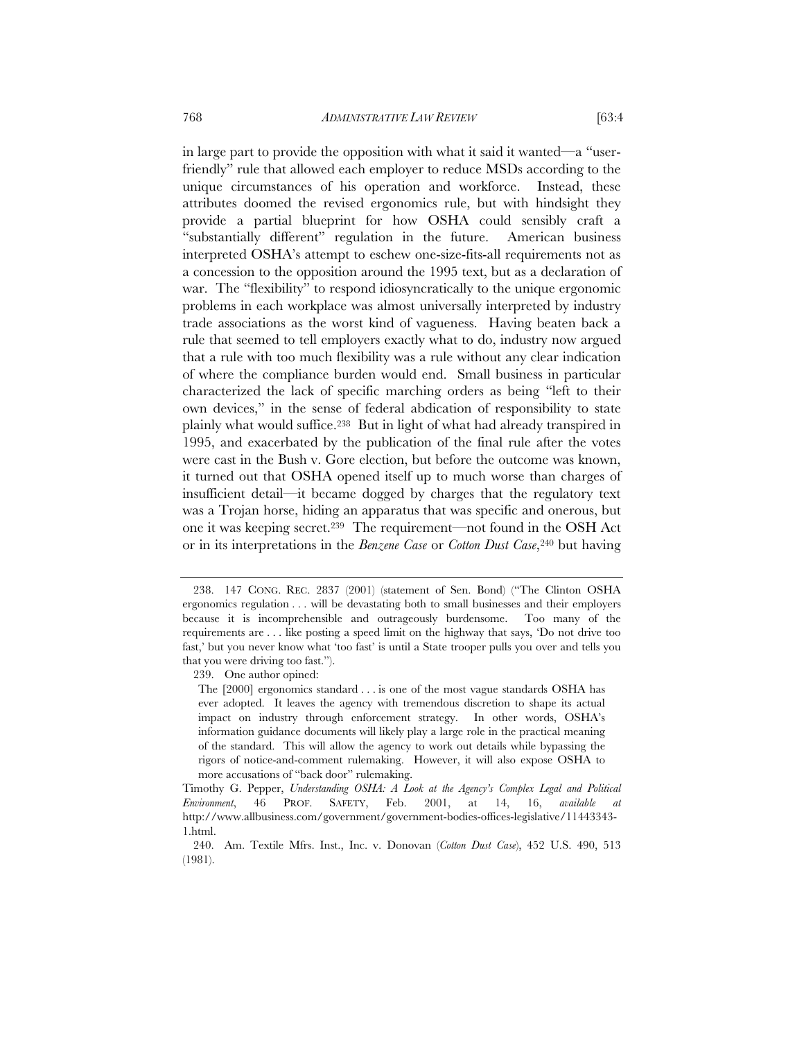in large part to provide the opposition with what it said it wanted—a "user-friendly" rule that allowed each employer to reduce MSDs according to the unique circumstances of his operation and workforce. Instead, these attributes doomed the revised ergonomics rule, but with hindsight they provide a partial blueprint for how OSHA could sensibly craft a "substantially different" regulation in the future. American business interpreted OSHA's attempt to eschew one-size-fits-all requirements not as a concession to the opposition around the 1995 text, but as a declaration of war. The "flexibility" to respond idiosyncratically to the unique ergonomic problems in each workplace was almost universally interpreted by industry trade associations as the worst kind of vagueness. Having beaten back a rule that seemed to tell employers exactly what to do, industry now argued that a rule with too much flexibility was a rule without any clear indication of where the compliance burden would end. Small business in particular characterized the lack of specific marching orders as being "left to their own devices," in the sense of federal abdication of responsibility to state plainly what would suffice.[238] But in light of what had already transpired in 1995, and exacerbated by the publication of the final rule after the votes were cast in the Bush v. Gore election, but before the outcome was known, it turned out that OSHA opened itself up to much worse than charges of insufficient detail—it became dogged by charges that the regulatory text was a Trojan horse, hiding an apparatus that was specific and onerous, but one it was keeping secret.[239] The requirement—not found in the OSH Act or in its interpretations in the *Benzene Case* or *Cotton Dust Case*,[240] but having

---

238. 147 CONG. REC. 2837 (2001) (statement of Sen. Bond) ("The Clinton OSHA ergonomics regulation . . . will be devastating both to small businesses and their employers because it is incomprehensible and outrageously burdensome. Too many of the requirements are . . . like posting a speed limit on the highway that says, 'Do not drive too fast,' but you never know what 'too fast' is until a State trooper pulls you over and tells you that you were driving too fast.").

239. One author opined:

> The [2000] ergonomics standard . . . is one of the most vague standards OSHA has ever adopted. It leaves the agency with tremendous discretion to shape its actual impact on industry through enforcement strategy. In other words, OSHA's information guidance documents will likely play a large role in the practical meaning of the standard. This will allow the agency to work out details while bypassing the rigors of notice-and-comment rulemaking. However, it will also expose OSHA to more accusations of "back door" rulemaking.

Timothy G. Pepper, *Understanding OSHA: A Look at the Agency's Complex Legal and Political Environment*, 46 PROF. SAFETY, Feb. 2001, at 14, 16, *available at* http://www.allbusiness.com/government/government-bodies-offices-legislative/11443343-1.html.

240. Am. Textile Mfrs. Inst., Inc. v. Donovan (*Cotton Dust Case*), 452 U.S. 490, 513 (1981).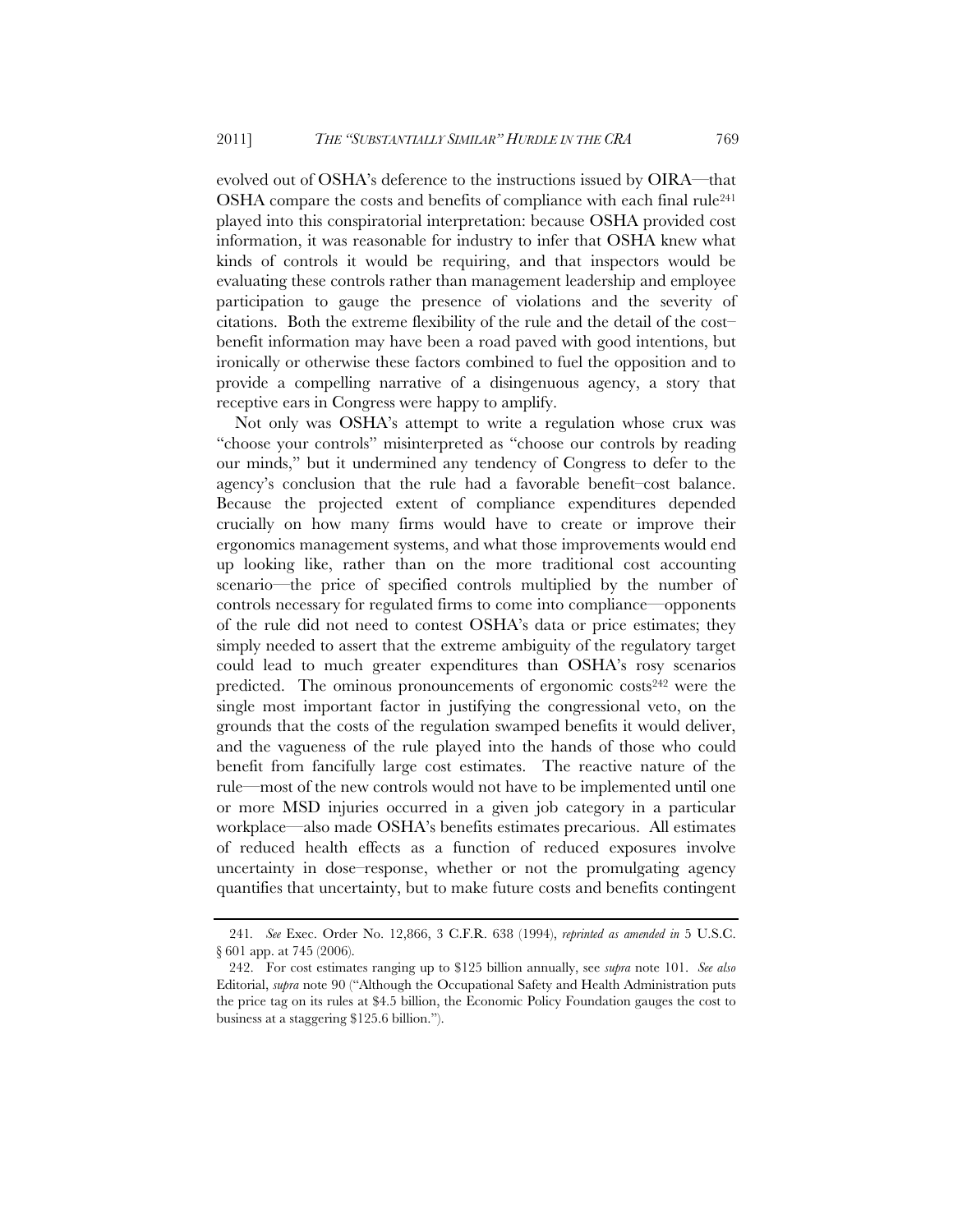evolved out of OSHA's deference to the instructions issued by OIRA—that OSHA compare the costs and benefits of compliance with each final rule[241] played into this conspiratorial interpretation: because OSHA provided cost information, it was reasonable for industry to infer that OSHA knew what kinds of controls it would be requiring, and that inspectors would be evaluating these controls rather than management leadership and employee participation to gauge the presence of violations and the severity of citations. Both the extreme flexibility of the rule and the detail of the cost–benefit information may have been a road paved with good intentions, but ironically or otherwise these factors combined to fuel the opposition and to provide a compelling narrative of a disingenuous agency, a story that receptive ears in Congress were happy to amplify.

Not only was OSHA's attempt to write a regulation whose crux was "choose your controls" misinterpreted as "choose our controls by reading our minds," but it undermined any tendency of Congress to defer to the agency's conclusion that the rule had a favorable benefit–cost balance. Because the projected extent of compliance expenditures depended crucially on how many firms would have to create or improve their ergonomics management systems, and what those improvements would end up looking like, rather than on the more traditional cost accounting scenario—the price of specified controls multiplied by the number of controls necessary for regulated firms to come into compliance—opponents of the rule did not need to contest OSHA's data or price estimates; they simply needed to assert that the extreme ambiguity of the regulatory target could lead to much greater expenditures than OSHA's rosy scenarios predicted. The ominous pronouncements of ergonomic costs[242] were the single most important factor in justifying the congressional veto, on the grounds that the costs of the regulation swamped benefits it would deliver, and the vagueness of the rule played into the hands of those who could benefit from fancifully large cost estimates. The reactive nature of the rule—most of the new controls would not have to be implemented until one or more MSD injuries occurred in a given job category in a particular workplace—also made OSHA's benefits estimates precarious. All estimates of reduced health effects as a function of reduced exposures involve uncertainty in dose–response, whether or not the promulgating agency quantifies that uncertainty, but to make future costs and benefits contingent

---

241. *See* Exec. Order No. 12,866, 3 C.F.R. 638 (1994), *reprinted as amended in* 5 U.S.C. § 601 app. at 745 (2006).

242. For cost estimates ranging up to $125 billion annually, see *supra* note 101. *See also* Editorial, *supra* note 90 ("Although the Occupational Safety and Health Administration puts the price tag on its rules at $4.5 billion, the Economic Policy Foundation gauges the cost to business at a staggering $125.6 billion.").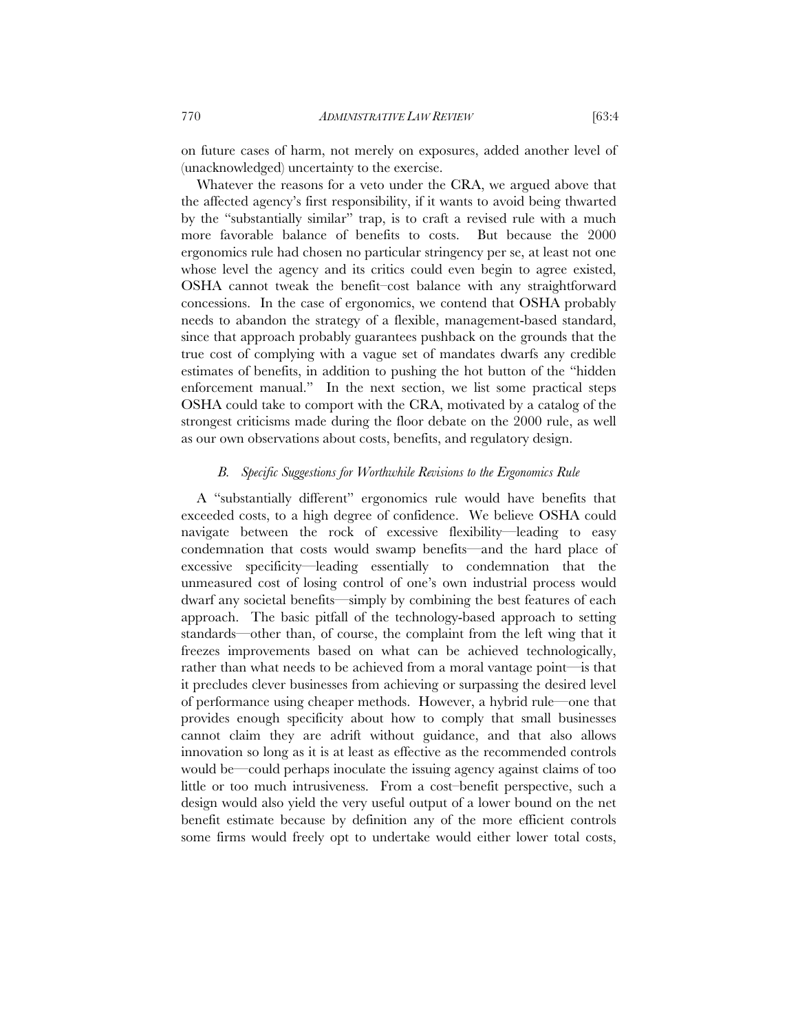on future cases of harm, not merely on exposures, added another level of (unacknowledged) uncertainty to the exercise.

Whatever the reasons for a veto under the CRA, we argued above that the affected agency's first responsibility, if it wants to avoid being thwarted by the "substantially similar" trap, is to craft a revised rule with a much more favorable balance of benefits to costs. But because the 2000 ergonomics rule had chosen no particular stringency per se, at least not one whose level the agency and its critics could even begin to agree existed, OSHA cannot tweak the benefit–cost balance with any straightforward concessions. In the case of ergonomics, we contend that OSHA probably needs to abandon the strategy of a flexible, management-based standard, since that approach probably guarantees pushback on the grounds that the true cost of complying with a vague set of mandates dwarfs any credible estimates of benefits, in addition to pushing the hot button of the "hidden enforcement manual." In the next section, we list some practical steps OSHA could take to comport with the CRA, motivated by a catalog of the strongest criticisms made during the floor debate on the 2000 rule, as well as our own observations about costs, benefits, and regulatory design.

### *B. Specific Suggestions for Worthwhile Revisions to the Ergonomics Rule*

A "substantially different" ergonomics rule would have benefits that exceeded costs, to a high degree of confidence. We believe OSHA could navigate between the rock of excessive flexibility—leading to easy condemnation that costs would swamp benefits—and the hard place of excessive specificity—leading essentially to condemnation that the unmeasured cost of losing control of one's own industrial process would dwarf any societal benefits—simply by combining the best features of each approach. The basic pitfall of the technology-based approach to setting standards—other than, of course, the complaint from the left wing that it freezes improvements based on what can be achieved technologically, rather than what needs to be achieved from a moral vantage point—is that it precludes clever businesses from achieving or surpassing the desired level of performance using cheaper methods. However, a hybrid rule—one that provides enough specificity about how to comply that small businesses cannot claim they are adrift without guidance, and that also allows innovation so long as it is at least as effective as the recommended controls would be—could perhaps inoculate the issuing agency against claims of too little or too much intrusiveness. From a cost–benefit perspective, such a design would also yield the very useful output of a lower bound on the net benefit estimate because by definition any of the more efficient controls some firms would freely opt to undertake would either lower total costs,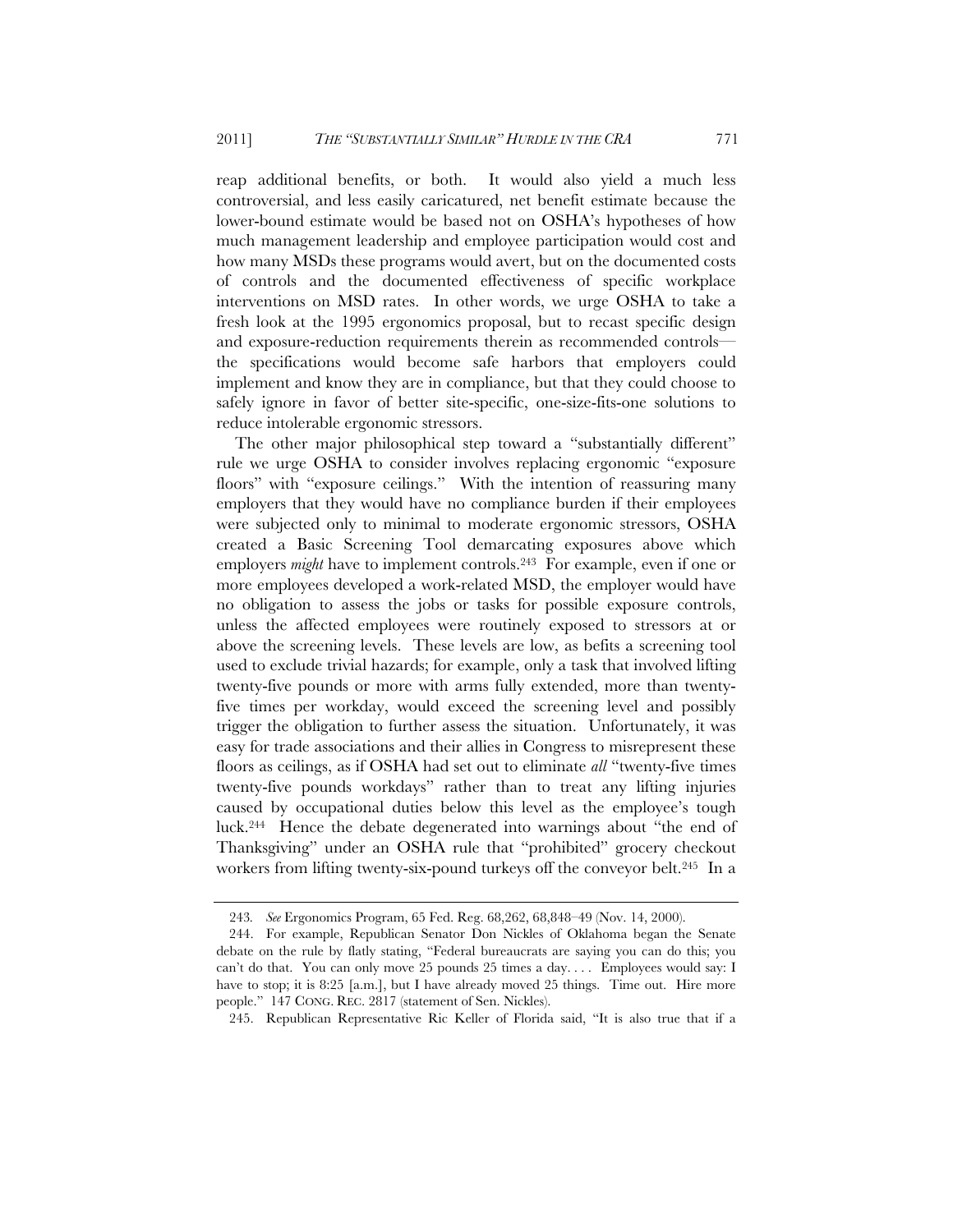reap additional benefits, or both. It would also yield a much less controversial, and less easily caricatured, net benefit estimate because the lower-bound estimate would be based not on OSHA's hypotheses of how much management leadership and employee participation would cost and how many MSDs these programs would avert, but on the documented costs of controls and the documented effectiveness of specific workplace interventions on MSD rates. In other words, we urge OSHA to take a fresh look at the 1995 ergonomics proposal, but to recast specific design and exposure-reduction requirements therein as recommended controls—the specifications would become safe harbors that employers could implement and know they are in compliance, but that they could choose to safely ignore in favor of better site-specific, one-size-fits-one solutions to reduce intolerable ergonomic stressors.

The other major philosophical step toward a "substantially different" rule we urge OSHA to consider involves replacing ergonomic "exposure floors" with "exposure ceilings." With the intention of reassuring many employers that they would have no compliance burden if their employees were subjected only to minimal to moderate ergonomic stressors, OSHA created a Basic Screening Tool demarcating exposures above which employers *might* have to implement controls.[243] For example, even if one or more employees developed a work-related MSD, the employer would have no obligation to assess the jobs or tasks for possible exposure controls, unless the affected employees were routinely exposed to stressors at or above the screening levels. These levels are low, as befits a screening tool used to exclude trivial hazards; for example, only a task that involved lifting twenty-five pounds or more with arms fully extended, more than twenty-five times per workday, would exceed the screening level and possibly trigger the obligation to further assess the situation. Unfortunately, it was easy for trade associations and their allies in Congress to misrepresent these floors as ceilings, as if OSHA had set out to eliminate *all* "twenty-five times twenty-five pounds workdays" rather than to treat any lifting injuries caused by occupational duties below this level as the employee's tough luck.[244] Hence the debate degenerated into warnings about "the end of Thanksgiving" under an OSHA rule that "prohibited" grocery checkout workers from lifting twenty-six-pound turkeys off the conveyor belt.[245] In a

---

243. *See* Ergonomics Program, 65 Fed. Reg. 68,262, 68,848–49 (Nov. 14, 2000).

244. For example, Republican Senator Don Nickles of Oklahoma began the Senate debate on the rule by flatly stating, "Federal bureaucrats are saying you can do this; you can't do that. You can only move 25 pounds 25 times a day. . . . Employees would say: I have to stop; it is 8:25 [a.m.], but I have already moved 25 things. Time out. Hire more people." 147 CONG. REC. 2817 (statement of Sen. Nickles).

245. Republican Representative Ric Keller of Florida said, "It is also true that if a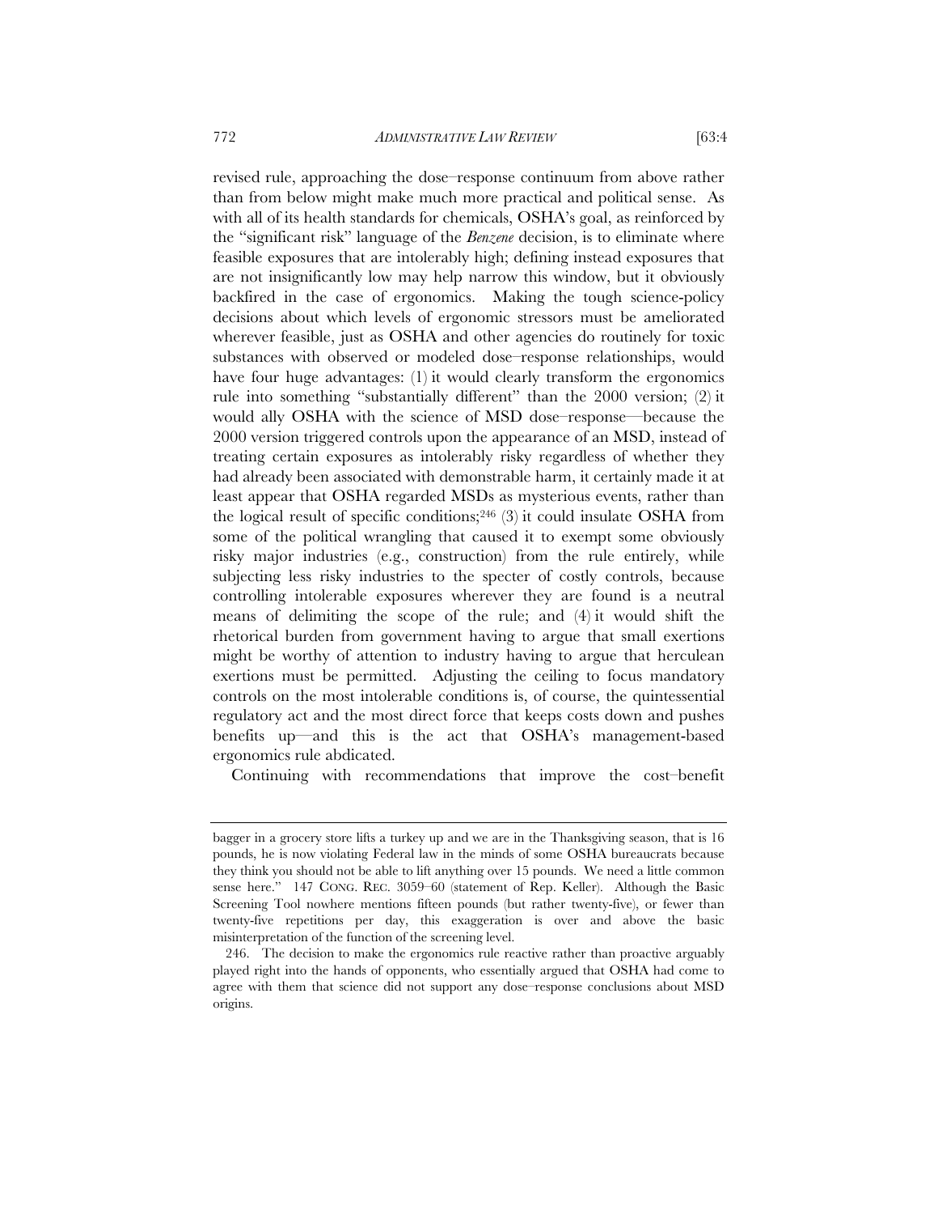revised rule, approaching the dose–response continuum from above rather than from below might make much more practical and political sense. As with all of its health standards for chemicals, OSHA's goal, as reinforced by the "significant risk" language of the *Benzene* decision, is to eliminate where feasible exposures that are intolerably high; defining instead exposures that are not insignificantly low may help narrow this window, but it obviously backfired in the case of ergonomics. Making the tough science-policy decisions about which levels of ergonomic stressors must be ameliorated wherever feasible, just as OSHA and other agencies do routinely for toxic substances with observed or modeled dose–response relationships, would have four huge advantages: (1) it would clearly transform the ergonomics rule into something "substantially different" than the 2000 version; (2) it would ally OSHA with the science of MSD dose–response—because the 2000 version triggered controls upon the appearance of an MSD, instead of treating certain exposures as intolerably risky regardless of whether they had already been associated with demonstrable harm, it certainly made it at least appear that OSHA regarded MSDs as mysterious events, rather than the logical result of specific conditions;[246] (3) it could insulate OSHA from some of the political wrangling that caused it to exempt some obviously risky major industries (e.g., construction) from the rule entirely, while subjecting less risky industries to the specter of costly controls, because controlling intolerable exposures wherever they are found is a neutral means of delimiting the scope of the rule; and (4) it would shift the rhetorical burden from government having to argue that small exertions might be worthy of attention to industry having to argue that herculean exertions must be permitted. Adjusting the ceiling to focus mandatory controls on the most intolerable conditions is, of course, the quintessential regulatory act and the most direct force that keeps costs down and pushes benefits up—and this is the act that OSHA's management-based ergonomics rule abdicated.

Continuing with recommendations that improve the cost–benefit

---

bagger in a grocery store lifts a turkey up and we are in the Thanksgiving season, that is 16 pounds, he is now violating Federal law in the minds of some OSHA bureaucrats because they think you should not be able to lift anything over 15 pounds. We need a little common sense here." 147 CONG. REC. 3059–60 (statement of Rep. Keller). Although the Basic Screening Tool nowhere mentions fifteen pounds (but rather twenty-five), or fewer than twenty-five repetitions per day, this exaggeration is over and above the basic misinterpretation of the function of the screening level.

246. The decision to make the ergonomics rule reactive rather than proactive arguably played right into the hands of opponents, who essentially argued that OSHA had come to agree with them that science did not support any dose–response conclusions about MSD origins.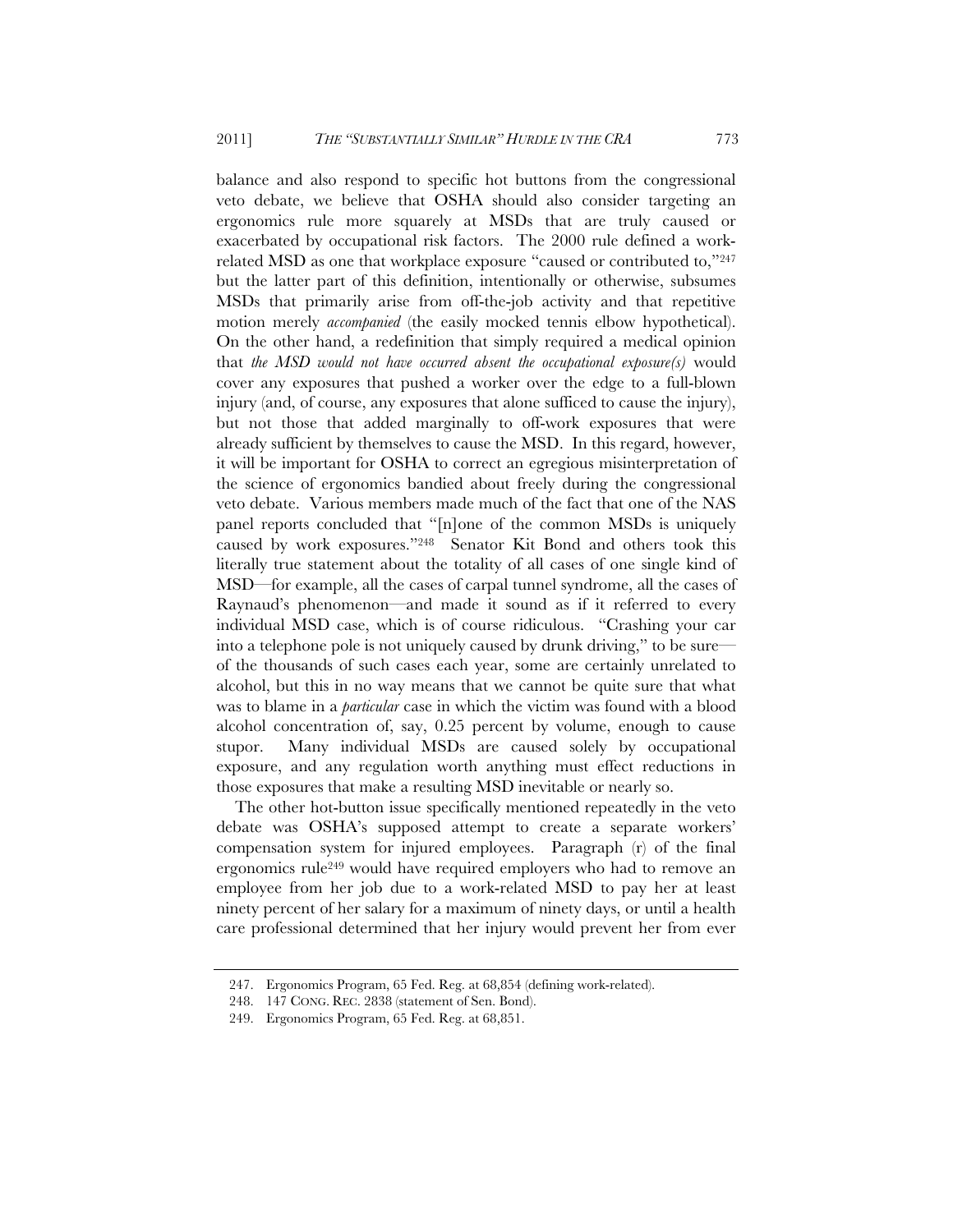balance and also respond to specific hot buttons from the congressional veto debate, we believe that OSHA should also consider targeting an ergonomics rule more squarely at MSDs that are truly caused or exacerbated by occupational risk factors. The 2000 rule defined a work-related MSD as one that workplace exposure "caused or contributed to,"[247] but the latter part of this definition, intentionally or otherwise, subsumes MSDs that primarily arise from off-the-job activity and that repetitive motion merely *accompanied* (the easily mocked tennis elbow hypothetical). On the other hand, a redefinition that simply required a medical opinion that *the MSD would not have occurred absent the occupational exposure(s)* would cover any exposures that pushed a worker over the edge to a full-blown injury (and, of course, any exposures that alone sufficed to cause the injury), but not those that added marginally to off-work exposures that were already sufficient by themselves to cause the MSD. In this regard, however, it will be important for OSHA to correct an egregious misinterpretation of the science of ergonomics bandied about freely during the congressional veto debate. Various members made much of the fact that one of the NAS panel reports concluded that "[n]one of the common MSDs is uniquely caused by work exposures."[248] Senator Kit Bond and others took this literally true statement about the totality of all cases of one single kind of MSD—for example, all the cases of carpal tunnel syndrome, all the cases of Raynaud's phenomenon—and made it sound as if it referred to every individual MSD case, which is of course ridiculous. "Crashing your car into a telephone pole is not uniquely caused by drunk driving," to be sure—of the thousands of such cases each year, some are certainly unrelated to alcohol, but this in no way means that we cannot be quite sure that what was to blame in a *particular* case in which the victim was found with a blood alcohol concentration of, say, 0.25 percent by volume, enough to cause stupor. Many individual MSDs are caused solely by occupational exposure, and any regulation worth anything must effect reductions in those exposures that make a resulting MSD inevitable or nearly so.

The other hot-button issue specifically mentioned repeatedly in the veto debate was OSHA's supposed attempt to create a separate workers' compensation system for injured employees. Paragraph (r) of the final ergonomics rule[249] would have required employers who had to remove an employee from her job due to a work-related MSD to pay her at least ninety percent of her salary for a maximum of ninety days, or until a health care professional determined that her injury would prevent her from ever

---

247. Ergonomics Program, 65 Fed. Reg. at 68,854 (defining work-related).

248. 147 CONG. REC. 2838 (statement of Sen. Bond).

249. Ergonomics Program, 65 Fed. Reg. at 68,851.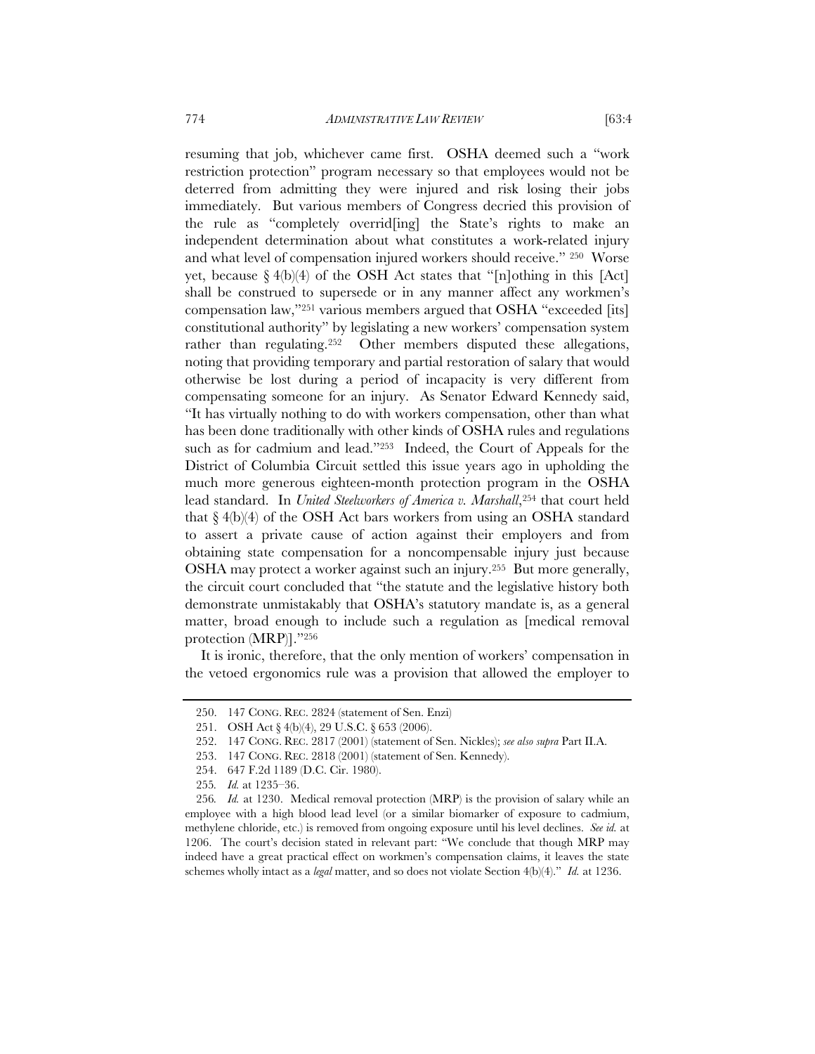resuming that job, whichever came first. OSHA deemed such a "work restriction protection" program necessary so that employees would not be deterred from admitting they were injured and risk losing their jobs immediately. But various members of Congress decried this provision of the rule as "completely overrid[ing] the State's rights to make an independent determination about what constitutes a work-related injury and what level of compensation injured workers should receive." [250] Worse yet, because § 4(b)(4) of the OSH Act states that "[n]othing in this [Act] shall be construed to supersede or in any manner affect any workmen's compensation law,"[251] various members argued that OSHA "exceeded [its] constitutional authority" by legislating a new workers' compensation system rather than regulating.[252] Other members disputed these allegations, noting that providing temporary and partial restoration of salary that would otherwise be lost during a period of incapacity is very different from compensating someone for an injury. As Senator Edward Kennedy said, "It has virtually nothing to do with workers compensation, other than what has been done traditionally with other kinds of OSHA rules and regulations such as for cadmium and lead."[253] Indeed, the Court of Appeals for the District of Columbia Circuit settled this issue years ago in upholding the much more generous eighteen-month protection program in the OSHA lead standard. In *United Steelworkers of America v. Marshall*,[254] that court held that § 4(b)(4) of the OSH Act bars workers from using an OSHA standard to assert a private cause of action against their employers and from obtaining state compensation for a noncompensable injury just because OSHA may protect a worker against such an injury.[255] But more generally, the circuit court concluded that "the statute and the legislative history both demonstrate unmistakably that OSHA's statutory mandate is, as a general matter, broad enough to include such a regulation as [medical removal protection (MRP)]."[256]

It is ironic, therefore, that the only mention of workers' compensation in the vetoed ergonomics rule was a provision that allowed the employer to

---

250. 147 CONG. REC. 2824 (statement of Sen. Enzi)

251. OSH Act § 4(b)(4), 29 U.S.C. § 653 (2006).

252. 147 CONG. REC. 2817 (2001) (statement of Sen. Nickles); *see also supra* Part II.A.

253. 147 CONG. REC. 2818 (2001) (statement of Sen. Kennedy).

254. 647 F.2d 1189 (D.C. Cir. 1980).

255. *Id.* at 1235–36.

256. *Id.* at 1230. Medical removal protection (MRP) is the provision of salary while an employee with a high blood lead level (or a similar biomarker of exposure to cadmium, methylene chloride, etc.) is removed from ongoing exposure until his level declines. *See id.* at 1206. The court's decision stated in relevant part: "We conclude that though MRP may indeed have a great practical effect on workmen's compensation claims, it leaves the state schemes wholly intact as a *legal* matter, and so does not violate Section 4(b)(4)." *Id.* at 1236.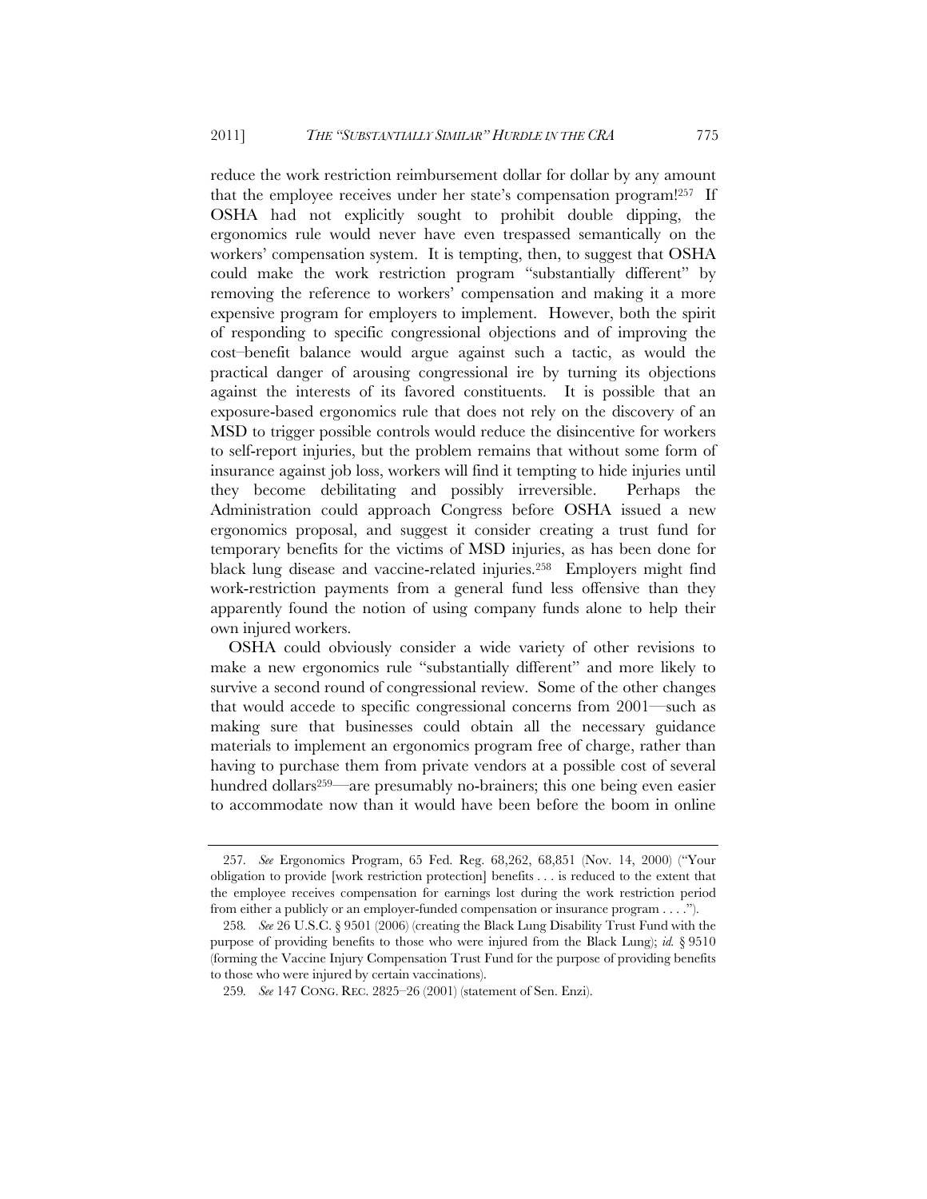reduce the work restriction reimbursement dollar for dollar by any amount that the employee receives under her state's compensation program![257] If OSHA had not explicitly sought to prohibit double dipping, the ergonomics rule would never have even trespassed semantically on the workers' compensation system. It is tempting, then, to suggest that OSHA could make the work restriction program "substantially different" by removing the reference to workers' compensation and making it a more expensive program for employers to implement. However, both the spirit of responding to specific congressional objections and of improving the cost–benefit balance would argue against such a tactic, as would the practical danger of arousing congressional ire by turning its objections against the interests of its favored constituents. It is possible that an exposure-based ergonomics rule that does not rely on the discovery of an MSD to trigger possible controls would reduce the disincentive for workers to self-report injuries, but the problem remains that without some form of insurance against job loss, workers will find it tempting to hide injuries until they become debilitating and possibly irreversible. Perhaps the Administration could approach Congress before OSHA issued a new ergonomics proposal, and suggest it consider creating a trust fund for temporary benefits for the victims of MSD injuries, as has been done for black lung disease and vaccine-related injuries.[258] Employers might find work-restriction payments from a general fund less offensive than they apparently found the notion of using company funds alone to help their own injured workers.

OSHA could obviously consider a wide variety of other revisions to make a new ergonomics rule "substantially different" and more likely to survive a second round of congressional review. Some of the other changes that would accede to specific congressional concerns from 2001—such as making sure that businesses could obtain all the necessary guidance materials to implement an ergonomics program free of charge, rather than having to purchase them from private vendors at a possible cost of several hundred dollars[259]—are presumably no-brainers; this one being even easier to accommodate now than it would have been before the boom in online

---

257. *See* Ergonomics Program, 65 Fed. Reg. 68,262, 68,851 (Nov. 14, 2000) ("Your obligation to provide [work restriction protection] benefits . . . is reduced to the extent that the employee receives compensation for earnings lost during the work restriction period from either a publicly or an employer-funded compensation or insurance program . . . .").

258. *See* 26 U.S.C. § 9501 (2006) (creating the Black Lung Disability Trust Fund with the purpose of providing benefits to those who were injured from the Black Lung); *id.* § 9510 (forming the Vaccine Injury Compensation Trust Fund for the purpose of providing benefits to those who were injured by certain vaccinations).

259. *See* 147 CONG. REC. 2825–26 (2001) (statement of Sen. Enzi).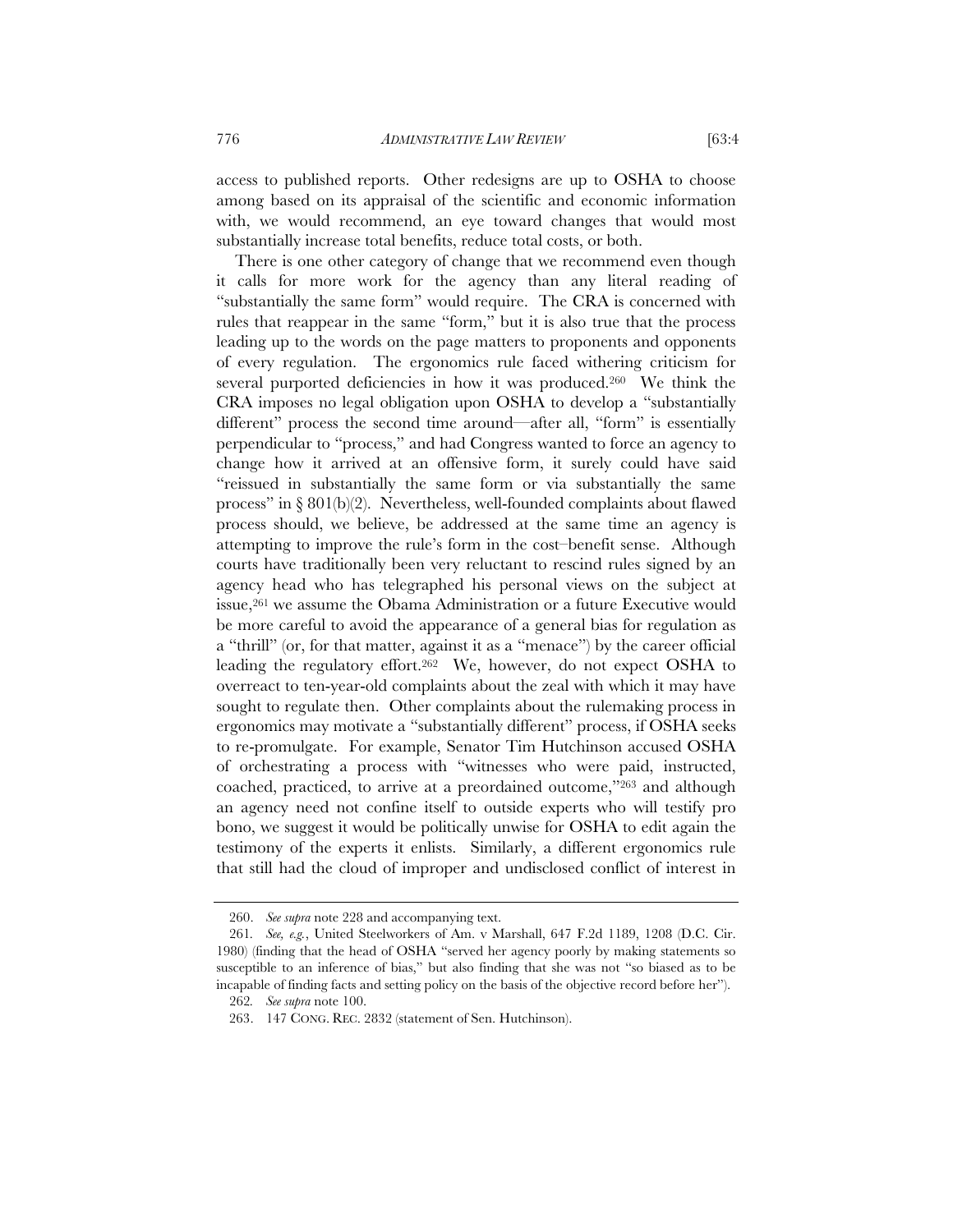access to published reports. Other redesigns are up to OSHA to choose among based on its appraisal of the scientific and economic information with, we would recommend, an eye toward changes that would most substantially increase total benefits, reduce total costs, or both.

There is one other category of change that we recommend even though it calls for more work for the agency than any literal reading of "substantially the same form" would require. The CRA is concerned with rules that reappear in the same "form," but it is also true that the process leading up to the words on the page matters to proponents and opponents of every regulation. The ergonomics rule faced withering criticism for several purported deficiencies in how it was produced.[260] We think the CRA imposes no legal obligation upon OSHA to develop a "substantially different" process the second time around—after all, "form" is essentially perpendicular to "process," and had Congress wanted to force an agency to change how it arrived at an offensive form, it surely could have said "reissued in substantially the same form or via substantially the same process" in § 801(b)(2). Nevertheless, well-founded complaints about flawed process should, we believe, be addressed at the same time an agency is attempting to improve the rule's form in the cost–benefit sense. Although courts have traditionally been very reluctant to rescind rules signed by an agency head who has telegraphed his personal views on the subject at issue,[261] we assume the Obama Administration or a future Executive would be more careful to avoid the appearance of a general bias for regulation as a "thrill" (or, for that matter, against it as a "menace") by the career official leading the regulatory effort.[262] We, however, do not expect OSHA to overreact to ten-year-old complaints about the zeal with which it may have sought to regulate then. Other complaints about the rulemaking process in ergonomics may motivate a "substantially different" process, if OSHA seeks to re-promulgate. For example, Senator Tim Hutchinson accused OSHA of orchestrating a process with "witnesses who were paid, instructed, coached, practiced, to arrive at a preordained outcome,"[263] and although an agency need not confine itself to outside experts who will testify pro bono, we suggest it would be politically unwise for OSHA to edit again the testimony of the experts it enlists. Similarly, a different ergonomics rule that still had the cloud of improper and undisclosed conflict of interest in

---

260. *See supra* note 228 and accompanying text.

261. *See, e.g.*, United Steelworkers of Am. v Marshall, 647 F.2d 1189, 1208 (D.C. Cir. 1980) (finding that the head of OSHA "served her agency poorly by making statements so susceptible to an inference of bias," but also finding that she was not "so biased as to be incapable of finding facts and setting policy on the basis of the objective record before her").

262. *See supra* note 100.

263. 147 CONG. REC. 2832 (statement of Sen. Hutchinson).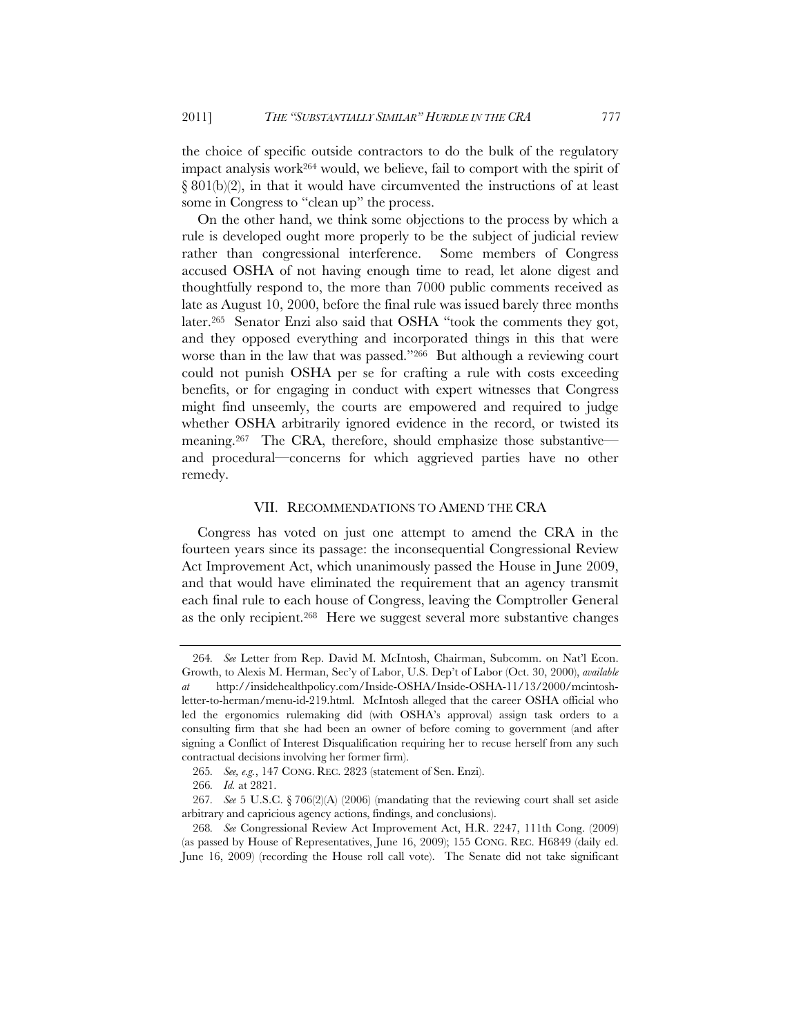the choice of specific outside contractors to do the bulk of the regulatory impact analysis work[264] would, we believe, fail to comport with the spirit of § 801(b)(2), in that it would have circumvented the instructions of at least some in Congress to "clean up" the process.

On the other hand, we think some objections to the process by which a rule is developed ought more properly to be the subject of judicial review rather than congressional interference. Some members of Congress accused OSHA of not having enough time to read, let alone digest and thoughtfully respond to, the more than 7000 public comments received as late as August 10, 2000, before the final rule was issued barely three months later.[265] Senator Enzi also said that OSHA "took the comments they got, and they opposed everything and incorporated things in this that were worse than in the law that was passed."[266] But although a reviewing court could not punish OSHA per se for crafting a rule with costs exceeding benefits, or for engaging in conduct with expert witnesses that Congress might find unseemly, the courts are empowered and required to judge whether OSHA arbitrarily ignored evidence in the record, or twisted its meaning.[267] The CRA, therefore, should emphasize those substantive—and procedural—concerns for which aggrieved parties have no other remedy.

## VII. Recommendations to Amend the CRA

Congress has voted on just one attempt to amend the CRA in the fourteen years since its passage: the inconsequential Congressional Review Act Improvement Act, which unanimously passed the House in June 2009, and that would have eliminated the requirement that an agency transmit each final rule to each house of Congress, leaving the Comptroller General as the only recipient.[268] Here we suggest several more substantive changes

---

264. *See* Letter from Rep. David M. McIntosh, Chairman, Subcomm. on Nat'l Econ. Growth, to Alexis M. Herman, Sec'y of Labor, U.S. Dep't of Labor (Oct. 30, 2000), *available at* http://insidehealthpolicy.com/Inside-OSHA/Inside-OSHA-11/13/2000/mcintosh-letter-to-herman/menu-id-219.html. McIntosh alleged that the career OSHA official who led the ergonomics rulemaking did (with OSHA's approval) assign task orders to a consulting firm that she had been an owner of before coming to government (and after signing a Conflict of Interest Disqualification requiring her to recuse herself from any such contractual decisions involving her former firm).

265. *See, e.g.*, 147 CONG. REC. 2823 (statement of Sen. Enzi).

266. *Id.* at 2821.

267. *See* 5 U.S.C. § 706(2)(A) (2006) (mandating that the reviewing court shall set aside arbitrary and capricious agency actions, findings, and conclusions).

268. *See* Congressional Review Act Improvement Act, H.R. 2247, 111th Cong. (2009) (as passed by House of Representatives, June 16, 2009); 155 CONG. REC. H6849 (daily ed. June 16, 2009) (recording the House roll call vote). The Senate did not take significant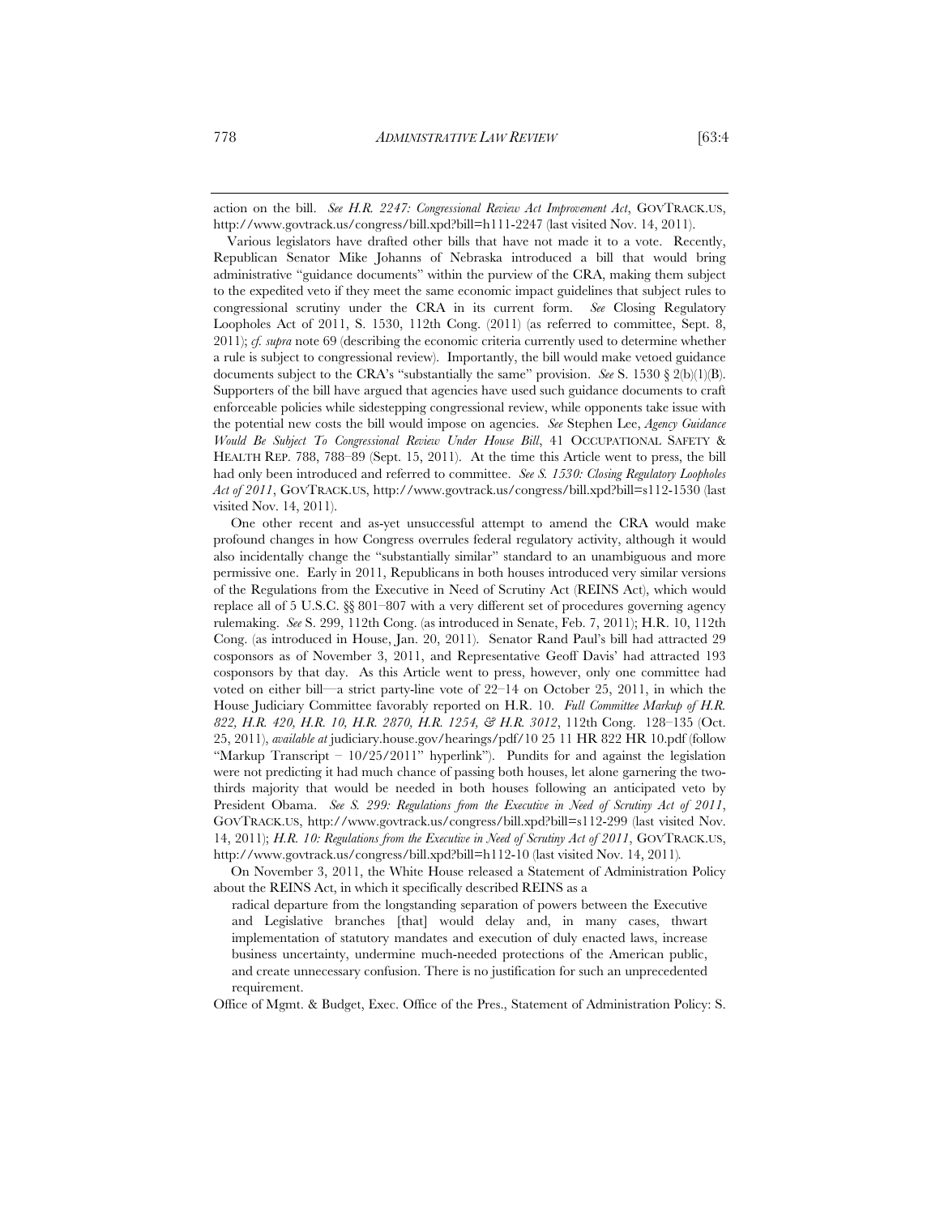action on the bill. *See H.R. 2247: Congressional Review Act Improvement Act*, GOVTRACK.US, http://www.govtrack.us/congress/bill.xpd?bill=h111-2247 (last visited Nov. 14, 2011).

Various legislators have drafted other bills that have not made it to a vote. Recently, Republican Senator Mike Johanns of Nebraska introduced a bill that would bring administrative "guidance documents" within the purview of the CRA, making them subject to the expedited veto if they meet the same economic impact guidelines that subject rules to congressional scrutiny under the CRA in its current form. *See* Closing Regulatory Loopholes Act of 2011, S. 1530, 112th Cong. (2011) (as referred to committee, Sept. 8, 2011); *cf. supra* note 69 (describing the economic criteria currently used to determine whether a rule is subject to congressional review). Importantly, the bill would make vetoed guidance documents subject to the CRA's "substantially the same" provision. *See* S. 1530 § 2(b)(1)(B). Supporters of the bill have argued that agencies have used such guidance documents to craft enforceable policies while sidestepping congressional review, while opponents take issue with the potential new costs the bill would impose on agencies. *See* Stephen Lee, *Agency Guidance Would Be Subject To Congressional Review Under House Bill*, 41 OCCUPATIONAL SAFETY & HEALTH REP. 788, 788–89 (Sept. 15, 2011). At the time this Article went to press, the bill had only been introduced and referred to committee. *See S. 1530: Closing Regulatory Loopholes Act of 2011*, GOVTRACK.US, http://www.govtrack.us/congress/bill.xpd?bill=s112-1530 (last visited Nov. 14, 2011).

One other recent and as-yet unsuccessful attempt to amend the CRA would make profound changes in how Congress overrules federal regulatory activity, although it would also incidentally change the "substantially similar" standard to an unambiguous and more permissive one. Early in 2011, Republicans in both houses introduced very similar versions of the Regulations from the Executive in Need of Scrutiny Act (REINS Act), which would replace all of 5 U.S.C. §§ 801–807 with a very different set of procedures governing agency rulemaking. *See* S. 299, 112th Cong. (as introduced in Senate, Feb. 7, 2011); H.R. 10, 112th Cong. (as introduced in House, Jan. 20, 2011). Senator Rand Paul's bill had attracted 29 cosponsors as of November 3, 2011, and Representative Geoff Davis' had attracted 193 cosponsors by that day. As this Article went to press, however, only one committee had voted on either bill—a strict party-line vote of 22–14 on October 25, 2011, in which the House Judiciary Committee favorably reported on H.R. 10. *Full Committee Markup of H.R. 822, H.R. 420, H.R. 10, H.R. 2870, H.R. 1254, & H.R. 3012*, 112th Cong. 128–135 (Oct. 25, 2011), *available at* judiciary.house.gov/hearings/pdf/10 25 11 HR 822 HR 10.pdf (follow "Markup Transcript – 10/25/2011" hyperlink"). Pundits for and against the legislation were not predicting it had much chance of passing both houses, let alone garnering the two-thirds majority that would be needed in both houses following an anticipated veto by President Obama. *See S. 299: Regulations from the Executive in Need of Scrutiny Act of 2011*, GOVTRACK.US, http://www.govtrack.us/congress/bill.xpd?bill=s112-299 (last visited Nov. 14, 2011); *H.R. 10: Regulations from the Executive in Need of Scrutiny Act of 2011*, GOVTRACK.US, http://www.govtrack.us/congress/bill.xpd?bill=h112-10 (last visited Nov. 14, 2011).

On November 3, 2011, the White House released a Statement of Administration Policy about the REINS Act, in which it specifically described REINS as a

> radical departure from the longstanding separation of powers between the Executive and Legislative branches [that] would delay and, in many cases, thwart implementation of statutory mandates and execution of duly enacted laws, increase business uncertainty, undermine much-needed protections of the American public, and create unnecessary confusion. There is no justification for such an unprecedented requirement.

Office of Mgmt. & Budget, Exec. Office of the Pres., Statement of Administration Policy: S.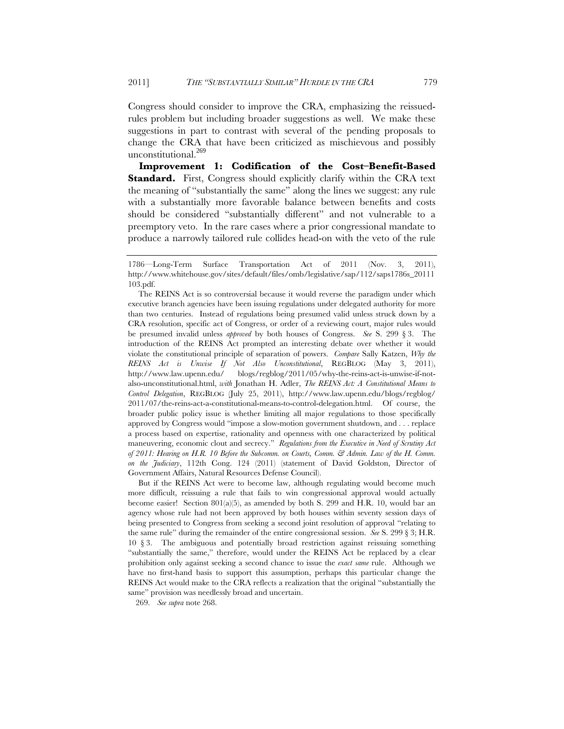Congress should consider to improve the CRA, emphasizing the reissued-rules problem but including broader suggestions as well. We make these suggestions in part to contrast with several of the pending proposals to change the CRA that have been criticized as mischievous and possibly unconstitutional.[269]

**Improvement 1: Codification of the Cost–Benefit-Based Standard.** First, Congress should explicitly clarify within the CRA text the meaning of "substantially the same" along the lines we suggest: any rule with a substantially more favorable balance between benefits and costs should be considered "substantially different" and not vulnerable to a preemptory veto. In the rare cases where a prior congressional mandate to produce a narrowly tailored rule collides head-on with the veto of the rule

---

1786—Long-Term Surface Transportation Act of 2011 (Nov. 3, 2011), http://www.whitehouse.gov/sites/default/files/omb/legislative/sap/112/saps1786s_20111103.pdf.

The REINS Act is so controversial because it would reverse the paradigm under which executive branch agencies have been issuing regulations under delegated authority for more than two centuries. Instead of regulations being presumed valid unless struck down by a CRA resolution, specific act of Congress, or order of a reviewing court, major rules would be presumed invalid unless *approved* by both houses of Congress. *See* S. 299 § 3. The introduction of the REINS Act prompted an interesting debate over whether it would violate the constitutional principle of separation of powers. *Compare* Sally Katzen, *Why the REINS Act is Unwise If Not Also Unconstitutional*, REGBLOG (May 3, 2011), http://www.law.upenn.edu/ blogs/regblog/2011/05/why-the-reins-act-is-unwise-if-not-also-unconstitutional.html, *with* Jonathan H. Adler, *The REINS Act: A Constitutional Means to Control Delegation*, REGBLOG (July 25, 2011), http://www.law.upenn.edu/blogs/regblog/2011/07/the-reins-act-a-constitutional-means-to-control-delegation.html. Of course, the broader public policy issue is whether limiting all major regulations to those specifically approved by Congress would "impose a slow-motion government shutdown, and . . . replace a process based on expertise, rationality and openness with one characterized by political maneuvering, economic clout and secrecy." *Regulations from the Executive in Need of Scrutiny Act of 2011: Hearing on H.R. 10 Before the Subcomm. on Courts, Comm. & Admin. Law of the H. Comm. on the Judiciary*, 112th Cong. 124 (2011) (statement of David Goldston, Director of Government Affairs, Natural Resources Defense Council).

But if the REINS Act were to become law, although regulating would become much more difficult, reissuing a rule that fails to win congressional approval would actually become easier! Section 801(a)(5), as amended by both S. 299 and H.R. 10, would bar an agency whose rule had not been approved by both houses within seventy session days of being presented to Congress from seeking a second joint resolution of approval "relating to the same rule" during the remainder of the entire congressional session. *See* S. 299 § 3; H.R. 10 § 3. The ambiguous and potentially broad restriction against reissuing something "substantially the same," therefore, would under the REINS Act be replaced by a clear prohibition only against seeking a second chance to issue the *exact same* rule. Although we have no first-hand basis to support this assumption, perhaps this particular change the REINS Act would make to the CRA reflects a realization that the original "substantially the same" provision was needlessly broad and uncertain.

269. *See supra* note 268.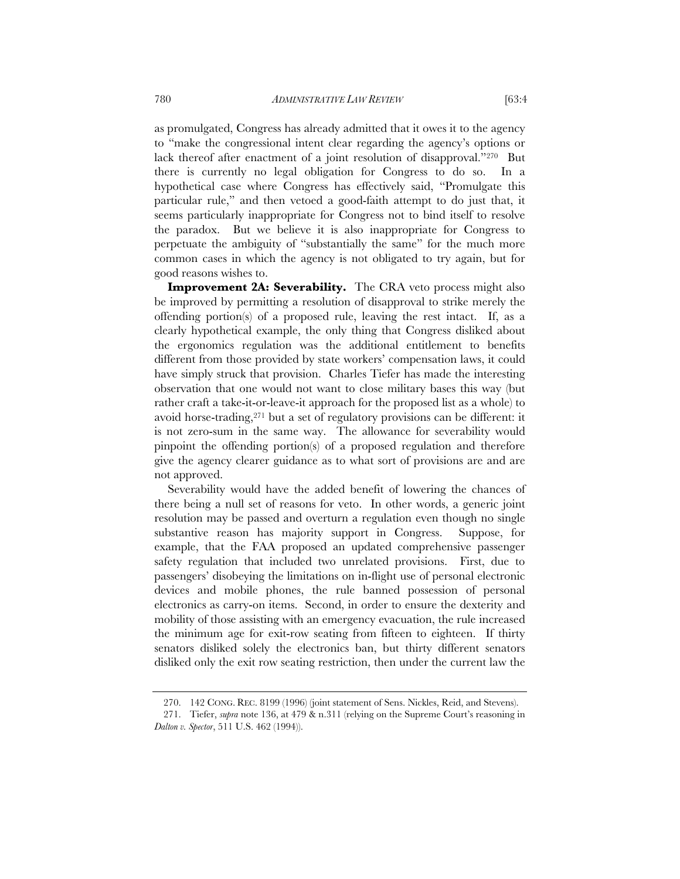as promulgated, Congress has already admitted that it owes it to the agency to "make the congressional intent clear regarding the agency's options or lack thereof after enactment of a joint resolution of disapproval."[270] But there is currently no legal obligation for Congress to do so. In a hypothetical case where Congress has effectively said, "Promulgate this particular rule," and then vetoed a good-faith attempt to do just that, it seems particularly inappropriate for Congress not to bind itself to resolve the paradox. But we believe it is also inappropriate for Congress to perpetuate the ambiguity of "substantially the same" for the much more common cases in which the agency is not obligated to try again, but for good reasons wishes to.

**Improvement 2A: Severability.** The CRA veto process might also be improved by permitting a resolution of disapproval to strike merely the offending portion(s) of a proposed rule, leaving the rest intact. If, as a clearly hypothetical example, the only thing that Congress disliked about the ergonomics regulation was the additional entitlement to benefits different from those provided by state workers' compensation laws, it could have simply struck that provision. Charles Tiefer has made the interesting observation that one would not want to close military bases this way (but rather craft a take-it-or-leave-it approach for the proposed list as a whole) to avoid horse-trading,[271] but a set of regulatory provisions can be different: it is not zero-sum in the same way. The allowance for severability would pinpoint the offending portion(s) of a proposed regulation and therefore give the agency clearer guidance as to what sort of provisions are and are not approved.

Severability would have the added benefit of lowering the chances of there being a null set of reasons for veto. In other words, a generic joint resolution may be passed and overturn a regulation even though no single substantive reason has majority support in Congress. Suppose, for example, that the FAA proposed an updated comprehensive passenger safety regulation that included two unrelated provisions. First, due to passengers' disobeying the limitations on in-flight use of personal electronic devices and mobile phones, the rule banned possession of personal electronics as carry-on items. Second, in order to ensure the dexterity and mobility of those assisting with an emergency evacuation, the rule increased the minimum age for exit-row seating from fifteen to eighteen. If thirty senators disliked solely the electronics ban, but thirty different senators disliked only the exit row seating restriction, then under the current law the

---

270. 142 CONG. REC. 8199 (1996) (joint statement of Sens. Nickles, Reid, and Stevens).

271. Tiefer, *supra* note 136, at 479 & n.311 (relying on the Supreme Court's reasoning in *Dalton v. Spector*, 511 U.S. 462 (1994)).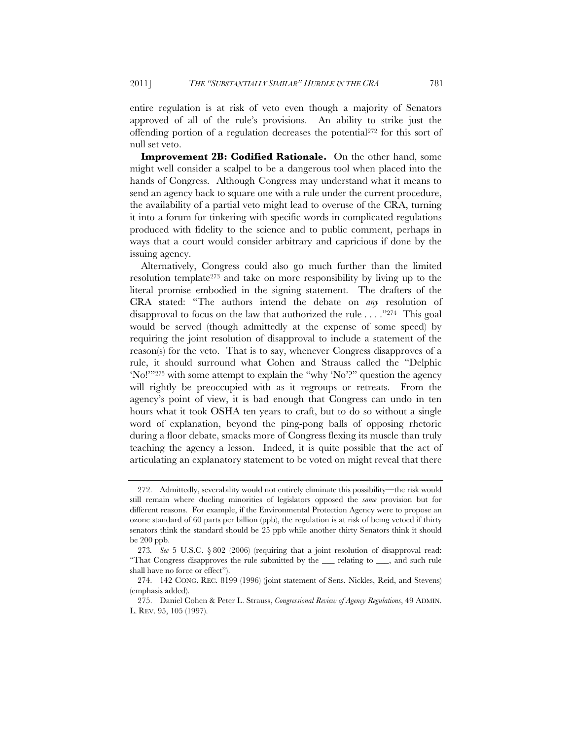entire regulation is at risk of veto even though a majority of Senators approved of all of the rule's provisions. An ability to strike just the offending portion of a regulation decreases the potential[272] for this sort of null set veto.

**Improvement 2B: Codified Rationale.** On the other hand, some might well consider a scalpel to be a dangerous tool when placed into the hands of Congress. Although Congress may understand what it means to send an agency back to square one with a rule under the current procedure, the availability of a partial veto might lead to overuse of the CRA, turning it into a forum for tinkering with specific words in complicated regulations produced with fidelity to the science and to public comment, perhaps in ways that a court would consider arbitrary and capricious if done by the issuing agency.

Alternatively, Congress could also go much further than the limited resolution template[273] and take on more responsibility by living up to the literal promise embodied in the signing statement. The drafters of the CRA stated: "The authors intend the debate on *any* resolution of disapproval to focus on the law that authorized the rule . . . ."[274] This goal would be served (though admittedly at the expense of some speed) by requiring the joint resolution of disapproval to include a statement of the reason(s) for the veto. That is to say, whenever Congress disapproves of a rule, it should surround what Cohen and Strauss called the "Delphic 'No!'"[275] with some attempt to explain the "why 'No'?" question the agency will rightly be preoccupied with as it regroups or retreats. From the agency's point of view, it is bad enough that Congress can undo in ten hours what it took OSHA ten years to craft, but to do so without a single word of explanation, beyond the ping-pong balls of opposing rhetoric during a floor debate, smacks more of Congress flexing its muscle than truly teaching the agency a lesson. Indeed, it is quite possible that the act of articulating an explanatory statement to be voted on might reveal that there

---

272. Admittedly, severability would not entirely eliminate this possibility—the risk would still remain where dueling minorities of legislators opposed the *same* provision but for different reasons. For example, if the Environmental Protection Agency were to propose an ozone standard of 60 parts per billion (ppb), the regulation is at risk of being vetoed if thirty senators think the standard should be 25 ppb while another thirty Senators think it should be 200 ppb.

273. *See* 5 U.S.C. § 802 (2006) (requiring that a joint resolution of disapproval read: "That Congress disapproves the rule submitted by the ___ relating to ___, and such rule shall have no force or effect").

274. 142 CONG. REC. 8199 (1996) (joint statement of Sens. Nickles, Reid, and Stevens) (emphasis added).

275. Daniel Cohen & Peter L. Strauss, *Congressional Review of Agency Regulations*, 49 ADMIN. L. REV. 95, 105 (1997).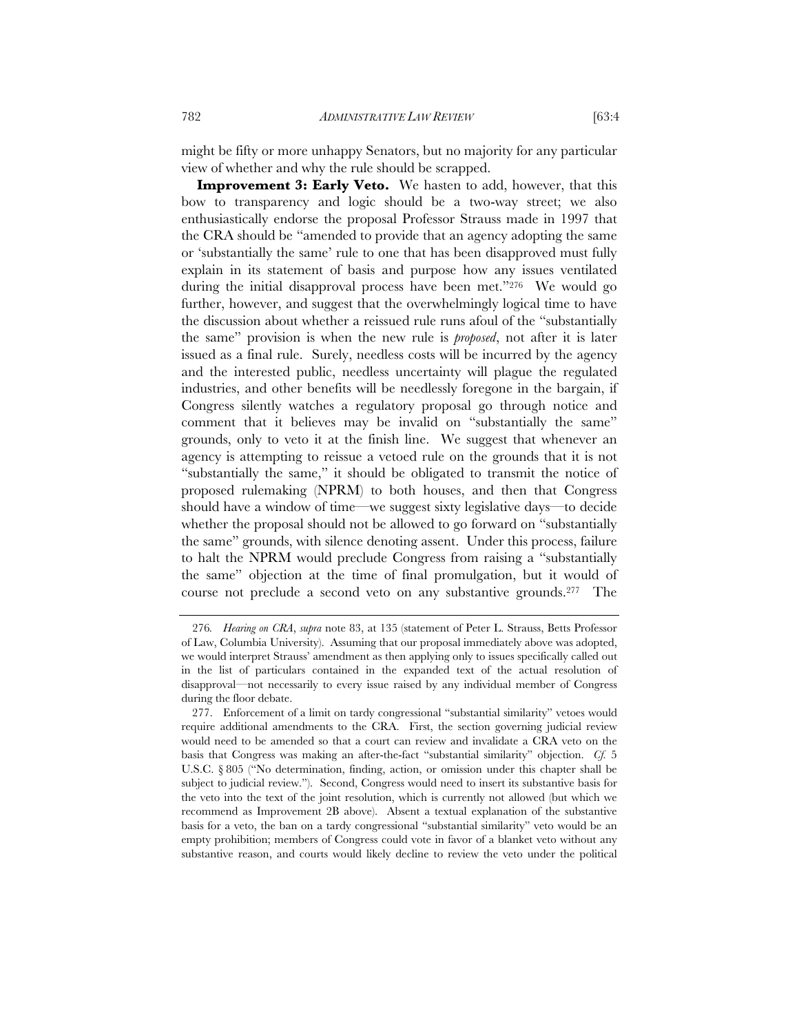might be fifty or more unhappy Senators, but no majority for any particular view of whether and why the rule should be scrapped.

**Improvement 3: Early Veto.** We hasten to add, however, that this bow to transparency and logic should be a two-way street; we also enthusiastically endorse the proposal Professor Strauss made in 1997 that the CRA should be "amended to provide that an agency adopting the same or 'substantially the same' rule to one that has been disapproved must fully explain in its statement of basis and purpose how any issues ventilated during the initial disapproval process have been met."[276] We would go further, however, and suggest that the overwhelmingly logical time to have the discussion about whether a reissued rule runs afoul of the "substantially the same" provision is when the new rule is *proposed*, not after it is later issued as a final rule. Surely, needless costs will be incurred by the agency and the interested public, needless uncertainty will plague the regulated industries, and other benefits will be needlessly foregone in the bargain, if Congress silently watches a regulatory proposal go through notice and comment that it believes may be invalid on "substantially the same" grounds, only to veto it at the finish line. We suggest that whenever an agency is attempting to reissue a vetoed rule on the grounds that it is not "substantially the same," it should be obligated to transmit the notice of proposed rulemaking (NPRM) to both houses, and then that Congress should have a window of time—we suggest sixty legislative days—to decide whether the proposal should not be allowed to go forward on "substantially the same" grounds, with silence denoting assent. Under this process, failure to halt the NPRM would preclude Congress from raising a "substantially the same" objection at the time of final promulgation, but it would of course not preclude a second veto on any substantive grounds.[277] The

---

276. *Hearing on CRA*, *supra* note 83, at 135 (statement of Peter L. Strauss, Betts Professor of Law, Columbia University). Assuming that our proposal immediately above was adopted, we would interpret Strauss' amendment as then applying only to issues specifically called out in the list of particulars contained in the expanded text of the actual resolution of disapproval—not necessarily to every issue raised by any individual member of Congress during the floor debate.

277. Enforcement of a limit on tardy congressional "substantial similarity" vetoes would require additional amendments to the CRA. First, the section governing judicial review would need to be amended so that a court can review and invalidate a CRA veto on the basis that Congress was making an after-the-fact "substantial similarity" objection. *Cf.* 5 U.S.C. § 805 ("No determination, finding, action, or omission under this chapter shall be subject to judicial review."). Second, Congress would need to insert its substantive basis for the veto into the text of the joint resolution, which is currently not allowed (but which we recommend as Improvement 2B above). Absent a textual explanation of the substantive basis for a veto, the ban on a tardy congressional "substantial similarity" veto would be an empty prohibition; members of Congress could vote in favor of a blanket veto without any substantive reason, and courts would likely decline to review the veto under the political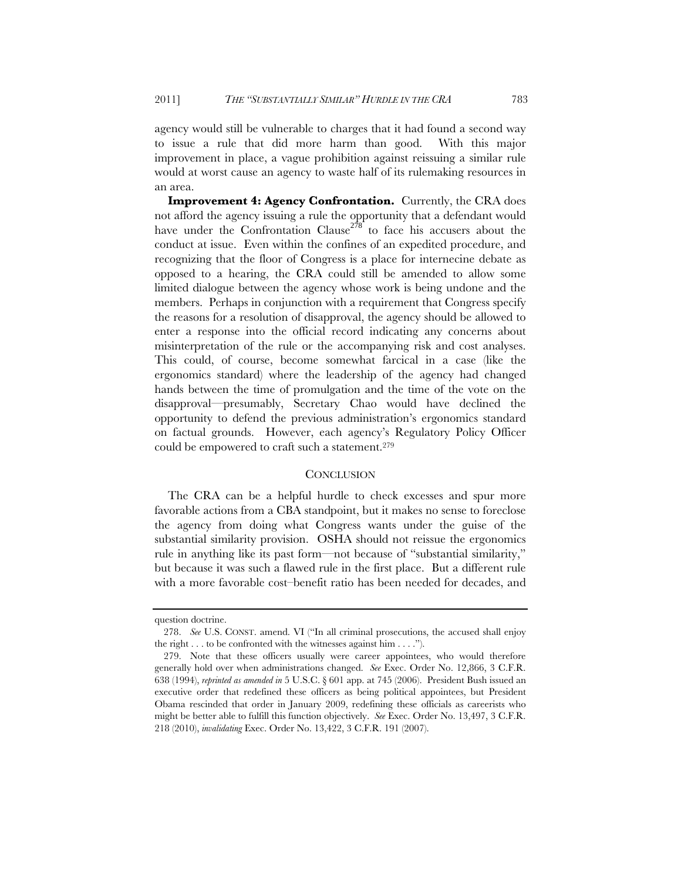agency would still be vulnerable to charges that it had found a second way to issue a rule that did more harm than good. With this major improvement in place, a vague prohibition against reissuing a similar rule would at worst cause an agency to waste half of its rulemaking resources in an area.

**Improvement 4: Agency Confrontation.** Currently, the CRA does not afford the agency issuing a rule the opportunity that a defendant would have under the Confrontation Clause[278] to face his accusers about the conduct at issue. Even within the confines of an expedited procedure, and recognizing that the floor of Congress is a place for internecine debate as opposed to a hearing, the CRA could still be amended to allow some limited dialogue between the agency whose work is being undone and the members. Perhaps in conjunction with a requirement that Congress specify the reasons for a resolution of disapproval, the agency should be allowed to enter a response into the official record indicating any concerns about misinterpretation of the rule or the accompanying risk and cost analyses. This could, of course, become somewhat farcical in a case (like the ergonomics standard) where the leadership of the agency had changed hands between the time of promulgation and the time of the vote on the disapproval—presumably, Secretary Chao would have declined the opportunity to defend the previous administration's ergonomics standard on factual grounds. However, each agency's Regulatory Policy Officer could be empowered to craft such a statement.[279]

## CONCLUSION

The CRA can be a helpful hurdle to check excesses and spur more favorable actions from a CBA standpoint, but it makes no sense to foreclose the agency from doing what Congress wants under the guise of the substantial similarity provision. OSHA should not reissue the ergonomics rule in anything like its past form—not because of "substantial similarity," but because it was such a flawed rule in the first place. But a different rule with a more favorable cost–benefit ratio has been needed for decades, and

---

question doctrine.

278. *See* U.S. CONST. amend. VI ("In all criminal prosecutions, the accused shall enjoy the right . . . to be confronted with the witnesses against him . . . .").

279. Note that these officers usually were career appointees, who would therefore generally hold over when administrations changed. *See* Exec. Order No. 12,866, 3 C.F.R. 638 (1994), *reprinted as amended in* 5 U.S.C. § 601 app. at 745 (2006). President Bush issued an executive order that redefined these officers as being political appointees, but President Obama rescinded that order in January 2009, redefining these officials as careerists who might be better able to fulfill this function objectively. *See* Exec. Order No. 13,497, 3 C.F.R. 218 (2010), *invalidating* Exec. Order No. 13,422, 3 C.F.R. 191 (2007).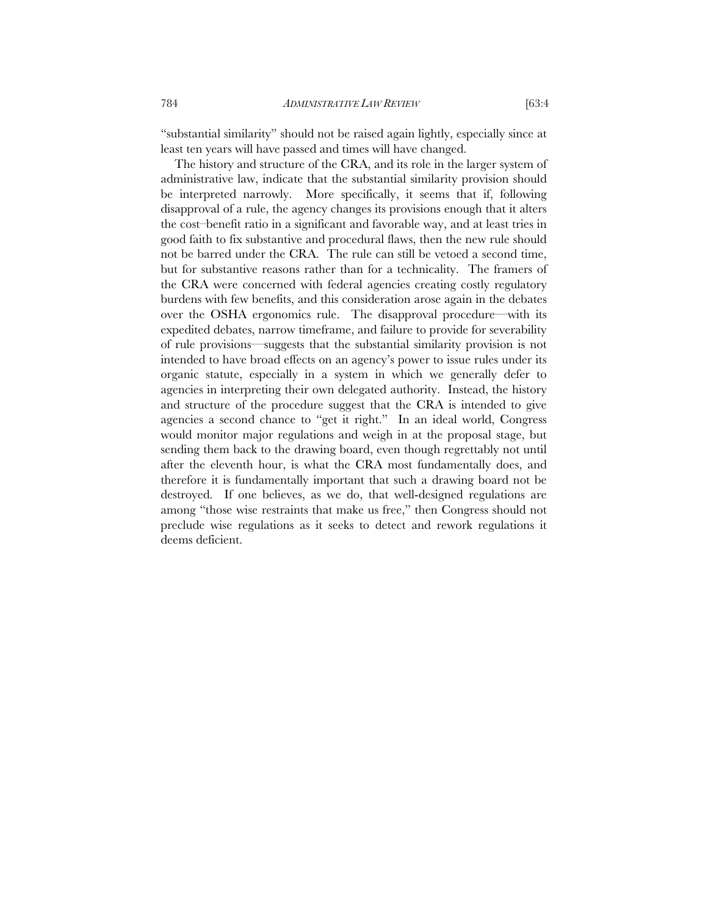"substantial similarity" should not be raised again lightly, especially since at least ten years will have passed and times will have changed.

The history and structure of the CRA, and its role in the larger system of administrative law, indicate that the substantial similarity provision should be interpreted narrowly. More specifically, it seems that if, following disapproval of a rule, the agency changes its provisions enough that it alters the cost–benefit ratio in a significant and favorable way, and at least tries in good faith to fix substantive and procedural flaws, then the new rule should not be barred under the CRA. The rule can still be vetoed a second time, but for substantive reasons rather than for a technicality. The framers of the CRA were concerned with federal agencies creating costly regulatory burdens with few benefits, and this consideration arose again in the debates over the OSHA ergonomics rule. The disapproval procedure—with its expedited debates, narrow timeframe, and failure to provide for severability of rule provisions—suggests that the substantial similarity provision is not intended to have broad effects on an agency's power to issue rules under its organic statute, especially in a system in which we generally defer to agencies in interpreting their own delegated authority. Instead, the history and structure of the procedure suggest that the CRA is intended to give agencies a second chance to "get it right." In an ideal world, Congress would monitor major regulations and weigh in at the proposal stage, but sending them back to the drawing board, even though regrettably not until after the eleventh hour, is what the CRA most fundamentally does, and therefore it is fundamentally important that such a drawing board not be destroyed. If one believes, as we do, that well-designed regulations are among "those wise restraints that make us free," then Congress should not preclude wise regulations as it seeks to detect and rework regulations it deems deficient.